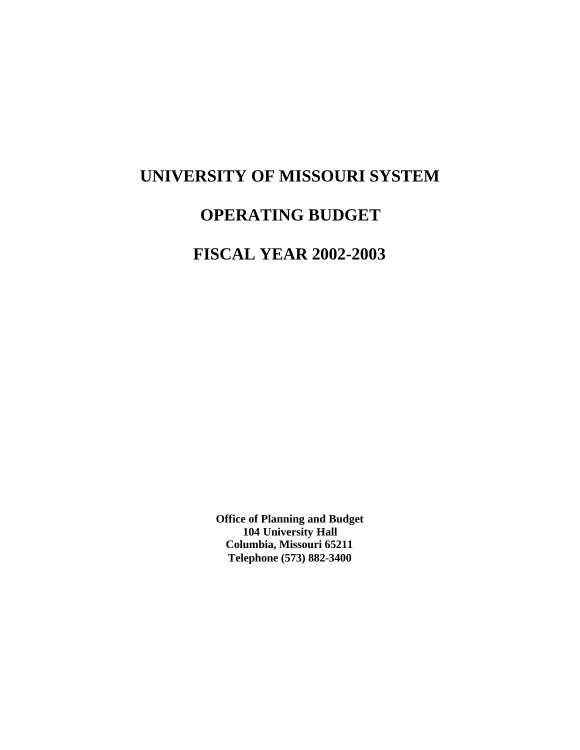# UNIVERSITY OF MISSOURI SYSTEM

# OPERATING BUDGET

# FISCAL YEAR 2002-2003

**Office of Planning and Budget**
**104 University Hall**
**Columbia, Missouri 65211**
**Telephone (573) 882-3400**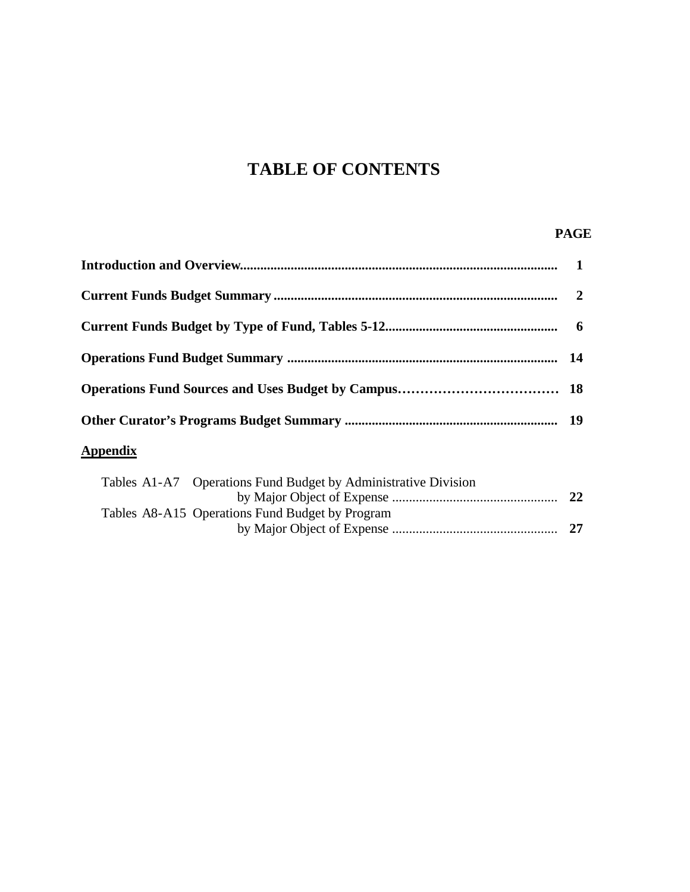# TABLE OF CONTENTS

| | PAGE |
|---|---|
| **Introduction and Overview** | **1** |
| **Current Funds Budget Summary** | **2** |
| **Current Funds Budget by Type of Fund, Tables 5-12** | **6** |
| **Operations Fund Budget Summary** | **14** |
| **Operations Fund Sources and Uses Budget by Campus** | **18** |
| **Other Curator's Programs Budget Summary** | **19** |

**Appendix**

| | | PAGE |
|---|---|---|
| Tables A1-A7 | Operations Fund Budget by Administrative Division by Major Object of Expense | **22** |
| Tables A8-A15 | Operations Fund Budget by Program by Major Object of Expense | **27** |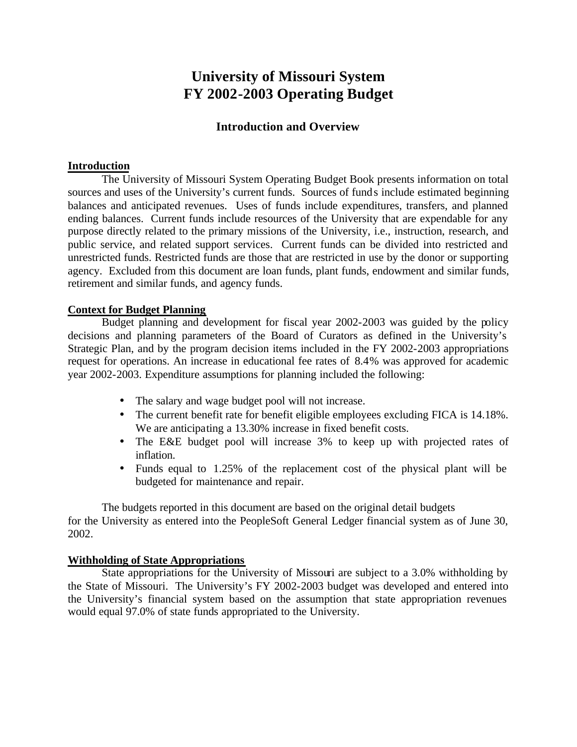# University of Missouri System
# FY 2002-2003 Operating Budget

## Introduction and Overview

### Introduction

The University of Missouri System Operating Budget Book presents information on total sources and uses of the University's current funds. Sources of funds include estimated beginning balances and anticipated revenues. Uses of funds include expenditures, transfers, and planned ending balances. Current funds include resources of the University that are expendable for any purpose directly related to the primary missions of the University, i.e., instruction, research, and public service, and related support services. Current funds can be divided into restricted and unrestricted funds. Restricted funds are those that are restricted in use by the donor or supporting agency. Excluded from this document are loan funds, plant funds, endowment and similar funds, retirement and similar funds, and agency funds.

### Context for Budget Planning

Budget planning and development for fiscal year 2002-2003 was guided by the policy decisions and planning parameters of the Board of Curators as defined in the University's Strategic Plan, and by the program decision items included in the FY 2002-2003 appropriations request for operations. An increase in educational fee rates of 8.4% was approved for academic year 2002-2003. Expenditure assumptions for planning included the following:

- The salary and wage budget pool will not increase.
- The current benefit rate for benefit eligible employees excluding FICA is 14.18%. We are anticipating a 13.30% increase in fixed benefit costs.
- The E&E budget pool will increase 3% to keep up with projected rates of inflation.
- Funds equal to 1.25% of the replacement cost of the physical plant will be budgeted for maintenance and repair.

The budgets reported in this document are based on the original detail budgets for the University as entered into the PeopleSoft General Ledger financial system as of June 30, 2002.

### Withholding of State Appropriations

State appropriations for the University of Missouri are subject to a 3.0% withholding by the State of Missouri. The University's FY 2002-2003 budget was developed and entered into the University's financial system based on the assumption that state appropriation revenues would equal 97.0% of state funds appropriated to the University.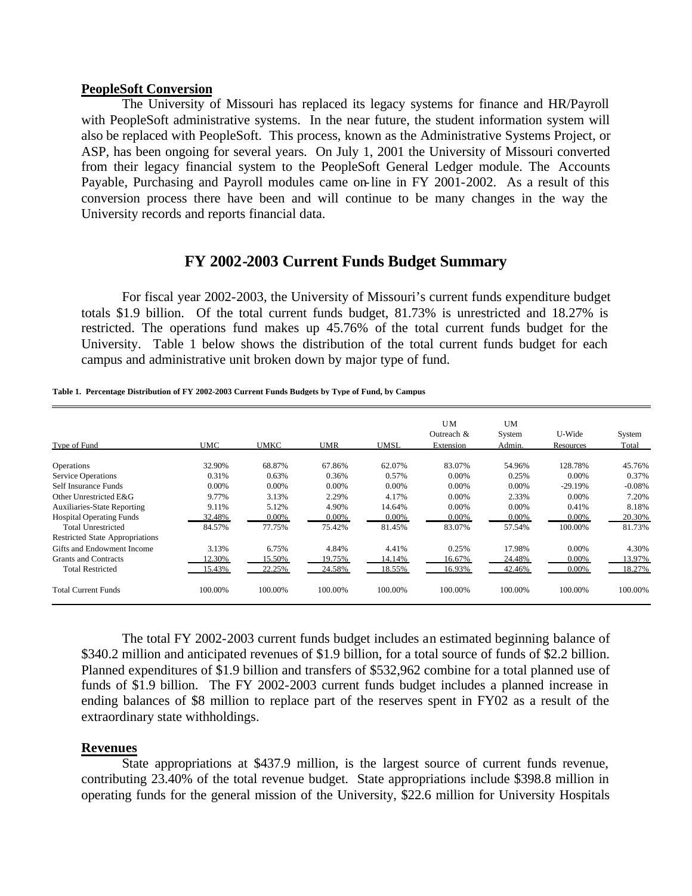**PeopleSoft Conversion**

The University of Missouri has replaced its legacy systems for finance and HR/Payroll with PeopleSoft administrative systems. In the near future, the student information system will also be replaced with PeopleSoft. This process, known as the Administrative Systems Project, or ASP, has been ongoing for several years. On July 1, 2001 the University of Missouri converted from their legacy financial system to the PeopleSoft General Ledger module. The Accounts Payable, Purchasing and Payroll modules came on-line in FY 2001-2002. As a result of this conversion process there have been and will continue to be many changes in the way the University records and reports financial data.

## FY 2002-2003 Current Funds Budget Summary

For fiscal year 2002-2003, the University of Missouri's current funds expenditure budget totals \$1.9 billion. Of the total current funds budget, 81.73% is unrestricted and 18.27% is restricted. The operations fund makes up 45.76% of the total current funds budget for the University. Table 1 below shows the distribution of the total current funds budget for each campus and administrative unit broken down by major type of fund.

**Table 1. Percentage Distribution of FY 2002-2003 Current Funds Budgets by Type of Fund, by Campus**

| Type of Fund | UMC | UMKC | UMR | UMSL | UM Outreach & Extension | UM System Admin. | U-Wide Resources | System Total |
|---|---|---|---|---|---|---|---|---|
| Operations | 32.90% | 68.87% | 67.86% | 62.07% | 83.07% | 54.96% | 128.78% | 45.76% |
| Service Operations | 0.31% | 0.63% | 0.36% | 0.57% | 0.00% | 0.25% | 0.00% | 0.37% |
| Self Insurance Funds | 0.00% | 0.00% | 0.00% | 0.00% | 0.00% | 0.00% | -29.19% | -0.08% |
| Other Unrestricted E&G | 9.77% | 3.13% | 2.29% | 4.17% | 0.00% | 2.33% | 0.00% | 7.20% |
| Auxiliaries-State Reporting | 9.11% | 5.12% | 4.90% | 14.64% | 0.00% | 0.00% | 0.41% | 8.18% |
| Hospital Operating Funds | 32.48% | 0.00% | 0.00% | 0.00% | 0.00% | 0.00% | 0.00% | 20.30% |
| Total Unrestricted | 84.57% | 77.75% | 75.42% | 81.45% | 83.07% | 57.54% | 100.00% | 81.73% |
| Restricted State Appropriations | | | | | | | | |
| Gifts and Endowment Income | 3.13% | 6.75% | 4.84% | 4.41% | 0.25% | 17.98% | 0.00% | 4.30% |
| Grants and Contracts | 12.30% | 15.50% | 19.75% | 14.14% | 16.67% | 24.48% | 0.00% | 13.97% |
| Total Restricted | 15.43% | 22.25% | 24.58% | 18.55% | 16.93% | 42.46% | 0.00% | 18.27% |
| Total Current Funds | 100.00% | 100.00% | 100.00% | 100.00% | 100.00% | 100.00% | 100.00% | 100.00% |

The total FY 2002-2003 current funds budget includes an estimated beginning balance of \$340.2 million and anticipated revenues of \$1.9 billion, for a total source of funds of \$2.2 billion. Planned expenditures of \$1.9 billion and transfers of \$532,962 combine for a total planned use of funds of \$1.9 billion. The FY 2002-2003 current funds budget includes a planned increase in ending balances of \$8 million to replace part of the reserves spent in FY02 as a result of the extraordinary state withholdings.

**Revenues**

State appropriations at \$437.9 million, is the largest source of current funds revenue, contributing 23.40% of the total revenue budget. State appropriations include \$398.8 million in operating funds for the general mission of the University, \$22.6 million for University Hospitals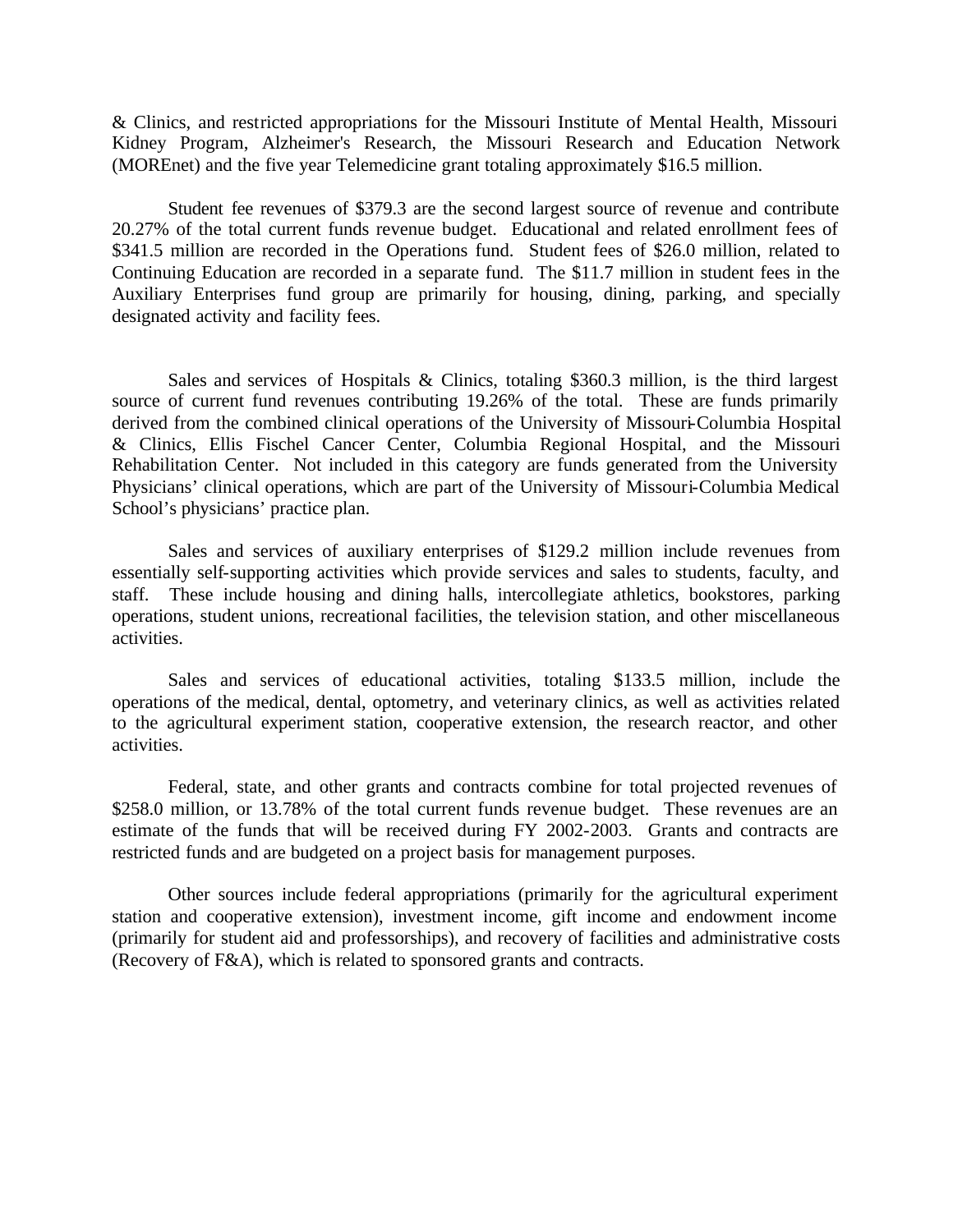& Clinics, and restricted appropriations for the Missouri Institute of Mental Health, Missouri Kidney Program, Alzheimer's Research, the Missouri Research and Education Network (MOREnet) and the five year Telemedicine grant totaling approximately $16.5 million.

Student fee revenues of $379.3 are the second largest source of revenue and contribute 20.27% of the total current funds revenue budget. Educational and related enrollment fees of $341.5 million are recorded in the Operations fund. Student fees of $26.0 million, related to Continuing Education are recorded in a separate fund. The $11.7 million in student fees in the Auxiliary Enterprises fund group are primarily for housing, dining, parking, and specially designated activity and facility fees.

Sales and services of Hospitals & Clinics, totaling $360.3 million, is the third largest source of current fund revenues contributing 19.26% of the total. These are funds primarily derived from the combined clinical operations of the University of Missouri-Columbia Hospital & Clinics, Ellis Fischel Cancer Center, Columbia Regional Hospital, and the Missouri Rehabilitation Center. Not included in this category are funds generated from the University Physicians' clinical operations, which are part of the University of Missouri-Columbia Medical School's physicians' practice plan.

Sales and services of auxiliary enterprises of $129.2 million include revenues from essentially self-supporting activities which provide services and sales to students, faculty, and staff. These include housing and dining halls, intercollegiate athletics, bookstores, parking operations, student unions, recreational facilities, the television station, and other miscellaneous activities.

Sales and services of educational activities, totaling $133.5 million, include the operations of the medical, dental, optometry, and veterinary clinics, as well as activities related to the agricultural experiment station, cooperative extension, the research reactor, and other activities.

Federal, state, and other grants and contracts combine for total projected revenues of $258.0 million, or 13.78% of the total current funds revenue budget. These revenues are an estimate of the funds that will be received during FY 2002-2003. Grants and contracts are restricted funds and are budgeted on a project basis for management purposes.

Other sources include federal appropriations (primarily for the agricultural experiment station and cooperative extension), investment income, gift income and endowment income (primarily for student aid and professorships), and recovery of facilities and administrative costs (Recovery of F&A), which is related to sponsored grants and contracts.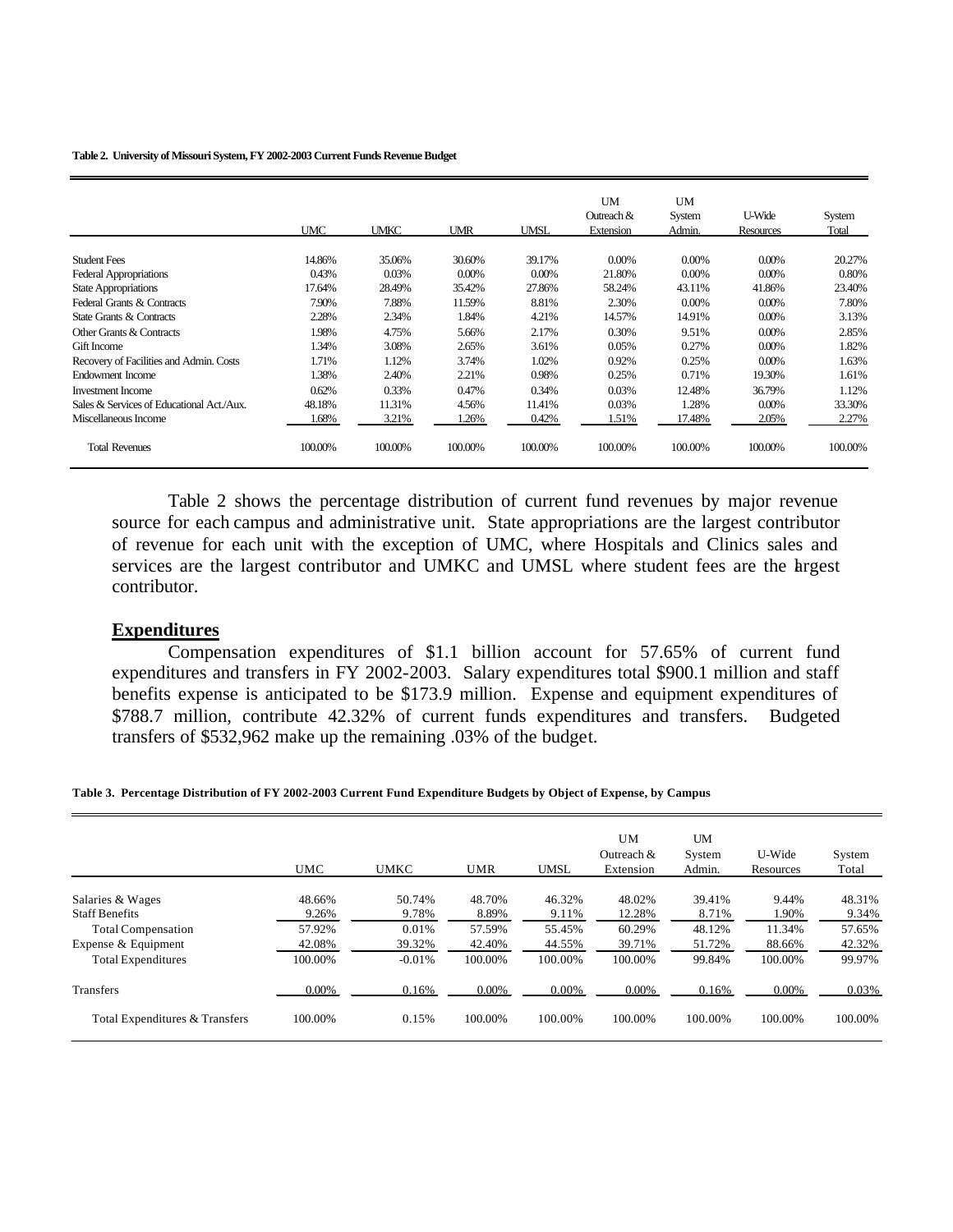**Table 2. University of Missouri System, FY 2002-2003 Current Funds Revenue Budget**

| | UMC | UMKC | UMR | UMSL | UM Outreach & Extension | UM System Admin. | U-Wide Resources | System Total |
|---|---|---|---|---|---|---|---|---|
| Student Fees | 14.86% | 35.06% | 30.60% | 39.17% | 0.00% | 0.00% | 0.00% | 20.27% |
| Federal Appropriations | 0.43% | 0.03% | 0.00% | 0.00% | 21.80% | 0.00% | 0.00% | 0.80% |
| State Appropriations | 17.64% | 28.49% | 35.42% | 27.86% | 58.24% | 43.11% | 41.86% | 23.40% |
| Federal Grants & Contracts | 7.90% | 7.88% | 11.59% | 8.81% | 2.30% | 0.00% | 0.00% | 7.80% |
| State Grants & Contracts | 2.28% | 2.34% | 1.84% | 4.21% | 14.57% | 14.91% | 0.00% | 3.13% |
| Other Grants & Contracts | 1.98% | 4.75% | 5.66% | 2.17% | 0.30% | 9.51% | 0.00% | 2.85% |
| Gift Income | 1.34% | 3.08% | 2.65% | 3.61% | 0.05% | 0.27% | 0.00% | 1.82% |
| Recovery of Facilities and Admin. Costs | 1.71% | 1.12% | 3.74% | 1.02% | 0.92% | 0.25% | 0.00% | 1.63% |
| Endowment Income | 1.38% | 2.40% | 2.21% | 0.98% | 0.25% | 0.71% | 19.30% | 1.61% |
| Investment Income | 0.62% | 0.33% | 0.47% | 0.34% | 0.03% | 12.48% | 36.79% | 1.12% |
| Sales & Services of Educational Act./Aux. | 48.18% | 11.31% | 4.56% | 11.41% | 0.03% | 1.28% | 0.00% | 33.30% |
| Miscellaneous Income | 1.68% | 3.21% | 1.26% | 0.42% | 1.51% | 17.48% | 2.05% | 2.27% |
| Total Revenues | 100.00% | 100.00% | 100.00% | 100.00% | 100.00% | 100.00% | 100.00% | 100.00% |

Table 2 shows the percentage distribution of current fund revenues by major revenue source for each campus and administrative unit. State appropriations are the largest contributor of revenue for each unit with the exception of UMC, where Hospitals and Clinics sales and services are the largest contributor and UMKC and UMSL where student fees are the largest contributor.

## Expenditures

Compensation expenditures of $1.1 billion account for 57.65% of current fund expenditures and transfers in FY 2002-2003. Salary expenditures total $900.1 million and staff benefits expense is anticipated to be $173.9 million. Expense and equipment expenditures of $788.7 million, contribute 42.32% of current funds expenditures and transfers. Budgeted transfers of $532,962 make up the remaining .03% of the budget.

**Table 3. Percentage Distribution of FY 2002-2003 Current Fund Expenditure Budgets by Object of Expense, by Campus**

| | UMC | UMKC | UMR | UMSL | UM Outreach & Extension | UM System Admin. | U-Wide Resources | System Total |
|---|---|---|---|---|---|---|---|---|
| Salaries & Wages | 48.66% | 50.74% | 48.70% | 46.32% | 48.02% | 39.41% | 9.44% | 48.31% |
| Staff Benefits | 9.26% | 9.78% | 8.89% | 9.11% | 12.28% | 8.71% | 1.90% | 9.34% |
| Total Compensation | 57.92% | 0.01% | 57.59% | 55.45% | 60.29% | 48.12% | 11.34% | 57.65% |
| Expense & Equipment | 42.08% | 39.32% | 42.40% | 44.55% | 39.71% | 51.72% | 88.66% | 42.32% |
| Total Expenditures | 100.00% | -0.01% | 100.00% | 100.00% | 100.00% | 99.84% | 100.00% | 99.97% |
| Transfers | 0.00% | 0.16% | 0.00% | 0.00% | 0.00% | 0.16% | 0.00% | 0.03% |
| Total Expenditures & Transfers | 100.00% | 0.15% | 100.00% | 100.00% | 100.00% | 100.00% | 100.00% | 100.00% |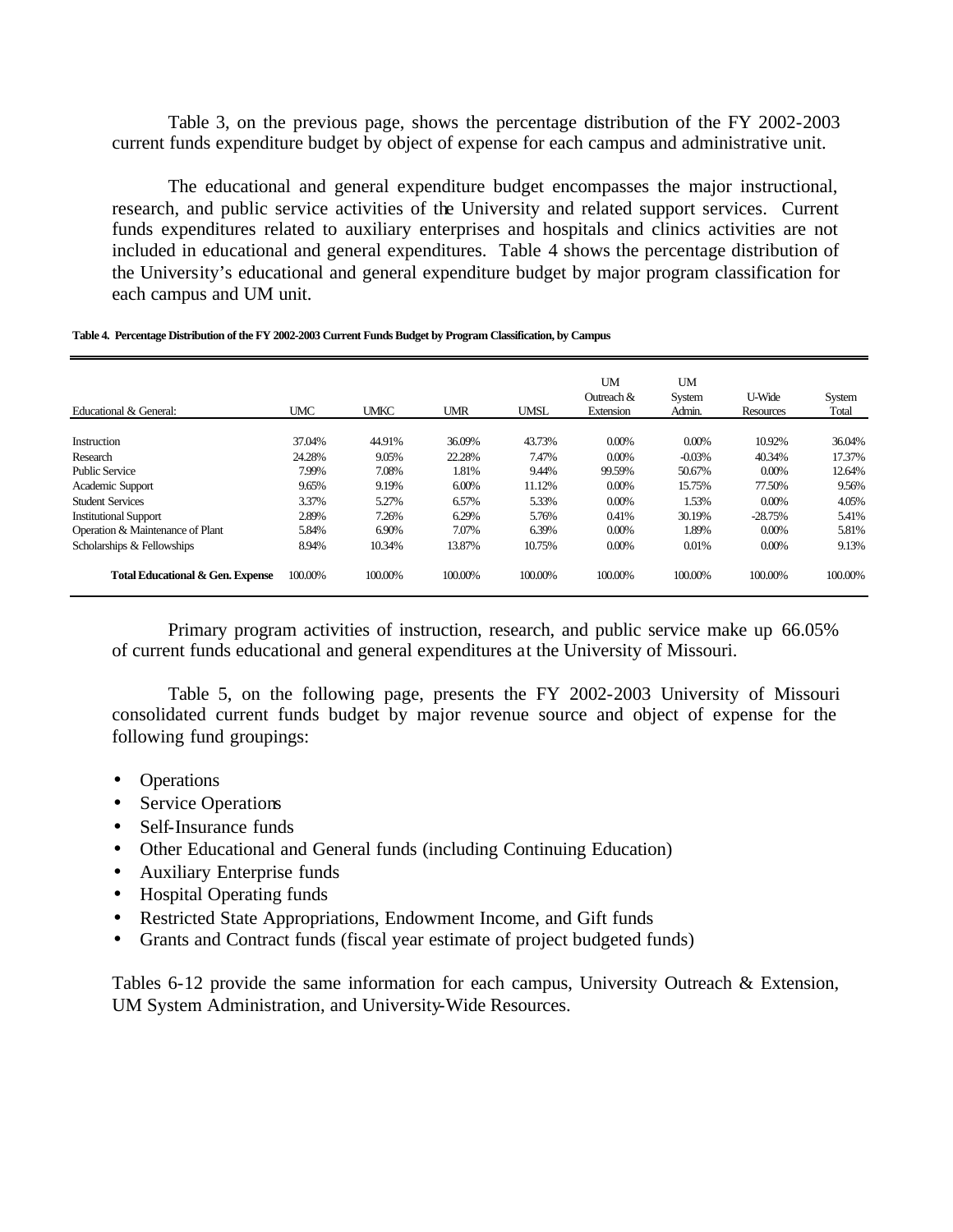Table 3, on the previous page, shows the percentage distribution of the FY 2002-2003 current funds expenditure budget by object of expense for each campus and administrative unit.

The educational and general expenditure budget encompasses the major instructional, research, and public service activities of the University and related support services. Current funds expenditures related to auxiliary enterprises and hospitals and clinics activities are not included in educational and general expenditures. Table 4 shows the percentage distribution of the University's educational and general expenditure budget by major program classification for each campus and UM unit.

**Table 4. Percentage Distribution of the FY 2002-2003 Current Funds Budget by Program Classification, by Campus**

| Educational & General: | UMC | UMKC | UMR | UMSL | UM Outreach & Extension | UM System Admin. | U-Wide Resources | System Total |
|---|---|---|---|---|---|---|---|---|
| Instruction | 37.04% | 44.91% | 36.09% | 43.73% | 0.00% | 0.00% | 10.92% | 36.04% |
| Research | 24.28% | 9.05% | 22.28% | 7.47% | 0.00% | -0.03% | 40.34% | 17.37% |
| Public Service | 7.99% | 7.08% | 1.81% | 9.44% | 99.59% | 50.67% | 0.00% | 12.64% |
| Academic Support | 9.65% | 9.19% | 6.00% | 11.12% | 0.00% | 15.75% | 77.50% | 9.56% |
| Student Services | 3.37% | 5.27% | 6.57% | 5.33% | 0.00% | 1.53% | 0.00% | 4.05% |
| Institutional Support | 2.89% | 7.26% | 6.29% | 5.76% | 0.41% | 30.19% | -28.75% | 5.41% |
| Operation & Maintenance of Plant | 5.84% | 6.90% | 7.07% | 6.39% | 0.00% | 1.89% | 0.00% | 5.81% |
| Scholarships & Fellowships | 8.94% | 10.34% | 13.87% | 10.75% | 0.00% | 0.01% | 0.00% | 9.13% |
| **Total Educational & Gen. Expense** | 100.00% | 100.00% | 100.00% | 100.00% | 100.00% | 100.00% | 100.00% | 100.00% |

Primary program activities of instruction, research, and public service make up 66.05% of current funds educational and general expenditures at the University of Missouri.

Table 5, on the following page, presents the FY 2002-2003 University of Missouri consolidated current funds budget by major revenue source and object of expense for the following fund groupings:

- Operations
- Service Operations
- Self-Insurance funds
- Other Educational and General funds (including Continuing Education)
- Auxiliary Enterprise funds
- Hospital Operating funds
- Restricted State Appropriations, Endowment Income, and Gift funds
- Grants and Contract funds (fiscal year estimate of project budgeted funds)

Tables 6-12 provide the same information for each campus, University Outreach & Extension, UM System Administration, and University-Wide Resources.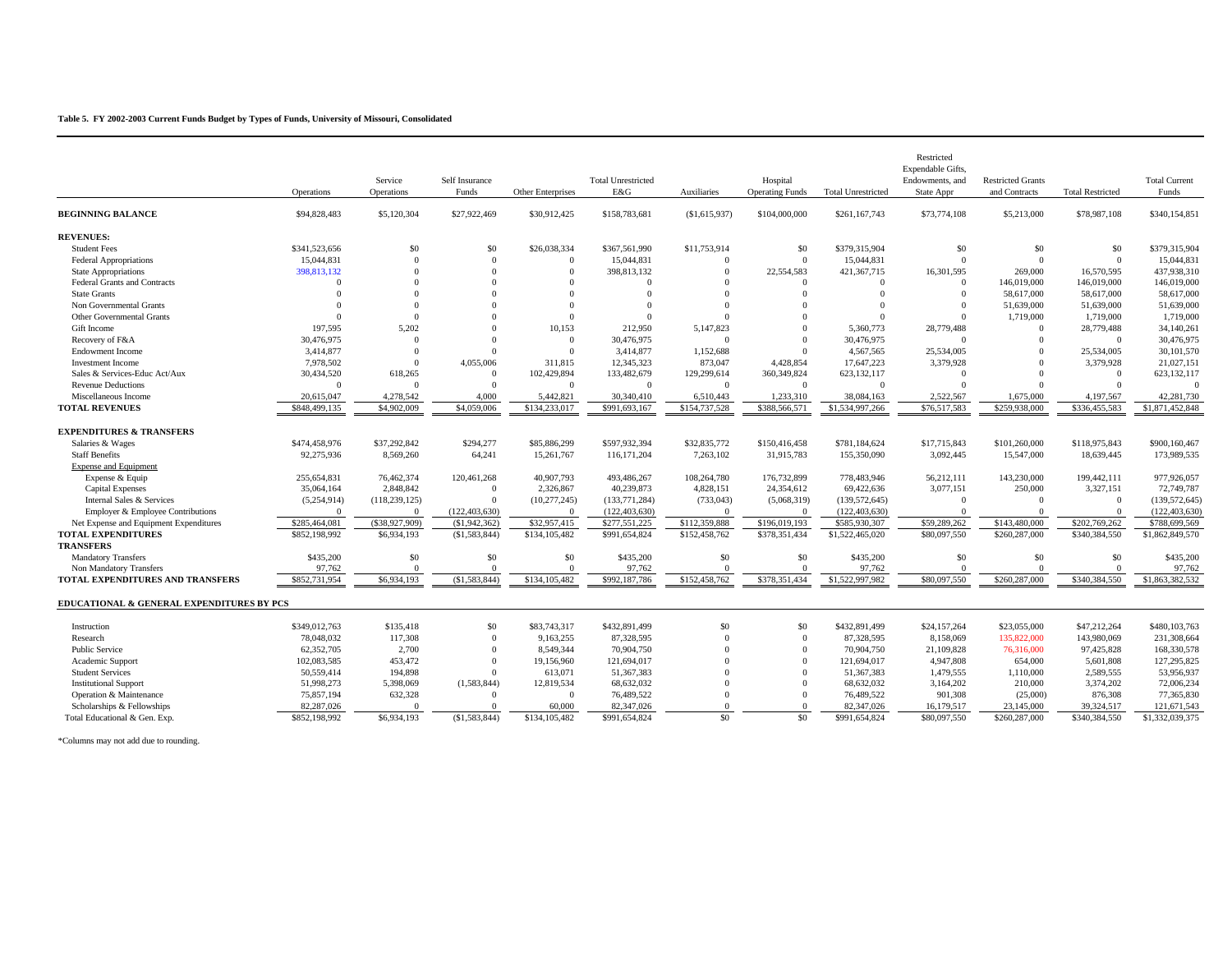**Table 5. FY 2002-2003 Current Funds Budget by Types of Funds, University of Missouri, Consolidated**

| | Operations | Service Operations | Self Insurance Funds | Other Enterprises | Total Unrestricted E&G | Auxiliaries | Hospital Operating Funds | Total Unrestricted | Restricted Expendable Gifts, Endowments, and State Appr | Restricted Grants and Contracts | Total Restricted | Total Current Funds |
|---|---|---|---|---|---|---|---|---|---|---|---|---|
| **BEGINNING BALANCE** | $94,828,483 | $5,120,304 | $27,922,469 | $30,912,425 | $158,783,681 | ($1,615,937) | $104,000,000 | $261,167,743 | $73,774,108 | $5,213,000 | $78,987,108 | $340,154,851 |
| **REVENUES:** | | | | | | | | | | | | |
| Student Fees | $341,523,656 | $0 | $0 | $26,038,334 | $367,561,990 | $11,753,914 | $0 | $379,315,904 | $0 | $0 | $0 | $379,315,904 |
| Federal Appropriations | 15,044,831 | 0 | 0 | 0 | 15,044,831 | 0 | 0 | 15,044,831 | 0 | 0 | 0 | 15,044,831 |
| State Appropriations | 398,813,132 | 0 | 0 | 0 | 398,813,132 | 0 | 22,554,583 | 421,367,715 | 16,301,595 | 269,000 | 16,570,595 | 437,938,310 |
| Federal Grants and Contracts | 0 | 0 | 0 | 0 | 0 | 0 | 0 | 0 | 0 | 146,019,000 | 146,019,000 | 146,019,000 |
| State Grants | 0 | 0 | 0 | 0 | 0 | 0 | 0 | 0 | 0 | 58,617,000 | 58,617,000 | 58,617,000 |
| Non Governmental Grants | 0 | 0 | 0 | 0 | 0 | 0 | 0 | 0 | 0 | 51,639,000 | 51,639,000 | 51,639,000 |
| Other Governmental Grants | 0 | 0 | 0 | 0 | 0 | 0 | 0 | 0 | 0 | 1,719,000 | 1,719,000 | 1,719,000 |
| Gift Income | 197,595 | 5,202 | 0 | 10,153 | 212,950 | 5,147,823 | 0 | 5,360,773 | 28,779,488 | 0 | 28,779,488 | 34,140,261 |
| Recovery of F&A | 30,476,975 | 0 | 0 | 0 | 30,476,975 | 0 | 0 | 30,476,975 | 0 | 0 | 0 | 30,476,975 |
| Endowment Income | 3,414,877 | 0 | 0 | 0 | 3,414,877 | 1,152,688 | 0 | 4,567,565 | 25,534,005 | 0 | 25,534,005 | 30,101,570 |
| Investment Income | 7,978,502 | 0 | 4,055,006 | 311,815 | 12,345,323 | 873,047 | 4,428,854 | 17,647,223 | 3,379,928 | 0 | 3,379,928 | 21,027,151 |
| Sales & Services-Educ Act/Aux | 30,434,520 | 618,265 | 0 | 102,429,894 | 133,482,679 | 129,299,614 | 360,349,824 | 623,132,117 | 0 | 0 | 0 | 623,132,117 |
| Revenue Deductions | 0 | 0 | 0 | 0 | 0 | 0 | 0 | 0 | 0 | 0 | 0 | 0 |
| Miscellaneous Income | 20,615,047 | 4,278,542 | 4,000 | 5,442,821 | 30,340,410 | 6,510,443 | 1,233,310 | 38,084,163 | 2,522,567 | 1,675,000 | 4,197,567 | 42,281,730 |
| **TOTAL REVENUES** | $848,499,135 | $4,902,009 | $4,059,006 | $134,233,017 | $991,693,167 | $154,737,528 | $388,566,571 | $1,534,997,266 | $76,517,583 | $259,938,000 | $336,455,583 | $1,871,452,848 |
| **EXPENDITURES & TRANSFERS** | | | | | | | | | | | | |
| Salaries & Wages | $474,458,976 | $37,292,842 | $294,277 | $85,886,299 | $597,932,394 | $32,835,772 | $150,416,458 | $781,184,624 | $17,715,843 | $101,260,000 | $118,975,843 | $900,160,467 |
| Staff Benefits | 92,275,936 | 8,569,260 | 64,241 | 15,261,767 | 116,171,204 | 7,263,102 | 31,915,783 | 155,350,090 | 3,092,445 | 15,547,000 | 18,639,445 | 173,989,535 |
| Expense and Equipment | | | | | | | | | | | | |
| Expense & Equip | 255,654,831 | 76,462,374 | 120,461,268 | 40,907,793 | 493,486,267 | 108,264,780 | 176,732,899 | 778,483,946 | 56,212,111 | 143,230,000 | 199,442,111 | 977,926,057 |
| Capital Expenses | 35,064,164 | 2,848,842 | 0 | 2,326,867 | 40,239,873 | 4,828,151 | 24,354,612 | 69,422,636 | 3,077,151 | 250,000 | 3,327,151 | 72,749,787 |
| Internal Sales & Services | (5,254,914) | (118,239,125) | 0 | (10,277,245) | (133,771,284) | (733,043) | (5,068,319) | (139,572,645) | 0 | 0 | 0 | (139,572,645) |
| Employer & Employee Contributions | 0 | 0 | (122,403,630) | 0 | (122,403,630) | 0 | 0 | (122,403,630) | 0 | 0 | 0 | (122,403,630) |
| Net Expense and Equipment Expenditures | $285,464,081 | ($38,927,909) | ($1,942,362) | $32,957,415 | $277,551,225 | $112,359,888 | $196,019,193 | $585,930,307 | $59,289,262 | $143,480,000 | $202,769,262 | $788,699,569 |
| **TOTAL EXPENDITURES** | $852,198,992 | $6,934,193 | ($1,583,844) | $134,105,482 | $991,654,824 | $152,458,762 | $378,351,434 | $1,522,465,020 | $80,097,550 | $260,287,000 | $340,384,550 | $1,862,849,570 |
| **TRANSFERS** | | | | | | | | | | | | |
| Mandatory Transfers | $435,200 | $0 | $0 | $0 | $435,200 | $0 | $0 | $435,200 | $0 | $0 | $0 | $435,200 |
| Non Mandatory Transfers | 97,762 | 0 | 0 | 0 | 97,762 | 0 | 0 | 97,762 | 0 | 0 | 0 | 97,762 |
| **TOTAL EXPENDITURES AND TRANSFERS** | $852,731,954 | $6,934,193 | ($1,583,844) | $134,105,482 | $992,187,786 | $152,458,762 | $378,351,434 | $1,522,997,982 | $80,097,550 | $260,287,000 | $340,384,550 | $1,863,382,532 |
| **EDUCATIONAL & GENERAL EXPENDITURES BY PCS** | | | | | | | | | | | | |
| Instruction | $349,012,763 | $135,418 | $0 | $83,743,317 | $432,891,499 | $0 | $0 | $432,891,499 | $24,157,264 | $23,055,000 | $47,212,264 | $480,103,763 |
| Research | 78,048,032 | 117,308 | 0 | 9,163,255 | 87,328,595 | 0 | 0 | 87,328,595 | 8,158,069 | 135,822,000 | 143,980,069 | 231,308,664 |
| Public Service | 62,352,705 | 2,700 | 0 | 8,549,344 | 70,904,750 | 0 | 0 | 70,904,750 | 21,109,828 | 76,316,000 | 97,425,828 | 168,330,578 |
| Academic Support | 102,083,585 | 453,472 | 0 | 19,156,960 | 121,694,017 | 0 | 0 | 121,694,017 | 4,947,808 | 654,000 | 5,601,808 | 127,295,825 |
| Student Services | 50,559,414 | 194,898 | 0 | 613,071 | 51,367,383 | 0 | 0 | 51,367,383 | 1,479,555 | 1,110,000 | 2,589,555 | 53,956,937 |
| Institutional Support | 51,998,273 | 5,398,069 | (1,583,844) | 12,819,534 | 68,632,032 | 0 | 0 | 68,632,032 | 3,164,202 | 210,000 | 3,374,202 | 72,006,234 |
| Operation & Maintenance | 75,857,194 | 632,328 | 0 | 0 | 76,489,522 | 0 | 0 | 76,489,522 | 901,308 | (25,000) | 876,308 | 77,365,830 |
| Scholarships & Fellowships | 82,287,026 | 0 | 0 | 60,000 | 82,347,026 | 0 | 0 | 82,347,026 | 16,179,517 | 23,145,000 | 39,324,517 | 121,671,543 |
| Total Educational & Gen. Exp. | $852,198,992 | $6,934,193 | ($1,583,844) | $134,105,482 | $991,654,824 | $0 | $0 | $991,654,824 | $80,097,550 | $260,287,000 | $340,384,550 | $1,332,039,375 |

*Columns may not add due to rounding.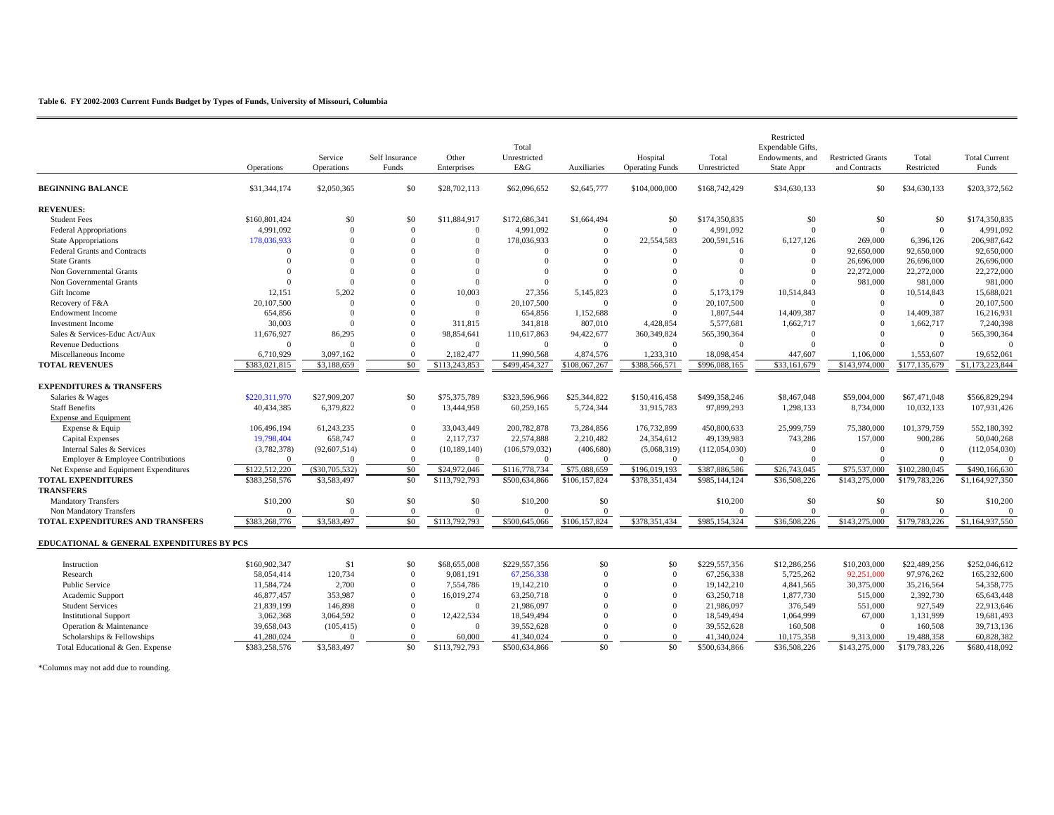**Table 6. FY 2002-2003 Current Funds Budget by Types of Funds, University of Missouri, Columbia**

| | Operations | Service Operations | Self Insurance Funds | Other Enterprises | Total Unrestricted E&G | Auxiliaries | Hospital Operating Funds | Total Unrestricted | Restricted Expendable Gifts, Endowments, and State Appr | Restricted Grants and Contracts | Total Restricted | Total Current Funds |
|---|---|---|---|---|---|---|---|---|---|---|---|---|
| **BEGINNING BALANCE** | $31,344,174 | $2,050,365 | $0 | $28,702,113 | $62,096,652 | $2,645,777 | $104,000,000 | $168,742,429 | $34,630,133 | $0 | $34,630,133 | $203,372,562 |
| **REVENUES:** | | | | | | | | | | | | |
| Student Fees | $160,801,424 | $0 | $0 | $11,884,917 | $172,686,341 | $1,664,494 | $0 | $174,350,835 | $0 | $0 | $0 | $174,350,835 |
| Federal Appropriations | 4,991,092 | 0 | 0 | 0 | 4,991,092 | 0 | 0 | 4,991,092 | 0 | 0 | 0 | 4,991,092 |
| State Appropriations | 178,036,933 | 0 | 0 | 0 | 178,036,933 | 0 | 22,554,583 | 200,591,516 | 6,127,126 | 269,000 | 6,396,126 | 206,987,642 |
| Federal Grants and Contracts | 0 | 0 | 0 | 0 | 0 | 0 | 0 | 0 | 0 | 92,650,000 | 92,650,000 | 92,650,000 |
| State Grants | 0 | 0 | 0 | 0 | 0 | 0 | 0 | 0 | 0 | 26,696,000 | 26,696,000 | 26,696,000 |
| Non Governmental Grants | 0 | 0 | 0 | 0 | 0 | 0 | 0 | 0 | 0 | 22,272,000 | 22,272,000 | 22,272,000 |
| Non Governmental Grants | 0 | 0 | 0 | 0 | 0 | 0 | 0 | 0 | 0 | 981,000 | 981,000 | 981,000 |
| Gift Income | 12,151 | 5,202 | 0 | 10,003 | 27,356 | 5,145,823 | 0 | 5,173,179 | 10,514,843 | 0 | 10,514,843 | 15,688,021 |
| Recovery of F&A | 20,107,500 | 0 | 0 | 0 | 20,107,500 | 0 | 0 | 20,107,500 | 0 | 0 | 0 | 20,107,500 |
| Endowment Income | 654,856 | 0 | 0 | 0 | 654,856 | 1,152,688 | 0 | 1,807,544 | 14,409,387 | 0 | 14,409,387 | 16,216,931 |
| Investment Income | 30,003 | 0 | 0 | 311,815 | 341,818 | 807,010 | 4,428,854 | 5,577,681 | 1,662,717 | 0 | 1,662,717 | 7,240,398 |
| Sales & Services-Educ Act/Aux | 11,676,927 | 86,295 | 0 | 98,854,641 | 110,617,863 | 94,422,677 | 360,349,824 | 565,390,364 | 0 | 0 | 0 | 565,390,364 |
| Revenue Deductions | 0 | 0 | 0 | 0 | 0 | 0 | 0 | 0 | 0 | 0 | 0 | 0 |
| Miscellaneous Income | 6,710,929 | 3,097,162 | 0 | 2,182,477 | 11,990,568 | 4,874,576 | 1,233,310 | 18,098,454 | 447,607 | 1,106,000 | 1,553,607 | 19,652,061 |
| **TOTAL REVENUES** | $383,021,815 | $3,188,659 | $0 | $113,243,853 | $499,454,327 | $108,067,267 | $388,566,571 | $996,088,165 | $33,161,679 | $143,974,000 | $177,135,679 | $1,173,223,844 |
| **EXPENDITURES & TRANSFERS** | | | | | | | | | | | | |
| Salaries & Wages | $220,311,970 | $27,909,207 | $0 | $75,375,789 | $323,596,966 | $25,344,822 | $150,416,458 | $499,358,246 | $8,467,048 | $59,004,000 | $67,471,048 | $566,829,294 |
| Staff Benefits | 40,434,385 | 6,379,822 | 0 | 13,444,958 | 60,259,165 | 5,724,344 | 31,915,783 | 97,899,293 | 1,298,133 | 8,734,000 | 10,032,133 | 107,931,426 |
| Expense and Equipment | | | | | | | | | | | | |
| Expense & Equip | 106,496,194 | 61,243,235 | 0 | 33,043,449 | 200,782,878 | 73,284,856 | 176,732,899 | 450,800,633 | 25,999,759 | 75,380,000 | 101,379,759 | 552,180,392 |
| Capital Expenses | 19,798,404 | 658,747 | 0 | 2,117,737 | 22,574,888 | 2,210,482 | 24,354,612 | 49,139,983 | 743,286 | 157,000 | 900,286 | 50,040,268 |
| Internal Sales & Services | (3,782,378) | (92,607,514) | 0 | (10,189,140) | (106,579,032) | (406,680) | (5,068,319) | (112,054,030) | 0 | 0 | 0 | (112,054,030) |
| Employer & Employee Contributions | 0 | 0 | 0 | 0 | 0 | 0 | 0 | 0 | 0 | 0 | 0 | 0 |
| Net Expense and Equipment Expenditures | $122,512,220 | ($30,705,532) | $0 | $24,972,046 | $116,778,734 | $75,088,659 | $196,019,193 | $387,886,586 | $26,743,045 | $75,537,000 | $102,280,045 | $490,166,630 |
| **TOTAL EXPENDITURES** | $383,258,576 | $3,583,497 | $0 | $113,792,793 | $500,634,866 | $106,157,824 | $378,351,434 | $985,144,124 | $36,508,226 | $143,275,000 | $179,783,226 | $1,164,927,350 |
| **TRANSFERS** | | | | | | | | | | | | |
| Mandatory Transfers | $10,200 | $0 | $0 | $0 | $10,200 | $0 | | $10,200 | $0 | $0 | $0 | $10,200 |
| Non Mandatory Transfers | 0 | 0 | 0 | 0 | 0 | 0 | | 0 | 0 | 0 | 0 | 0 |
| **TOTAL EXPENDITURES AND TRANSFERS** | $383,268,776 | $3,583,497 | $0 | $113,792,793 | $500,645,066 | $106,157,824 | $378,351,434 | $985,154,324 | $36,508,226 | $143,275,000 | $179,783,226 | $1,164,937,550 |
| **EDUCATIONAL & GENERAL EXPENDITURES BY PCS** | | | | | | | | | | | | |
| Instruction | $160,902,347 | $1 | $0 | $68,655,008 | $229,557,356 | $0 | $0 | $229,557,356 | $12,286,256 | $10,203,000 | $22,489,256 | $252,046,612 |
| Research | 58,054,414 | 120,734 | 0 | 9,081,191 | 67,256,338 | 0 | 0 | 67,256,338 | 5,725,262 | 92,251,000 | 97,976,262 | 165,232,600 |
| Public Service | 11,584,724 | 2,700 | 0 | 7,554,786 | 19,142,210 | 0 | 0 | 19,142,210 | 4,841,565 | 30,375,000 | 35,216,564 | 54,358,775 |
| Academic Support | 46,877,457 | 353,987 | 0 | 16,019,274 | 63,250,718 | 0 | 0 | 63,250,718 | 1,877,730 | 515,000 | 2,392,730 | 65,643,448 |
| Student Services | 21,839,199 | 146,898 | 0 | 0 | 21,986,097 | 0 | 0 | 21,986,097 | 376,549 | 551,000 | 927,549 | 22,913,646 |
| Institutional Support | 3,062,368 | 3,064,592 | 0 | 12,422,534 | 18,549,494 | 0 | 0 | 18,549,494 | 1,064,999 | 67,000 | 1,131,999 | 19,681,493 |
| Operation & Maintenance | 39,658,043 | (105,415) | 0 | 0 | 39,552,628 | 0 | 0 | 39,552,628 | 160,508 | 0 | 160,508 | 39,713,136 |
| Scholarships & Fellowships | 41,280,024 | 0 | 0 | 60,000 | 41,340,024 | 0 | 0 | 41,340,024 | 10,175,358 | 9,313,000 | 19,488,358 | 60,828,382 |
| Total Educational & Gen. Expense | $383,258,576 | $3,583,497 | $0 | $113,792,793 | $500,634,866 | $0 | $0 | $500,634,866 | $36,508,226 | $143,275,000 | $179,783,226 | $680,418,092 |

*Columns may not add due to rounding.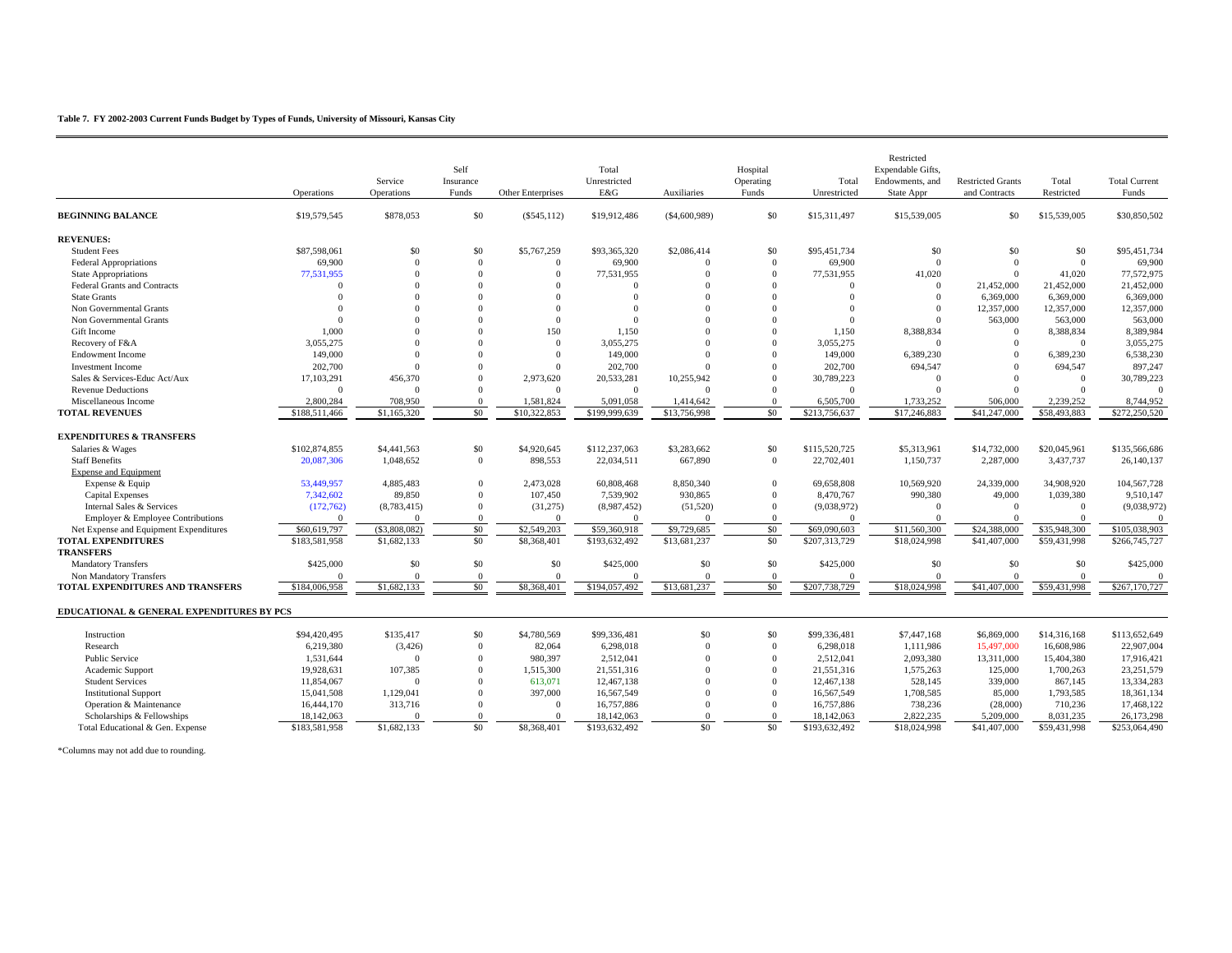**Table 7. FY 2002-2003 Current Funds Budget by Types of Funds, University of Missouri, Kansas City**

| | Operations | Service Operations | Self Insurance Funds | Other Enterprises | Total Unrestricted E&G | Auxiliaries | Hospital Operating Funds | Total Unrestricted | Restricted Expendable Gifts, Endowments, and State Appr | Restricted Grants and Contracts | Total Restricted | Total Current Funds |
|---|---|---|---|---|---|---|---|---|---|---|---|---|
| **BEGINNING BALANCE** | $19,579,545 | $878,053 | $0 | ($545,112) | $19,912,486 | ($4,600,989) | $0 | $15,311,497 | $15,539,005 | $0 | $15,539,005 | $30,850,502 |
| **REVENUES:** | | | | | | | | | | | | |
| Student Fees | $87,598,061 | $0 | $0 | $5,767,259 | $93,365,320 | $2,086,414 | $0 | $95,451,734 | $0 | $0 | $0 | $95,451,734 |
| Federal Appropriations | 69,900 | 0 | 0 | 0 | 69,900 | 0 | 0 | 69,900 | 0 | 0 | 0 | 69,900 |
| State Appropriations | 77,531,955 | 0 | 0 | 0 | 77,531,955 | 0 | 0 | 77,531,955 | 41,020 | 0 | 41,020 | 77,572,975 |
| Federal Grants and Contracts | 0 | 0 | 0 | 0 | 0 | 0 | 0 | 0 | 0 | 21,452,000 | 21,452,000 | 21,452,000 |
| State Grants | 0 | 0 | 0 | 0 | 0 | 0 | 0 | 0 | 0 | 6,369,000 | 6,369,000 | 6,369,000 |
| Non Governmental Grants | 0 | 0 | 0 | 0 | 0 | 0 | 0 | 0 | 0 | 12,357,000 | 12,357,000 | 12,357,000 |
| Non Governmental Grants | 0 | 0 | 0 | 0 | 0 | 0 | 0 | 0 | 0 | 563,000 | 563,000 | 563,000 |
| Gift Income | 1,000 | 0 | 0 | 150 | 1,150 | 0 | 0 | 1,150 | 8,388,834 | 0 | 8,388,834 | 8,389,984 |
| Recovery of F&A | 3,055,275 | 0 | 0 | 0 | 3,055,275 | 0 | 0 | 3,055,275 | 0 | 0 | 0 | 3,055,275 |
| Endowment Income | 149,000 | 0 | 0 | 0 | 149,000 | 0 | 0 | 149,000 | 6,389,230 | 0 | 6,389,230 | 6,538,230 |
| Investment Income | 202,700 | 0 | 0 | 0 | 202,700 | 0 | 0 | 202,700 | 694,547 | 0 | 694,547 | 897,247 |
| Sales & Services-Educ Act/Aux | 17,103,291 | 456,370 | 0 | 2,973,620 | 20,533,281 | 10,255,942 | 0 | 30,789,223 | 0 | 0 | 0 | 30,789,223 |
| Revenue Deductions | 0 | 0 | 0 | 0 | 0 | 0 | 0 | 0 | 0 | 0 | 0 | 0 |
| Miscellaneous Income | 2,800,284 | 708,950 | 0 | 1,581,824 | 5,091,058 | 1,414,642 | 0 | 6,505,700 | 1,733,252 | 506,000 | 2,239,252 | 8,744,952 |
| **TOTAL REVENUES** | $188,511,466 | $1,165,320 | $0 | $10,322,853 | $199,999,639 | $13,756,998 | $0 | $213,756,637 | $17,246,883 | $41,247,000 | $58,493,883 | $272,250,520 |
| **EXPENDITURES & TRANSFERS** | | | | | | | | | | | | |
| Salaries & Wages | $102,874,855 | $4,441,563 | $0 | $4,920,645 | $112,237,063 | $3,283,662 | $0 | $115,520,725 | $5,313,961 | $14,732,000 | $20,045,961 | $135,566,686 |
| Staff Benefits | 20,087,306 | 1,048,652 | 0 | 898,553 | 22,034,511 | 667,890 | 0 | 22,702,401 | 1,150,737 | 2,287,000 | 3,437,737 | 26,140,137 |
| Expense and Equipment | | | | | | | | | | | | |
| Expense & Equip | 53,449,957 | 4,885,483 | 0 | 2,473,028 | 60,808,468 | 8,850,340 | 0 | 69,658,808 | 10,569,920 | 24,339,000 | 34,908,920 | 104,567,728 |
| Capital Expenses | 7,342,602 | 89,850 | 0 | 107,450 | 7,539,902 | 930,865 | 0 | 8,470,767 | 990,380 | 49,000 | 1,039,380 | 9,510,147 |
| Internal Sales & Services | (172,762) | (8,783,415) | 0 | (31,275) | (8,987,452) | (51,520) | 0 | (9,038,972) | 0 | 0 | 0 | (9,038,972) |
| Employer & Employee Contributions | 0 | 0 | 0 | 0 | 0 | 0 | 0 | 0 | 0 | 0 | 0 | 0 |
| Net Expense and Equipment Expenditures | $60,619,797 | ($3,808,082) | $0 | $2,549,203 | $59,360,918 | $9,729,685 | $0 | $69,090,603 | $11,560,300 | $24,388,000 | $35,948,300 | $105,038,903 |
| **TOTAL EXPENDITURES** | $183,581,958 | $1,682,133 | $0 | $8,368,401 | $193,632,492 | $13,681,237 | $0 | $207,313,729 | $18,024,998 | $41,407,000 | $59,431,998 | $266,745,727 |
| **TRANSFERS** | | | | | | | | | | | | |
| Mandatory Transfers | $425,000 | $0 | $0 | $0 | $425,000 | $0 | $0 | $425,000 | $0 | $0 | $0 | $425,000 |
| Non Mandatory Transfers | 0 | 0 | 0 | 0 | 0 | 0 | 0 | 0 | 0 | 0 | 0 | 0 |
| **TOTAL EXPENDITURES AND TRANSFERS** | $184,006,958 | $1,682,133 | $0 | $8,368,401 | $194,057,492 | $13,681,237 | $0 | $207,738,729 | $18,024,998 | $41,407,000 | $59,431,998 | $267,170,727 |
| **EDUCATIONAL & GENERAL EXPENDITURES BY PCS** | | | | | | | | | | | | |
| Instruction | $94,420,495 | $135,417 | $0 | $4,780,569 | $99,336,481 | $0 | $0 | $99,336,481 | $7,447,168 | $6,869,000 | $14,316,168 | $113,652,649 |
| Research | 6,219,380 | (3,426) | 0 | 82,064 | 6,298,018 | 0 | 0 | 6,298,018 | 1,111,986 | 15,497,000 | 16,608,986 | 22,907,004 |
| Public Service | 1,531,644 | 0 | 0 | 980,397 | 2,512,041 | 0 | 0 | 2,512,041 | 2,093,380 | 13,311,000 | 15,404,380 | 17,916,421 |
| Academic Support | 19,928,631 | 107,385 | 0 | 1,515,300 | 21,551,316 | 0 | 0 | 21,551,316 | 1,575,263 | 125,000 | 1,700,263 | 23,251,579 |
| Student Services | 11,854,067 | 0 | 0 | 613,071 | 12,467,138 | 0 | 0 | 12,467,138 | 528,145 | 339,000 | 867,145 | 13,334,283 |
| Institutional Support | 15,041,508 | 1,129,041 | 0 | 397,000 | 16,567,549 | 0 | 0 | 16,567,549 | 1,708,585 | 85,000 | 1,793,585 | 18,361,134 |
| Operation & Maintenance | 16,444,170 | 313,716 | 0 | 0 | 16,757,886 | 0 | 0 | 16,757,886 | 738,236 | (28,000) | 710,236 | 17,468,122 |
| Scholarships & Fellowships | 18,142,063 | 0 | 0 | 0 | 18,142,063 | 0 | 0 | 18,142,063 | 2,822,235 | 5,209,000 | 8,031,235 | 26,173,298 |
| Total Educational & Gen. Expense | $183,581,958 | $1,682,133 | $0 | $8,368,401 | $193,632,492 | $0 | $0 | $193,632,492 | $18,024,998 | $41,407,000 | $59,431,998 | $253,064,490 |

*Columns may not add due to rounding.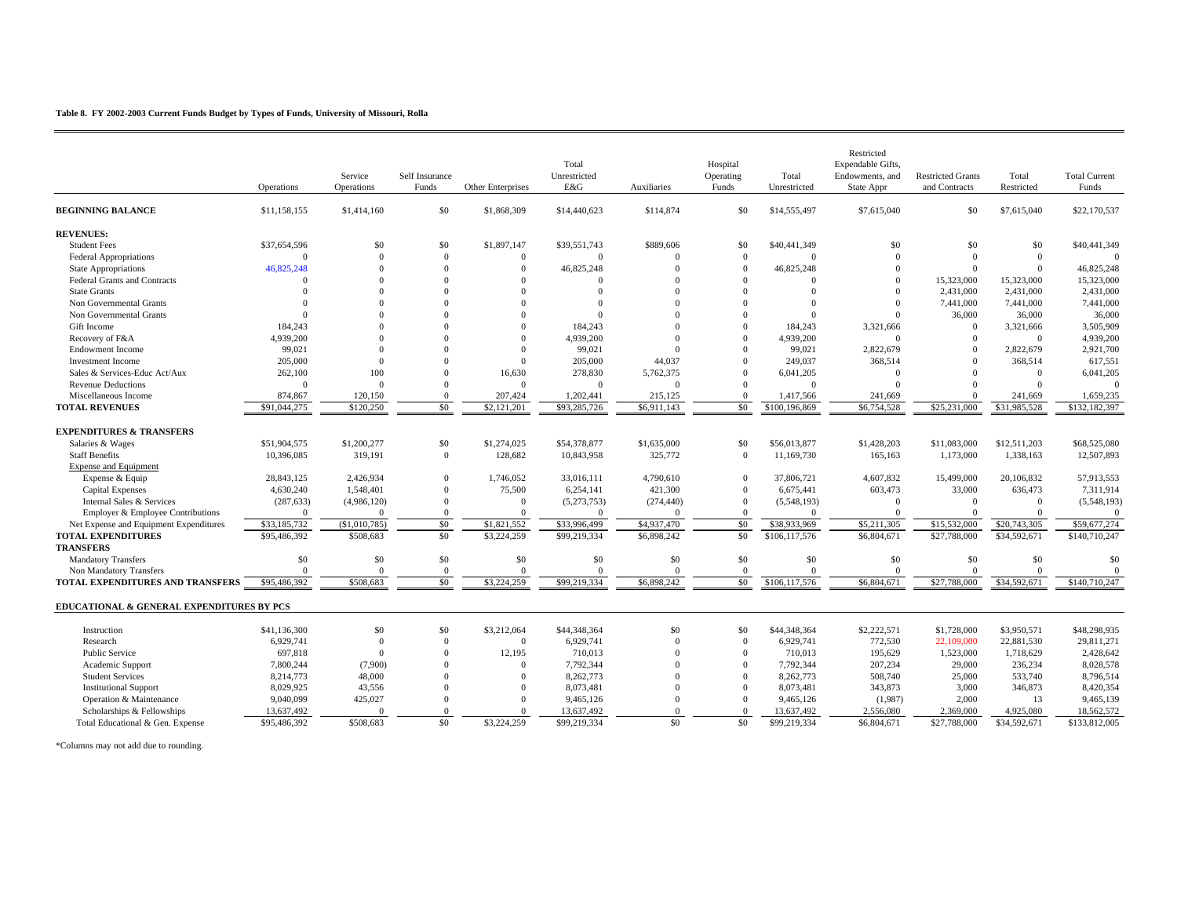**Table 8. FY 2002-2003 Current Funds Budget by Types of Funds, University of Missouri, Rolla**

| | Operations | Service Operations | Self Insurance Funds | Other Enterprises | Total Unrestricted E&G | Auxiliaries | Hospital Operating Funds | Total Unrestricted | Restricted Expendable Gifts, Endowments, and State Appr | Restricted Grants and Contracts | Total Restricted | Total Current Funds |
|---|---|---|---|---|---|---|---|---|---|---|---|---|
| **BEGINNING BALANCE** | $11,158,155 | $1,414,160 | $0 | $1,868,309 | $14,440,623 | $114,874 | $0 | $14,555,497 | $7,615,040 | $0 | $7,615,040 | $22,170,537 |
| **REVENUES:** | | | | | | | | | | | | |
| Student Fees | $37,654,596 | $0 | $0 | $1,897,147 | $39,551,743 | $889,606 | $0 | $40,441,349 | $0 | $0 | $0 | $40,441,349 |
| Federal Appropriations | 0 | 0 | 0 | 0 | 0 | 0 | 0 | 0 | 0 | 0 | 0 | 0 |
| State Appropriations | 46,825,248 | 0 | 0 | 0 | 46,825,248 | 0 | 0 | 46,825,248 | 0 | 0 | 0 | 46,825,248 |
| Federal Grants and Contracts | 0 | 0 | 0 | 0 | 0 | 0 | 0 | 0 | 0 | 15,323,000 | 15,323,000 | 15,323,000 |
| State Grants | 0 | 0 | 0 | 0 | 0 | 0 | 0 | 0 | 0 | 2,431,000 | 2,431,000 | 2,431,000 |
| Non Governmental Grants | 0 | 0 | 0 | 0 | 0 | 0 | 0 | 0 | 0 | 7,441,000 | 7,441,000 | 7,441,000 |
| Non Governmental Grants | 0 | 0 | 0 | 0 | 0 | 0 | 0 | 0 | 0 | 36,000 | 36,000 | 36,000 |
| Gift Income | 184,243 | 0 | 0 | 0 | 184,243 | 0 | 0 | 184,243 | 3,321,666 | 0 | 3,321,666 | 3,505,909 |
| Recovery of F&A | 4,939,200 | 0 | 0 | 0 | 4,939,200 | 0 | 0 | 4,939,200 | 0 | 0 | 0 | 4,939,200 |
| Endowment Income | 99,021 | 0 | 0 | 0 | 99,021 | 0 | 0 | 99,021 | 2,822,679 | 0 | 2,822,679 | 2,921,700 |
| Investment Income | 205,000 | 0 | 0 | 0 | 205,000 | 44,037 | 0 | 249,037 | 368,514 | 0 | 368,514 | 617,551 |
| Sales & Services-Educ Act/Aux | 262,100 | 100 | 0 | 16,630 | 278,830 | 5,762,375 | 0 | 6,041,205 | 0 | 0 | 0 | 6,041,205 |
| Revenue Deductions | 0 | 0 | 0 | 0 | 0 | 0 | 0 | 0 | 0 | 0 | 0 | 0 |
| Miscellaneous Income | 874,867 | 120,150 | 0 | 207,424 | 1,202,441 | 215,125 | 0 | 1,417,566 | 241,669 | 0 | 241,669 | 1,659,235 |
| **TOTAL REVENUES** | $91,044,275 | $120,250 | $0 | $2,121,201 | $93,285,726 | $6,911,143 | $0 | $100,196,869 | $6,754,528 | $25,231,000 | $31,985,528 | $132,182,397 |
| **EXPENDITURES & TRANSFERS** | | | | | | | | | | | | |
| Salaries & Wages | $51,904,575 | $1,200,277 | $0 | $1,274,025 | $54,378,877 | $1,635,000 | $0 | $56,013,877 | $1,428,203 | $11,083,000 | $12,511,203 | $68,525,080 |
| Staff Benefits | 10,396,085 | 319,191 | 0 | 128,682 | 10,843,958 | 325,772 | 0 | 11,169,730 | 165,163 | 1,173,000 | 1,338,163 | 12,507,893 |
| Expense and Equipment | | | | | | | | | | | | |
| Expense & Equip | 28,843,125 | 2,426,934 | 0 | 1,746,052 | 33,016,111 | 4,790,610 | 0 | 37,806,721 | 4,607,832 | 15,499,000 | 20,106,832 | 57,913,553 |
| Capital Expenses | 4,630,240 | 1,548,401 | 0 | 75,500 | 6,254,141 | 421,300 | 0 | 6,675,441 | 603,473 | 33,000 | 636,473 | 7,311,914 |
| Internal Sales & Services | (287,633) | (4,986,120) | 0 | 0 | (5,273,753) | (274,440) | 0 | (5,548,193) | 0 | 0 | 0 | (5,548,193) |
| Employer & Employee Contributions | 0 | 0 | 0 | 0 | 0 | 0 | 0 | 0 | 0 | 0 | 0 | 0 |
| Net Expense and Equipment Expenditures | $33,185,732 | ($1,010,785) | $0 | $1,821,552 | $33,996,499 | $4,937,470 | $0 | $38,933,969 | $5,211,305 | $15,532,000 | $20,743,305 | $59,677,274 |
| **TOTAL EXPENDITURES** | $95,486,392 | $508,683 | $0 | $3,224,259 | $99,219,334 | $6,898,242 | $0 | $106,117,576 | $6,804,671 | $27,788,000 | $34,592,671 | $140,710,247 |
| **TRANSFERS** | | | | | | | | | | | | |
| Mandatory Transfers | $0 | $0 | $0 | $0 | $0 | $0 | $0 | $0 | $0 | $0 | $0 | $0 |
| Non Mandatory Transfers | 0 | 0 | 0 | 0 | 0 | 0 | 0 | 0 | 0 | 0 | 0 | 0 |
| **TOTAL EXPENDITURES AND TRANSFERS** | $95,486,392 | $508,683 | $0 | $3,224,259 | $99,219,334 | $6,898,242 | $0 | $106,117,576 | $6,804,671 | $27,788,000 | $34,592,671 | $140,710,247 |
| **EDUCATIONAL & GENERAL EXPENDITURES BY PCS** | | | | | | | | | | | | |
| Instruction | $41,136,300 | $0 | $0 | $3,212,064 | $44,348,364 | $0 | $0 | $44,348,364 | $2,222,571 | $1,728,000 | $3,950,571 | $48,298,935 |
| Research | 6,929,741 | 0 | 0 | 0 | 6,929,741 | 0 | 0 | 6,929,741 | 772,530 | 22,109,000 | 22,881,530 | 29,811,271 |
| Public Service | 697,818 | 0 | 0 | 12,195 | 710,013 | 0 | 0 | 710,013 | 195,629 | 1,523,000 | 1,718,629 | 2,428,642 |
| Academic Support | 7,800,244 | (7,900) | 0 | 0 | 7,792,344 | 0 | 0 | 7,792,344 | 207,234 | 29,000 | 236,234 | 8,028,578 |
| Student Services | 8,214,773 | 48,000 | 0 | 0 | 8,262,773 | 0 | 0 | 8,262,773 | 508,740 | 25,000 | 533,740 | 8,796,514 |
| Institutional Support | 8,029,925 | 43,556 | 0 | 0 | 8,073,481 | 0 | 0 | 8,073,481 | 343,873 | 3,000 | 346,873 | 8,420,354 |
| Operation & Maintenance | 9,040,099 | 425,027 | 0 | 0 | 9,465,126 | 0 | 0 | 9,465,126 | (1,987) | 2,000 | 13 | 9,465,139 |
| Scholarships & Fellowships | 13,637,492 | 0 | 0 | 0 | 13,637,492 | 0 | 0 | 13,637,492 | 2,556,080 | 2,369,000 | 4,925,080 | 18,562,572 |
| Total Educational & Gen. Expense | $95,486,392 | $508,683 | $0 | $3,224,259 | $99,219,334 | $0 | $0 | $99,219,334 | $6,804,671 | $27,788,000 | $34,592,671 | $133,812,005 |

*Columns may not add due to rounding.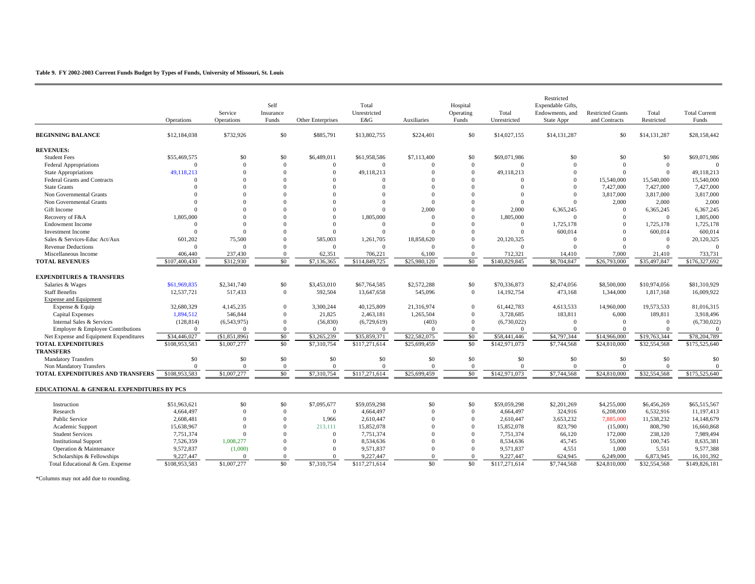**Table 9. FY 2002-2003 Current Funds Budget by Types of Funds, University of Missouri, St. Louis**

| | Operations | Service Operations | Self Insurance Funds | Other Enterprises | Total Unrestricted E&G | Auxiliaries | Hospital Operating Funds | Total Unrestricted | Restricted Expendable Gifts, Endowments, and State Appr | Restricted Grants and Contracts | Total Restricted | Total Current Funds |
|---|---|---|---|---|---|---|---|---|---|---|---|---|
| **BEGINNING BALANCE** | $12,184,038 | $732,926 | $0 | $885,791 | $13,802,755 | $224,401 | $0 | $14,027,155 | $14,131,287 | $0 | $14,131,287 | $28,158,442 |
| **REVENUES:** | | | | | | | | | | | | |
| Student Fees | $55,469,575 | $0 | $0 | $6,489,011 | $61,958,586 | $7,113,400 | $0 | $69,071,986 | $0 | $0 | $0 | $69,071,986 |
| Federal Appropriations | 0 | 0 | 0 | 0 | 0 | 0 | 0 | 0 | 0 | 0 | 0 | 0 |
| State Appropriations | 49,118,213 | 0 | 0 | 0 | 49,118,213 | 0 | 0 | 49,118,213 | 0 | 0 | 0 | 49,118,213 |
| Federal Grants and Contracts | 0 | 0 | 0 | 0 | 0 | 0 | 0 | 0 | 0 | 15,540,000 | 15,540,000 | 15,540,000 |
| State Grants | 0 | 0 | 0 | 0 | 0 | 0 | 0 | 0 | 0 | 7,427,000 | 7,427,000 | 7,427,000 |
| Non Governmental Grants | 0 | 0 | 0 | 0 | 0 | 0 | 0 | 0 | 0 | 3,817,000 | 3,817,000 | 3,817,000 |
| Non Governmental Grants | 0 | 0 | 0 | 0 | 0 | 0 | 0 | 0 | 0 | 2,000 | 2,000 | 2,000 |
| Gift Income | 0 | 0 | 0 | 0 | 0 | 2,000 | 0 | 2,000 | 6,365,245 | 0 | 6,365,245 | 6,367,245 |
| Recovery of F&A | 1,805,000 | 0 | 0 | 0 | 1,805,000 | 0 | 0 | 1,805,000 | 0 | 0 | 0 | 1,805,000 |
| Endowment Income | 0 | 0 | 0 | 0 | 0 | 0 | 0 | 0 | 1,725,178 | 0 | 1,725,178 | 1,725,178 |
| Investment Income | 0 | 0 | 0 | 0 | 0 | 0 | 0 | 0 | 600,014 | 0 | 600,014 | 600,014 |
| Sales & Services-Educ Act/Aux | 601,202 | 75,500 | 0 | 585,003 | 1,261,705 | 18,858,620 | 0 | 20,120,325 | 0 | 0 | 0 | 20,120,325 |
| Revenue Deductions | 0 | 0 | 0 | 0 | 0 | 0 | 0 | 0 | 0 | 0 | 0 | 0 |
| Miscellaneous Income | 406,440 | 237,430 | 0 | 62,351 | 706,221 | 6,100 | 0 | 712,321 | 14,410 | 7,000 | 21,410 | 733,731 |
| **TOTAL REVENUES** | $107,400,430 | $312,930 | $0 | $7,136,365 | $114,849,725 | $25,980,120 | $0 | $140,829,845 | $8,704,847 | $26,793,000 | $35,497,847 | $176,327,692 |
| **EXPENDITURES & TRANSFERS** | | | | | | | | | | | | |
| Salaries & Wages | $61,969,835 | $2,341,740 | $0 | $3,453,010 | $67,764,585 | $2,572,288 | $0 | $70,336,873 | $2,474,056 | $8,500,000 | $10,974,056 | $81,310,929 |
| Staff Benefits | 12,537,721 | 517,433 | 0 | 592,504 | 13,647,658 | 545,096 | 0 | 14,192,754 | 473,168 | 1,344,000 | 1,817,168 | 16,009,922 |
| Expense and Equipment | | | | | | | | | | | | |
| Expense & Equip | 32,680,329 | 4,145,235 | 0 | 3,300,244 | 40,125,809 | 21,316,974 | 0 | 61,442,783 | 4,613,533 | 14,960,000 | 19,573,533 | 81,016,315 |
| Capital Expenses | 1,894,512 | 546,844 | 0 | 21,825 | 2,463,181 | 1,265,504 | 0 | 3,728,685 | 183,811 | 6,000 | 189,811 | 3,918,496 |
| Internal Sales & Services | (128,814) | (6,543,975) | 0 | (56,830) | (6,729,619) | (403) | 0 | (6,730,022) | 0 | 0 | 0 | (6,730,022) |
| Employer & Employee Contributions | 0 | 0 | 0 | 0 | 0 | 0 | 0 | 0 | 0 | 0 | 0 | 0 |
| Net Expense and Equipment Expenditures | $34,446,027 | ($1,851,896) | $0 | $3,265,239 | $35,859,371 | $22,582,075 | $0 | $58,441,446 | $4,797,344 | $14,966,000 | $19,763,344 | $78,204,789 |
| **TOTAL EXPENDITURES** | $108,953,583 | $1,007,277 | $0 | $7,310,754 | $117,271,614 | $25,699,459 | $0 | $142,971,073 | $7,744,568 | $24,810,000 | $32,554,568 | $175,525,640 |
| **TRANSFERS** | | | | | | | | | | | | |
| Mandatory Transfers | $0 | $0 | $0 | $0 | $0 | $0 | $0 | $0 | $0 | $0 | $0 | $0 |
| Non Mandatory Transfers | 0 | 0 | 0 | 0 | 0 | 0 | 0 | 0 | 0 | 0 | 0 | 0 |
| **TOTAL EXPENDITURES AND TRANSFERS** | $108,953,583 | $1,007,277 | $0 | $7,310,754 | $117,271,614 | $25,699,459 | $0 | $142,971,073 | $7,744,568 | $24,810,000 | $32,554,568 | $175,525,640 |
| **EDUCATIONAL & GENERAL EXPENDITURES BY PCS** | | | | | | | | | | | | |
| Instruction | $51,963,621 | $0 | $0 | $7,095,677 | $59,059,298 | $0 | $0 | $59,059,298 | $2,201,269 | $4,255,000 | $6,456,269 | $65,515,567 |
| Research | 4,664,497 | 0 | 0 | 0 | 4,664,497 | 0 | 0 | 4,664,497 | 324,916 | 6,208,000 | 6,532,916 | 11,197,413 |
| Public Service | 2,608,481 | 0 | 0 | 1,966 | 2,610,447 | 0 | 0 | 2,610,447 | 3,653,232 | 7,885,000 | 11,538,232 | 14,148,679 |
| Academic Support | 15,638,967 | 0 | 0 | 213,111 | 15,852,078 | 0 | 0 | 15,852,078 | 823,790 | (15,000) | 808,790 | 16,660,868 |
| Student Services | 7,751,374 | 0 | 0 | 0 | 7,751,374 | 0 | 0 | 7,751,374 | 66,120 | 172,000 | 238,120 | 7,989,494 |
| Institutional Support | 7,526,359 | 1,008,277 | 0 | 0 | 8,534,636 | 0 | 0 | 8,534,636 | 45,745 | 55,000 | 100,745 | 8,635,381 |
| Operation & Maintenance | 9,572,837 | (1,000) | 0 | 0 | 9,571,837 | 0 | 0 | 9,571,837 | 4,551 | 1,000 | 5,551 | 9,577,388 |
| Scholarships & Fellowships | 9,227,447 | 0 | 0 | 0 | 9,227,447 | 0 | 0 | 9,227,447 | 624,945 | 6,249,000 | 6,873,945 | 16,101,392 |
| Total Educational & Gen. Expense | $108,953,583 | $1,007,277 | $0 | $7,310,754 | $117,271,614 | $0 | $0 | $117,271,614 | $7,744,568 | $24,810,000 | $32,554,568 | $149,826,181 |

*Columns may not add due to rounding.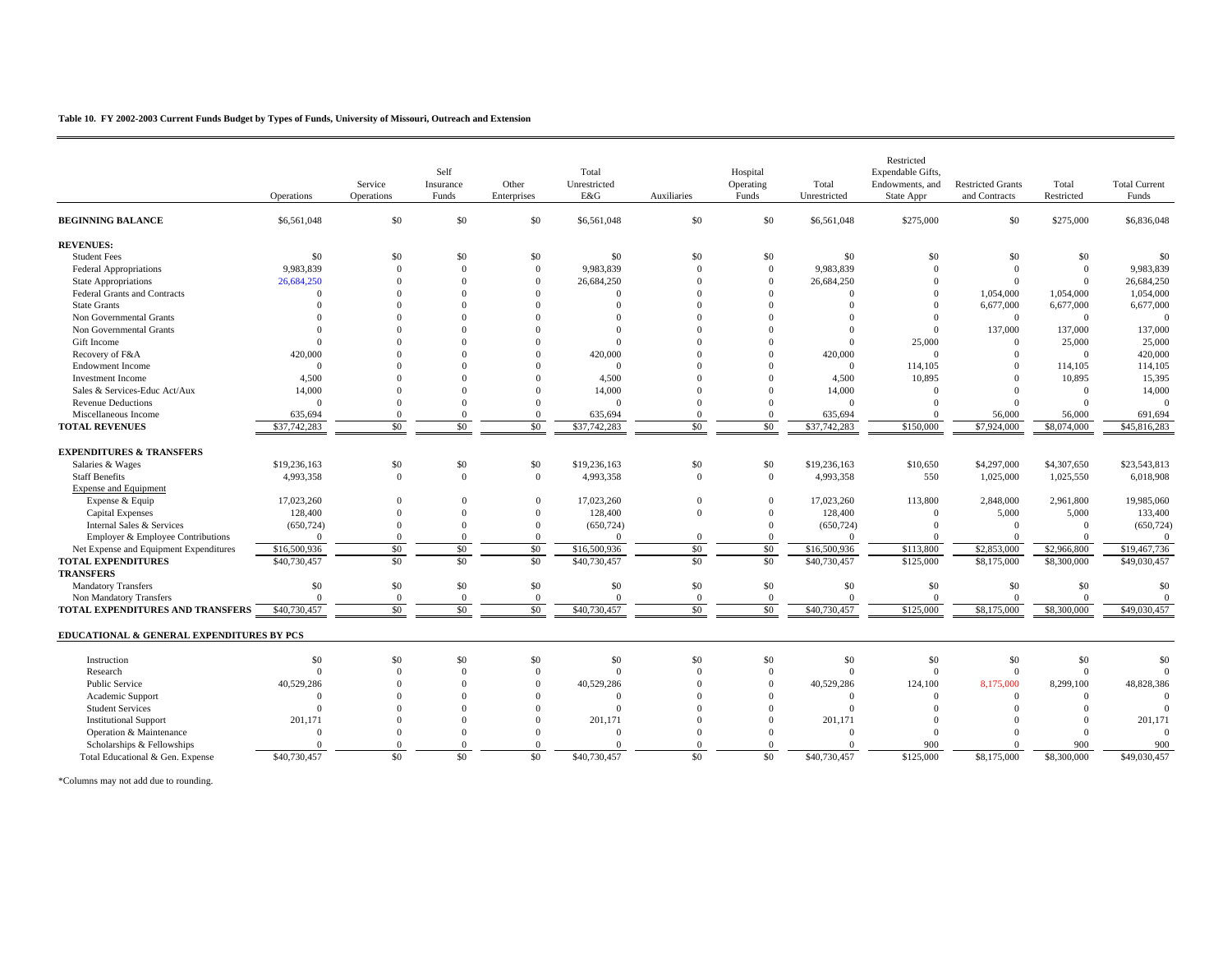**Table 10. FY 2002-2003 Current Funds Budget by Types of Funds, University of Missouri, Outreach and Extension**

| | Operations | Service Operations | Self Insurance Funds | Other Enterprises | Total Unrestricted E&G | Auxiliaries | Hospital Operating Funds | Total Unrestricted | Restricted Expendable Gifts, Endowments, and State Appr | Restricted Grants and Contracts | Total Restricted | Total Current Funds |
|---|---|---|---|---|---|---|---|---|---|---|---|---|
| **BEGINNING BALANCE** | $6,561,048 | $0 | $0 | $0 | $6,561,048 | $0 | $0 | $6,561,048 | $275,000 | $0 | $275,000 | $6,836,048 |
| **REVENUES:** | | | | | | | | | | | | |
| Student Fees | $0 | $0 | $0 | $0 | $0 | $0 | $0 | $0 | $0 | $0 | $0 | $0 |
| Federal Appropriations | 9,983,839 | 0 | 0 | 0 | 9,983,839 | 0 | 0 | 9,983,839 | 0 | 0 | 0 | 9,983,839 |
| State Appropriations | 26,684,250 | 0 | 0 | 0 | 26,684,250 | 0 | 0 | 26,684,250 | 0 | 0 | 0 | 26,684,250 |
| Federal Grants and Contracts | 0 | 0 | 0 | 0 | 0 | 0 | 0 | 0 | 0 | 1,054,000 | 1,054,000 | 1,054,000 |
| State Grants | 0 | 0 | 0 | 0 | 0 | 0 | 0 | 0 | 0 | 6,677,000 | 6,677,000 | 6,677,000 |
| Non Governmental Grants | 0 | 0 | 0 | 0 | 0 | 0 | 0 | 0 | 0 | 0 | 0 | 0 |
| Non Governmental Grants | 0 | 0 | 0 | 0 | 0 | 0 | 0 | 0 | 0 | 137,000 | 137,000 | 137,000 |
| Gift Income | 0 | 0 | 0 | 0 | 0 | 0 | 0 | 0 | 25,000 | 0 | 25,000 | 25,000 |
| Recovery of F&A | 420,000 | 0 | 0 | 0 | 420,000 | 0 | 0 | 420,000 | 0 | 0 | 0 | 420,000 |
| Endowment Income | 0 | 0 | 0 | 0 | 0 | 0 | 0 | 0 | 114,105 | 0 | 114,105 | 114,105 |
| Investment Income | 4,500 | 0 | 0 | 0 | 4,500 | 0 | 0 | 4,500 | 10,895 | 0 | 10,895 | 15,395 |
| Sales & Services-Educ Act/Aux | 14,000 | 0 | 0 | 0 | 14,000 | 0 | 0 | 14,000 | 0 | 0 | 0 | 14,000 |
| Revenue Deductions | 0 | 0 | 0 | 0 | 0 | 0 | 0 | 0 | 0 | 0 | 0 | 0 |
| Miscellaneous Income | 635,694 | 0 | 0 | 0 | 635,694 | 0 | 0 | 635,694 | 0 | 56,000 | 56,000 | 691,694 |
| **TOTAL REVENUES** | $37,742,283 | $0 | $0 | $0 | $37,742,283 | $0 | $0 | $37,742,283 | $150,000 | $7,924,000 | $8,074,000 | $45,816,283 |
| **EXPENDITURES & TRANSFERS** | | | | | | | | | | | | |
| Salaries & Wages | $19,236,163 | $0 | $0 | $0 | $19,236,163 | $0 | $0 | $19,236,163 | $10,650 | $4,297,000 | $4,307,650 | $23,543,813 |
| Staff Benefits | 4,993,358 | 0 | 0 | 0 | 4,993,358 | 0 | 0 | 4,993,358 | 550 | 1,025,000 | 1,025,550 | 6,018,908 |
| Expense and Equipment | | | | | | | | | | | | |
| Expense & Equip | 17,023,260 | 0 | 0 | 0 | 17,023,260 | 0 | 0 | 17,023,260 | 113,800 | 2,848,000 | 2,961,800 | 19,985,060 |
| Capital Expenses | 128,400 | 0 | 0 | 0 | 128,400 | 0 | 0 | 128,400 | 0 | 5,000 | 5,000 | 133,400 |
| Internal Sales & Services | (650,724) | 0 | 0 | 0 | (650,724) | | 0 | (650,724) | 0 | 0 | 0 | (650,724) |
| Employer & Employee Contributions | 0 | 0 | 0 | 0 | 0 | 0 | 0 | 0 | 0 | 0 | 0 | 0 |
| Net Expense and Equipment Expenditures | $16,500,936 | $0 | $0 | $0 | $16,500,936 | $0 | $0 | $16,500,936 | $113,800 | $2,853,000 | $2,966,800 | $19,467,736 |
| **TOTAL EXPENDITURES** | $40,730,457 | $0 | $0 | $0 | $40,730,457 | $0 | $0 | $40,730,457 | $125,000 | $8,175,000 | $8,300,000 | $49,030,457 |
| **TRANSFERS** | | | | | | | | | | | | |
| Mandatory Transfers | $0 | $0 | $0 | $0 | $0 | $0 | $0 | $0 | $0 | $0 | $0 | $0 |
| Non Mandatory Transfers | 0 | 0 | 0 | 0 | 0 | 0 | 0 | 0 | 0 | 0 | 0 | 0 |
| **TOTAL EXPENDITURES AND TRANSFERS** | $40,730,457 | $0 | $0 | $0 | $40,730,457 | $0 | $0 | $40,730,457 | $125,000 | $8,175,000 | $8,300,000 | $49,030,457 |
| **EDUCATIONAL & GENERAL EXPENDITURES BY PCS** | | | | | | | | | | | | |
| Instruction | $0 | $0 | $0 | $0 | $0 | $0 | $0 | $0 | $0 | $0 | $0 | $0 |
| Research | 0 | 0 | 0 | 0 | 0 | 0 | 0 | 0 | 0 | 0 | 0 | 0 |
| Public Service | 40,529,286 | 0 | 0 | 0 | 40,529,286 | 0 | 0 | 40,529,286 | 124,100 | 8,175,000 | 8,299,100 | 48,828,386 |
| Academic Support | 0 | 0 | 0 | 0 | 0 | 0 | 0 | 0 | 0 | 0 | 0 | 0 |
| Student Services | 0 | 0 | 0 | 0 | 0 | 0 | 0 | 0 | 0 | 0 | 0 | 0 |
| Institutional Support | 201,171 | 0 | 0 | 0 | 201,171 | 0 | 0 | 201,171 | 0 | 0 | 0 | 201,171 |
| Operation & Maintenance | 0 | 0 | 0 | 0 | 0 | 0 | 0 | 0 | 0 | 0 | 0 | 0 |
| Scholarships & Fellowships | 0 | 0 | 0 | 0 | 0 | 0 | 0 | 0 | 900 | 0 | 900 | 900 |
| Total Educational & Gen. Expense | $40,730,457 | $0 | $0 | $0 | $40,730,457 | $0 | $0 | $40,730,457 | $125,000 | $8,175,000 | $8,300,000 | $49,030,457 |

*Columns may not add due to rounding.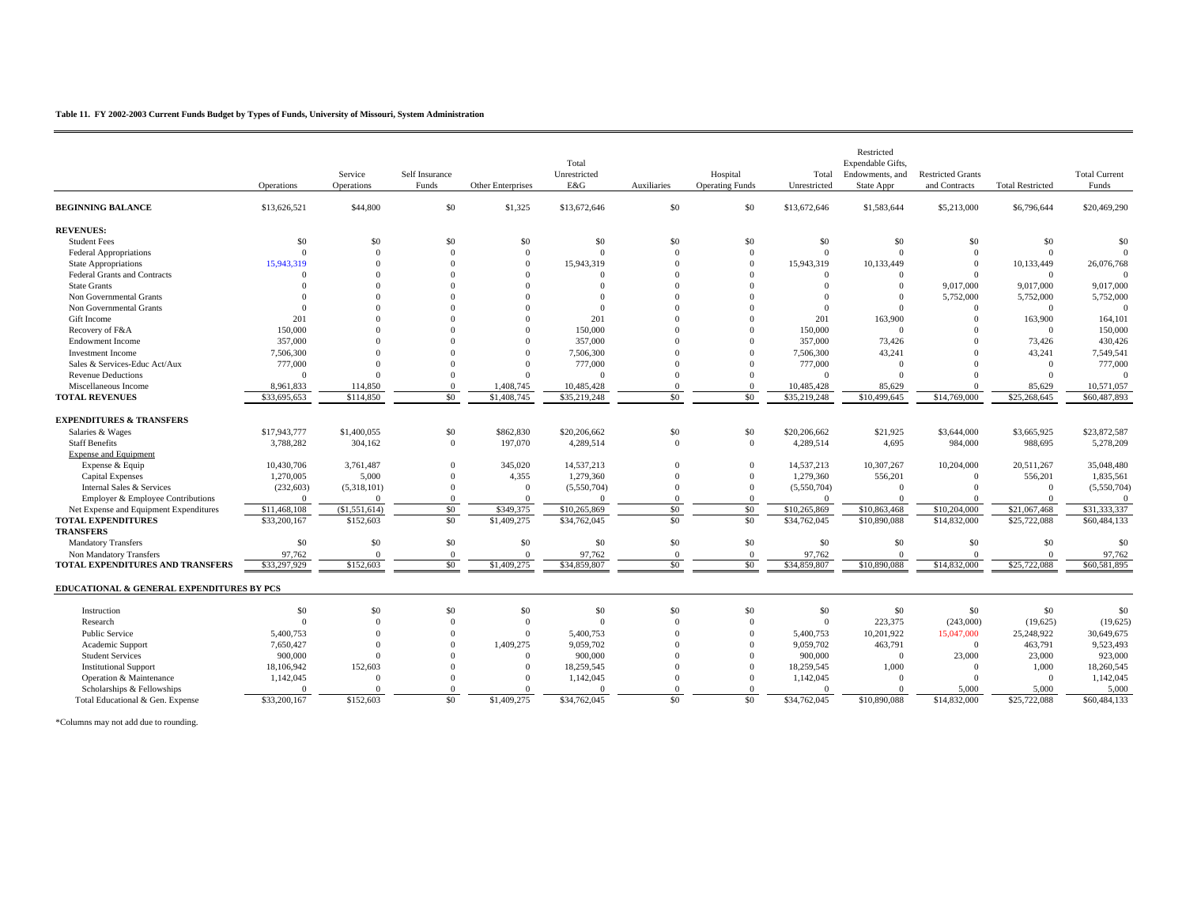**Table 11. FY 2002-2003 Current Funds Budget by Types of Funds, University of Missouri, System Administration**

| | Operations | Service Operations | Self Insurance Funds | Other Enterprises | Total Unrestricted E&G | Auxiliaries | Hospital Operating Funds | Total Unrestricted | Restricted Expendable Gifts, Endowments, and State Appr | Restricted Grants and Contracts | Total Restricted | Total Current Funds |
|---|---|---|---|---|---|---|---|---|---|---|---|---|
| **BEGINNING BALANCE** | $13,626,521 | $44,800 | $0 | $1,325 | $13,672,646 | $0 | $0 | $13,672,646 | $1,583,644 | $5,213,000 | $6,796,644 | $20,469,290 |
| **REVENUES:** | | | | | | | | | | | | |
| Student Fees | $0 | $0 | $0 | $0 | $0 | $0 | $0 | $0 | $0 | $0 | $0 | $0 |
| Federal Appropriations | 0 | 0 | 0 | 0 | 0 | 0 | 0 | 0 | 0 | 0 | 0 | 0 |
| State Appropriations | 15,943,319 | 0 | 0 | 0 | 15,943,319 | 0 | 0 | 15,943,319 | 10,133,449 | 0 | 10,133,449 | 26,076,768 |
| Federal Grants and Contracts | 0 | 0 | 0 | 0 | 0 | 0 | 0 | 0 | 0 | 0 | 0 | 0 |
| State Grants | 0 | 0 | 0 | 0 | 0 | 0 | 0 | 0 | 0 | 9,017,000 | 9,017,000 | 9,017,000 |
| Non Governmental Grants | 0 | 0 | 0 | 0 | 0 | 0 | 0 | 0 | 0 | 5,752,000 | 5,752,000 | 5,752,000 |
| Non Governmental Grants | 0 | 0 | 0 | 0 | 0 | 0 | 0 | 0 | 0 | 0 | 0 | 0 |
| Gift Income | 201 | 0 | 0 | 0 | 201 | 0 | 0 | 201 | 163,900 | 0 | 163,900 | 164,101 |
| Recovery of F&A | 150,000 | 0 | 0 | 0 | 150,000 | 0 | 0 | 150,000 | 0 | 0 | 0 | 150,000 |
| Endowment Income | 357,000 | 0 | 0 | 0 | 357,000 | 0 | 0 | 357,000 | 73,426 | 0 | 73,426 | 430,426 |
| Investment Income | 7,506,300 | 0 | 0 | 0 | 7,506,300 | 0 | 0 | 7,506,300 | 43,241 | 0 | 43,241 | 7,549,541 |
| Sales & Services-Educ Act/Aux | 777,000 | 0 | 0 | 0 | 777,000 | 0 | 0 | 777,000 | 0 | 0 | 0 | 777,000 |
| Revenue Deductions | 0 | 0 | 0 | 0 | 0 | 0 | 0 | 0 | 0 | 0 | 0 | 0 |
| Miscellaneous Income | 8,961,833 | 114,850 | 0 | 1,408,745 | 10,485,428 | 0 | 0 | 10,485,428 | 85,629 | 0 | 85,629 | 10,571,057 |
| **TOTAL REVENUES** | $33,695,653 | $114,850 | $0 | $1,408,745 | $35,219,248 | $0 | $0 | $35,219,248 | $10,499,645 | $14,769,000 | $25,268,645 | $60,487,893 |
| **EXPENDITURES & TRANSFERS** | | | | | | | | | | | | |
| Salaries & Wages | $17,943,777 | $1,400,055 | $0 | $862,830 | $20,206,662 | $0 | $0 | $20,206,662 | $21,925 | $3,644,000 | $3,665,925 | $23,872,587 |
| Staff Benefits | 3,788,282 | 304,162 | 0 | 197,070 | 4,289,514 | 0 | 0 | 4,289,514 | 4,695 | 984,000 | 988,695 | 5,278,209 |
| Expense and Equipment | | | | | | | | | | | | |
| Expense & Equip | 10,430,706 | 3,761,487 | 0 | 345,020 | 14,537,213 | 0 | 0 | 14,537,213 | 10,307,267 | 10,204,000 | 20,511,267 | 35,048,480 |
| Capital Expenses | 1,270,005 | 5,000 | 0 | 4,355 | 1,279,360 | 0 | 0 | 1,279,360 | 556,201 | 0 | 556,201 | 1,835,561 |
| Internal Sales & Services | (232,603) | (5,318,101) | 0 | 0 | (5,550,704) | 0 | 0 | (5,550,704) | 0 | 0 | 0 | (5,550,704) |
| Employer & Employee Contributions | 0 | 0 | 0 | 0 | 0 | 0 | 0 | 0 | 0 | 0 | 0 | 0 |
| Net Expense and Equipment Expenditures | $11,468,108 | ($1,551,614) | $0 | $349,375 | $10,265,869 | $0 | $0 | $10,265,869 | $10,863,468 | $10,204,000 | $21,067,468 | $31,333,337 |
| **TOTAL EXPENDITURES** | $33,200,167 | $152,603 | $0 | $1,409,275 | $34,762,045 | $0 | $0 | $34,762,045 | $10,890,088 | $14,832,000 | $25,722,088 | $60,484,133 |
| **TRANSFERS** | | | | | | | | | | | | |
| Mandatory Transfers | $0 | $0 | $0 | $0 | $0 | $0 | $0 | $0 | $0 | $0 | $0 | $0 |
| Non Mandatory Transfers | 97,762 | 0 | 0 | 0 | 97,762 | 0 | 0 | 97,762 | 0 | 0 | 0 | 97,762 |
| **TOTAL EXPENDITURES AND TRANSFERS** | $33,297,929 | $152,603 | $0 | $1,409,275 | $34,859,807 | $0 | $0 | $34,859,807 | $10,890,088 | $14,832,000 | $25,722,088 | $60,581,895 |
| **EDUCATIONAL & GENERAL EXPENDITURES BY PCS** | | | | | | | | | | | | |
| Instruction | $0 | $0 | $0 | $0 | $0 | $0 | $0 | $0 | $0 | $0 | $0 | $0 |
| Research | 0 | 0 | 0 | 0 | 0 | 0 | 0 | 0 | 223,375 | (243,000) | (19,625) | (19,625) |
| Public Service | 5,400,753 | 0 | 0 | 0 | 5,400,753 | 0 | 0 | 5,400,753 | 10,201,922 | 15,047,000 | 25,248,922 | 30,649,675 |
| Academic Support | 7,650,427 | 0 | 0 | 1,409,275 | 9,059,702 | 0 | 0 | 9,059,702 | 463,791 | 0 | 463,791 | 9,523,493 |
| Student Services | 900,000 | 0 | 0 | 0 | 900,000 | 0 | 0 | 900,000 | 0 | 23,000 | 23,000 | 923,000 |
| Institutional Support | 18,106,942 | 152,603 | 0 | 0 | 18,259,545 | 0 | 0 | 18,259,545 | 1,000 | 0 | 1,000 | 18,260,545 |
| Operation & Maintenance | 1,142,045 | 0 | 0 | 0 | 1,142,045 | 0 | 0 | 1,142,045 | 0 | 0 | 0 | 1,142,045 |
| Scholarships & Fellowships | 0 | 0 | 0 | 0 | 0 | 0 | 0 | 0 | 0 | 5,000 | 5,000 | 5,000 |
| Total Educational & Gen. Expense | $33,200,167 | $152,603 | $0 | $1,409,275 | $34,762,045 | $0 | $0 | $34,762,045 | $10,890,088 | $14,832,000 | $25,722,088 | $60,484,133 |

*Columns may not add due to rounding.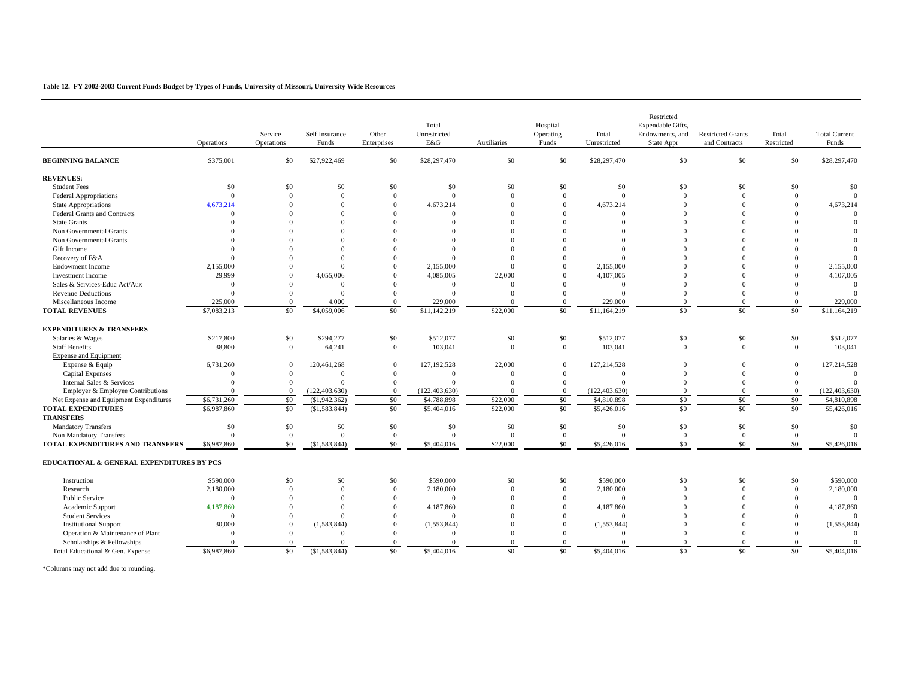**Table 12. FY 2002-2003 Current Funds Budget by Types of Funds, University of Missouri, University Wide Resources**

| | Operations | Service Operations | Self Insurance Funds | Other Enterprises | Total Unrestricted E&G | Auxiliaries | Hospital Operating Funds | Total Unrestricted | Restricted Expendable Gifts, Endowments, and State Appr | Restricted Grants and Contracts | Total Restricted | Total Current Funds |
|---|---|---|---|---|---|---|---|---|---|---|---|---|
| **BEGINNING BALANCE** | $375,001 | $0 | $27,922,469 | $0 | $28,297,470 | $0 | $0 | $28,297,470 | $0 | $0 | $0 | $28,297,470 |
| **REVENUES:** | | | | | | | | | | | | |
| Student Fees | $0 | $0 | $0 | $0 | $0 | $0 | $0 | $0 | $0 | $0 | $0 | $0 |
| Federal Appropriations | 0 | 0 | 0 | 0 | 0 | 0 | 0 | 0 | 0 | 0 | 0 | 0 |
| State Appropriations | 4,673,214 | 0 | 0 | 0 | 4,673,214 | 0 | 0 | 4,673,214 | 0 | 0 | 0 | 4,673,214 |
| Federal Grants and Contracts | 0 | 0 | 0 | 0 | 0 | 0 | 0 | 0 | 0 | 0 | 0 | 0 |
| State Grants | 0 | 0 | 0 | 0 | 0 | 0 | 0 | 0 | 0 | 0 | 0 | 0 |
| Non Governmental Grants | 0 | 0 | 0 | 0 | 0 | 0 | 0 | 0 | 0 | 0 | 0 | 0 |
| Non Governmental Grants | 0 | 0 | 0 | 0 | 0 | 0 | 0 | 0 | 0 | 0 | 0 | 0 |
| Gift Income | 0 | 0 | 0 | 0 | 0 | 0 | 0 | 0 | 0 | 0 | 0 | 0 |
| Recovery of F&A | 0 | 0 | 0 | 0 | 0 | 0 | 0 | 0 | 0 | 0 | 0 | 0 |
| Endowment Income | 2,155,000 | 0 | 0 | 0 | 2,155,000 | 0 | 0 | 2,155,000 | 0 | 0 | 0 | 2,155,000 |
| Investment Income | 29,999 | 0 | 4,055,006 | 0 | 4,085,005 | 22,000 | 0 | 4,107,005 | 0 | 0 | 0 | 4,107,005 |
| Sales & Services-Educ Act/Aux | 0 | 0 | 0 | 0 | 0 | 0 | 0 | 0 | 0 | 0 | 0 | 0 |
| Revenue Deductions | 0 | 0 | 0 | 0 | 0 | 0 | 0 | 0 | 0 | 0 | 0 | 0 |
| Miscellaneous Income | 225,000 | 0 | 4,000 | 0 | 229,000 | 0 | 0 | 229,000 | 0 | 0 | 0 | 229,000 |
| **TOTAL REVENUES** | $7,083,213 | $0 | $4,059,006 | $0 | $11,142,219 | $22,000 | $0 | $11,164,219 | $0 | $0 | $0 | $11,164,219 |
| **EXPENDITURES & TRANSFERS** | | | | | | | | | | | | |
| Salaries & Wages | $217,800 | $0 | $294,277 | $0 | $512,077 | $0 | $0 | $512,077 | $0 | $0 | $0 | $512,077 |
| Staff Benefits | 38,800 | 0 | 64,241 | 0 | 103,041 | 0 | 0 | 103,041 | 0 | 0 | 0 | 103,041 |
| Expense and Equipment | | | | | | | | | | | | |
| Expense & Equip | 6,731,260 | 0 | 120,461,268 | 0 | 127,192,528 | 22,000 | 0 | 127,214,528 | 0 | 0 | 0 | 127,214,528 |
| Capital Expenses | 0 | 0 | 0 | 0 | 0 | 0 | 0 | 0 | 0 | 0 | 0 | 0 |
| Internal Sales & Services | 0 | 0 | 0 | 0 | 0 | 0 | 0 | 0 | 0 | 0 | 0 | 0 |
| Employer & Employee Contributions | 0 | 0 | (122,403,630) | 0 | (122,403,630) | 0 | 0 | (122,403,630) | 0 | 0 | 0 | (122,403,630) |
| Net Expense and Equipment Expenditures | $6,731,260 | $0 | ($1,942,362) | $0 | $4,788,898 | $22,000 | $0 | $4,810,898 | $0 | $0 | $0 | $4,810,898 |
| **TOTAL EXPENDITURES** | $6,987,860 | $0 | ($1,583,844) | $0 | $5,404,016 | $22,000 | $0 | $5,426,016 | $0 | $0 | $0 | $5,426,016 |
| **TRANSFERS** | | | | | | | | | | | | |
| Mandatory Transfers | $0 | $0 | $0 | $0 | $0 | $0 | $0 | $0 | $0 | $0 | $0 | $0 |
| Non Mandatory Transfers | 0 | 0 | 0 | 0 | 0 | 0 | 0 | 0 | 0 | 0 | 0 | 0 |
| **TOTAL EXPENDITURES AND TRANSFERS** | $6,987,860 | $0 | ($1,583,844) | $0 | $5,404,016 | $22,000 | $0 | $5,426,016 | $0 | $0 | $0 | $5,426,016 |
| **EDUCATIONAL & GENERAL EXPENDITURES BY PCS** | | | | | | | | | | | | |
| Instruction | $590,000 | $0 | $0 | $0 | $590,000 | $0 | $0 | $590,000 | $0 | $0 | $0 | $590,000 |
| Research | 2,180,000 | 0 | 0 | 0 | 2,180,000 | 0 | 0 | 2,180,000 | 0 | 0 | 0 | 2,180,000 |
| Public Service | 0 | 0 | 0 | 0 | 0 | 0 | 0 | 0 | 0 | 0 | 0 | 0 |
| Academic Support | 4,187,860 | 0 | 0 | 0 | 4,187,860 | 0 | 0 | 4,187,860 | 0 | 0 | 0 | 4,187,860 |
| Student Services | 0 | 0 | 0 | 0 | 0 | 0 | 0 | 0 | 0 | 0 | 0 | 0 |
| Institutional Support | 30,000 | 0 | (1,583,844) | 0 | (1,553,844) | 0 | 0 | (1,553,844) | 0 | 0 | 0 | (1,553,844) |
| Operation & Maintenance of Plant | 0 | 0 | 0 | 0 | 0 | 0 | 0 | 0 | 0 | 0 | 0 | 0 |
| Scholarships & Fellowships | 0 | 0 | 0 | 0 | 0 | 0 | 0 | 0 | 0 | 0 | 0 | 0 |
| Total Educational & Gen. Expense | $6,987,860 | $0 | ($1,583,844) | $0 | $5,404,016 | $0 | $0 | $5,404,016 | $0 | $0 | $0 | $5,404,016 |

*Columns may not add due to rounding.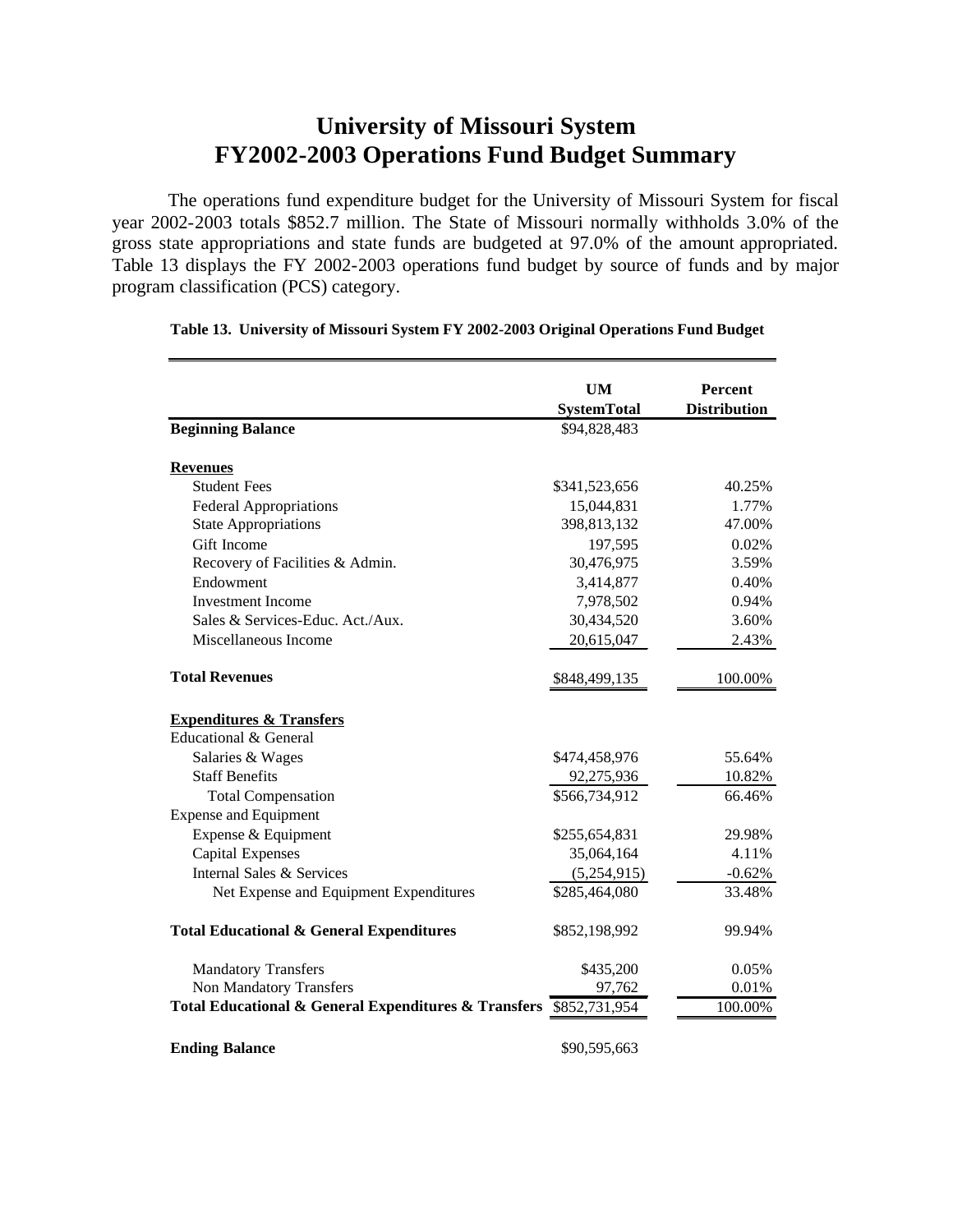# University of Missouri System
# FY2002-2003 Operations Fund Budget Summary

The operations fund expenditure budget for the University of Missouri System for fiscal year 2002-2003 totals $852.7 million. The State of Missouri normally withholds 3.0% of the gross state appropriations and state funds are budgeted at 97.0% of the amount appropriated. Table 13 displays the FY 2002-2003 operations fund budget by source of funds and by major program classification (PCS) category.

**Table 13. University of Missouri System FY 2002-2003 Original Operations Fund Budget**

| | UM SystemTotal | Percent Distribution |
|---|---|---|
| **Beginning Balance** | $94,828,483 | |
| **Revenues** | | |
| Student Fees | $341,523,656 | 40.25% |
| Federal Appropriations | 15,044,831 | 1.77% |
| State Appropriations | 398,813,132 | 47.00% |
| Gift Income | 197,595 | 0.02% |
| Recovery of Facilities & Admin. | 30,476,975 | 3.59% |
| Endowment | 3,414,877 | 0.40% |
| Investment Income | 7,978,502 | 0.94% |
| Sales & Services-Educ. Act./Aux. | 30,434,520 | 3.60% |
| Miscellaneous Income | 20,615,047 | 2.43% |
| **Total Revenues** | $848,499,135 | 100.00% |
| **Expenditures & Transfers** | | |
| Educational & General | | |
| Salaries & Wages | $474,458,976 | 55.64% |
| Staff Benefits | 92,275,936 | 10.82% |
| Total Compensation | $566,734,912 | 66.46% |
| Expense and Equipment | | |
| Expense & Equipment | $255,654,831 | 29.98% |
| Capital Expenses | 35,064,164 | 4.11% |
| Internal Sales & Services | (5,254,915) | -0.62% |
| Net Expense and Equipment Expenditures | $285,464,080 | 33.48% |
| **Total Educational & General Expenditures** | $852,198,992 | 99.94% |
| Mandatory Transfers | $435,200 | 0.05% |
| Non Mandatory Transfers | 97,762 | 0.01% |
| **Total Educational & General Expenditures & Transfers** | $852,731,954 | 100.00% |
| **Ending Balance** | $90,595,663 | |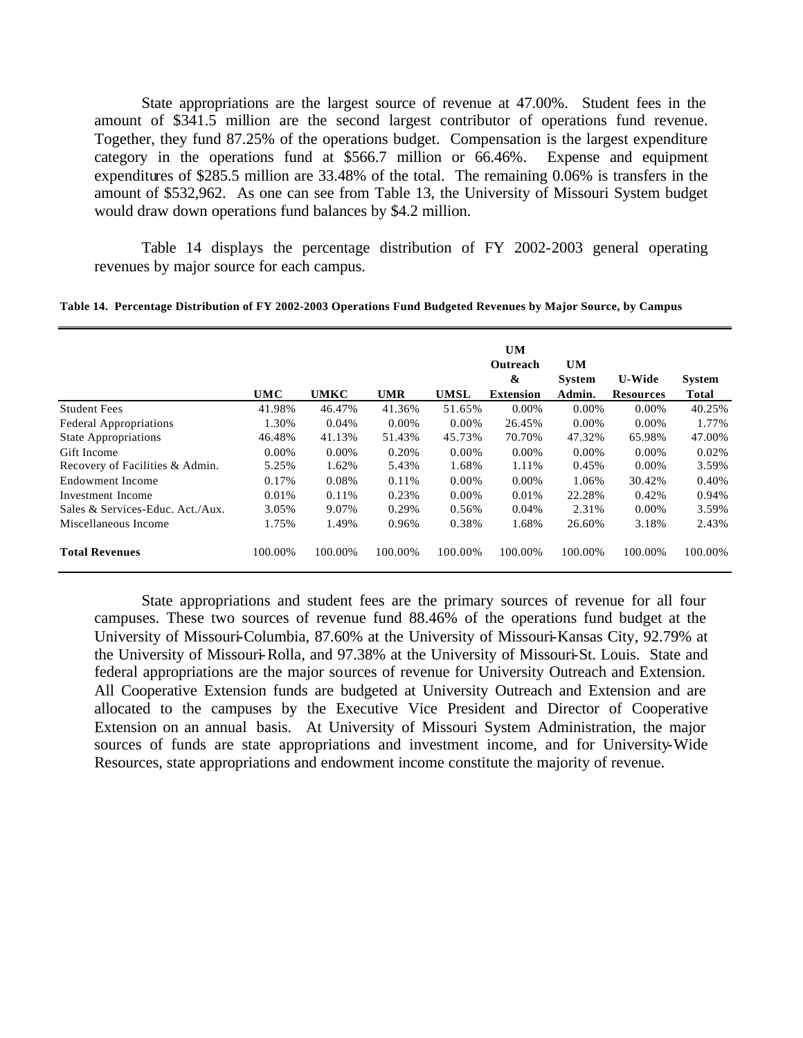State appropriations are the largest source of revenue at 47.00%. Student fees in the amount of $341.5 million are the second largest contributor of operations fund revenue. Together, they fund 87.25% of the operations budget. Compensation is the largest expenditure category in the operations fund at $566.7 million or 66.46%. Expense and equipment expenditures of $285.5 million are 33.48% of the total. The remaining 0.06% is transfers in the amount of $532,962. As one can see from Table 13, the University of Missouri System budget would draw down operations fund balances by $4.2 million.

Table 14 displays the percentage distribution of FY 2002-2003 general operating revenues by major source for each campus.

**Table 14. Percentage Distribution of FY 2002-2003 Operations Fund Budgeted Revenues by Major Source, by Campus**

| | UMC | UMKC | UMR | UMSL | UM Outreach & Extension | UM System Admin. | U-Wide Resources | System Total |
|---|---|---|---|---|---|---|---|---|
| Student Fees | 41.98% | 46.47% | 41.36% | 51.65% | 0.00% | 0.00% | 0.00% | 40.25% |
| Federal Appropriations | 1.30% | 0.04% | 0.00% | 0.00% | 26.45% | 0.00% | 0.00% | 1.77% |
| State Appropriations | 46.48% | 41.13% | 51.43% | 45.73% | 70.70% | 47.32% | 65.98% | 47.00% |
| Gift Income | 0.00% | 0.00% | 0.20% | 0.00% | 0.00% | 0.00% | 0.00% | 0.02% |
| Recovery of Facilities & Admin. | 5.25% | 1.62% | 5.43% | 1.68% | 1.11% | 0.45% | 0.00% | 3.59% |
| Endowment Income | 0.17% | 0.08% | 0.11% | 0.00% | 0.00% | 1.06% | 30.42% | 0.40% |
| Investment Income | 0.01% | 0.11% | 0.23% | 0.00% | 0.01% | 22.28% | 0.42% | 0.94% |
| Sales & Services-Educ. Act./Aux. | 3.05% | 9.07% | 0.29% | 0.56% | 0.04% | 2.31% | 0.00% | 3.59% |
| Miscellaneous Income | 1.75% | 1.49% | 0.96% | 0.38% | 1.68% | 26.60% | 3.18% | 2.43% |
| **Total Revenues** | 100.00% | 100.00% | 100.00% | 100.00% | 100.00% | 100.00% | 100.00% | 100.00% |

State appropriations and student fees are the primary sources of revenue for all four campuses. These two sources of revenue fund 88.46% of the operations fund budget at the University of Missouri-Columbia, 87.60% at the University of Missouri-Kansas City, 92.79% at the University of Missouri-Rolla, and 97.38% at the University of Missouri-St. Louis. State and federal appropriations are the major sources of revenue for University Outreach and Extension. All Cooperative Extension funds are budgeted at University Outreach and Extension and are allocated to the campuses by the Executive Vice President and Director of Cooperative Extension on an annual basis. At University of Missouri System Administration, the major sources of funds are state appropriations and investment income, and for University-Wide Resources, state appropriations and endowment income constitute the majority of revenue.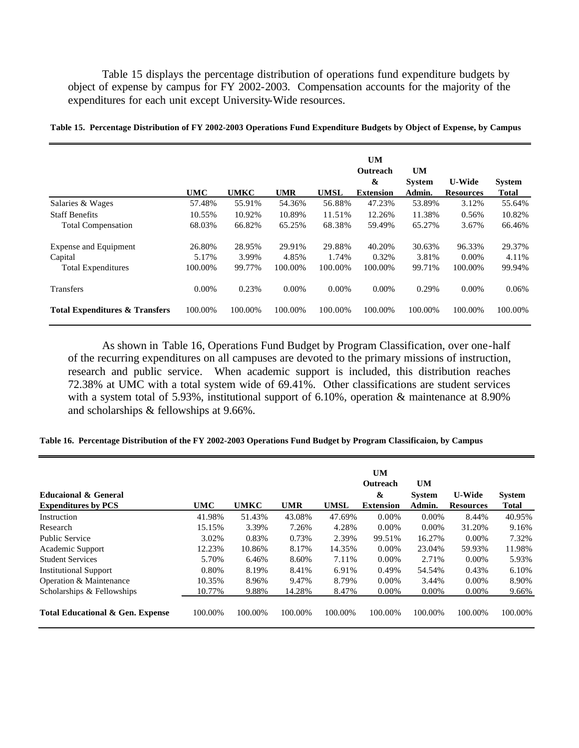Table 15 displays the percentage distribution of operations fund expenditure budgets by object of expense by campus for FY 2002-2003. Compensation accounts for the majority of the expenditures for each unit except University-Wide resources.

**Table 15. Percentage Distribution of FY 2002-2003 Operations Fund Expenditure Budgets by Object of Expense, by Campus**

| | UMC | UMKC | UMR | UMSL | UM Outreach & Extension | UM System Admin. | U-Wide Resources | System Total |
|---|---|---|---|---|---|---|---|---|
| Salaries & Wages | 57.48% | 55.91% | 54.36% | 56.88% | 47.23% | 53.89% | 3.12% | 55.64% |
| Staff Benefits | 10.55% | 10.92% | 10.89% | 11.51% | 12.26% | 11.38% | 0.56% | 10.82% |
| Total Compensation | 68.03% | 66.82% | 65.25% | 68.38% | 59.49% | 65.27% | 3.67% | 66.46% |
| Expense and Equipment | 26.80% | 28.95% | 29.91% | 29.88% | 40.20% | 30.63% | 96.33% | 29.37% |
| Capital | 5.17% | 3.99% | 4.85% | 1.74% | 0.32% | 3.81% | 0.00% | 4.11% |
| Total Expenditures | 100.00% | 99.77% | 100.00% | 100.00% | 100.00% | 99.71% | 100.00% | 99.94% |
| Transfers | 0.00% | 0.23% | 0.00% | 0.00% | 0.00% | 0.29% | 0.00% | 0.06% |
| **Total Expenditures & Transfers** | 100.00% | 100.00% | 100.00% | 100.00% | 100.00% | 100.00% | 100.00% | 100.00% |

As shown in Table 16, Operations Fund Budget by Program Classification, over one-half of the recurring expenditures on all campuses are devoted to the primary missions of instruction, research and public service. When academic support is included, this distribution reaches 72.38% at UMC with a total system wide of 69.41%. Other classifications are student services with a system total of 5.93%, institutional support of 6.10%, operation & maintenance at 8.90% and scholarships & fellowships at 9.66%.

**Table 16. Percentage Distribution of the FY 2002-2003 Operations Fund Budget by Program Classificaion, by Campus**

| Educaional & General Expenditures by PCS | UMC | UMKC | UMR | UMSL | UM Outreach & Extension | UM System Admin. | U-Wide Resources | System Total |
|---|---|---|---|---|---|---|---|---|
| Instruction | 41.98% | 51.43% | 43.08% | 47.69% | 0.00% | 0.00% | 8.44% | 40.95% |
| Research | 15.15% | 3.39% | 7.26% | 4.28% | 0.00% | 0.00% | 31.20% | 9.16% |
| Public Service | 3.02% | 0.83% | 0.73% | 2.39% | 99.51% | 16.27% | 0.00% | 7.32% |
| Academic Support | 12.23% | 10.86% | 8.17% | 14.35% | 0.00% | 23.04% | 59.93% | 11.98% |
| Student Services | 5.70% | 6.46% | 8.60% | 7.11% | 0.00% | 2.71% | 0.00% | 5.93% |
| Institutional Support | 0.80% | 8.19% | 8.41% | 6.91% | 0.49% | 54.54% | 0.43% | 6.10% |
| Operation & Maintenance | 10.35% | 8.96% | 9.47% | 8.79% | 0.00% | 3.44% | 0.00% | 8.90% |
| Scholarships & Fellowships | 10.77% | 9.88% | 14.28% | 8.47% | 0.00% | 0.00% | 0.00% | 9.66% |
| **Total Educational & Gen. Expense** | 100.00% | 100.00% | 100.00% | 100.00% | 100.00% | 100.00% | 100.00% | 100.00% |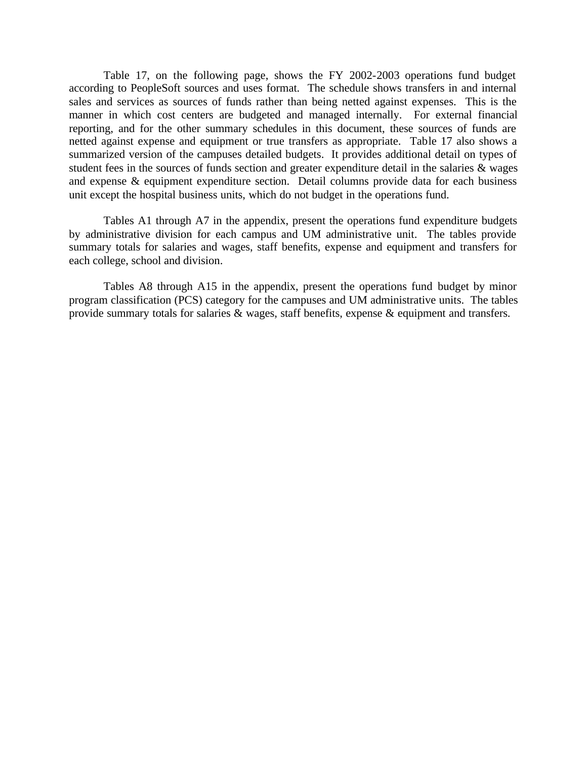Table 17, on the following page, shows the FY 2002-2003 operations fund budget according to PeopleSoft sources and uses format. The schedule shows transfers in and internal sales and services as sources of funds rather than being netted against expenses. This is the manner in which cost centers are budgeted and managed internally. For external financial reporting, and for the other summary schedules in this document, these sources of funds are netted against expense and equipment or true transfers as appropriate. Table 17 also shows a summarized version of the campuses detailed budgets. It provides additional detail on types of student fees in the sources of funds section and greater expenditure detail in the salaries & wages and expense & equipment expenditure section. Detail columns provide data for each business unit except the hospital business units, which do not budget in the operations fund.

Tables A1 through A7 in the appendix, present the operations fund expenditure budgets by administrative division for each campus and UM administrative unit. The tables provide summary totals for salaries and wages, staff benefits, expense and equipment and transfers for each college, school and division.

Tables A8 through A15 in the appendix, present the operations fund budget by minor program classification (PCS) category for the campuses and UM administrative units. The tables provide summary totals for salaries & wages, staff benefits, expense & equipment and transfers.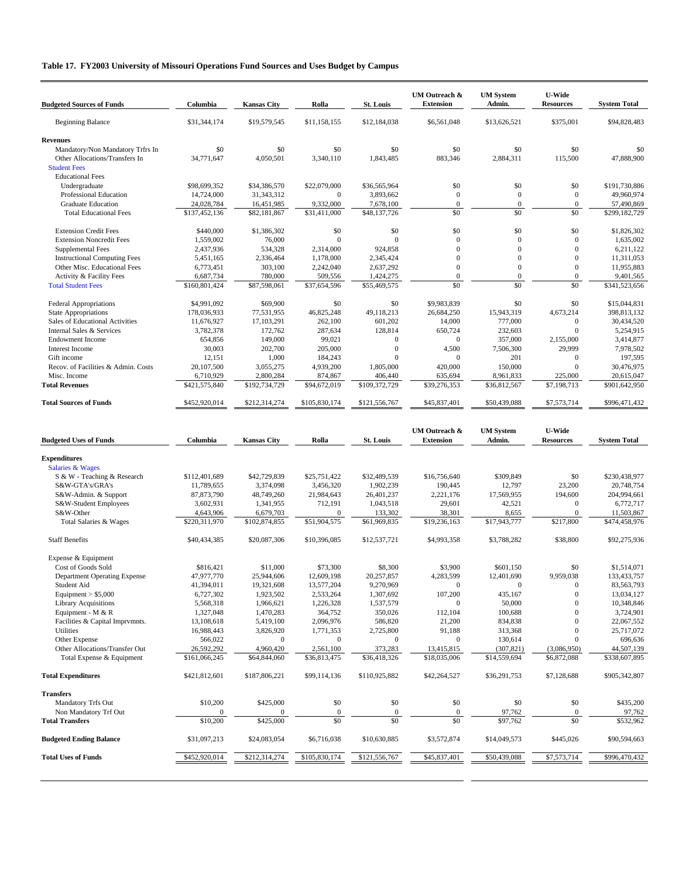**Table 17. FY2003 University of Missouri Operations Fund Sources and Uses Budget by Campus**

| Budgeted Sources of Funds | Columbia | Kansas City | Rolla | St. Louis | UM Outreach & Extension | UM System Admin. | U-Wide Resources | System Total |
|---|---|---|---|---|---|---|---|---|
| Beginning Balance | $31,344,174 | $19,579,545 | $11,158,155 | $12,184,038 | $6,561,048 | $13,626,521 | $375,001 | $94,828,483 |
| **Revenues** | | | | | | | | |
| Mandatory/Non Mandatory Trfrs In | $0 | $0 | $0 | $0 | $0 | $0 | $0 | $0 |
| Other Allocations/Transfers In | 34,771,647 | 4,050,501 | 3,340,110 | 1,843,485 | 883,346 | 2,884,311 | 115,500 | 47,888,900 |
| Student Fees | | | | | | | | |
| Educational Fees | | | | | | | | |
| Undergraduate | $98,699,352 | $34,386,570 | $22,079,000 | $36,565,964 | $0 | $0 | $0 | $191,730,886 |
| Professional Education | 14,724,000 | 31,343,312 | 0 | 3,893,662 | 0 | 0 | 0 | 49,960,974 |
| Graduate Education | 24,028,784 | 16,451,985 | 9,332,000 | 7,678,100 | 0 | 0 | 0 | 57,490,869 |
| Total Educational Fees | $137,452,136 | $82,181,867 | $31,411,000 | $48,137,726 | $0 | $0 | $0 | $299,182,729 |
| Extension Credit Fees | $440,000 | $1,386,302 | $0 | $0 | $0 | $0 | $0 | $1,826,302 |
| Extension Noncredit Fees | 1,559,002 | 76,000 | 0 | 0 | 0 | 0 | 0 | 1,635,002 |
| Supplemental Fees | 2,437,936 | 534,328 | 2,314,000 | 924,858 | 0 | 0 | 0 | 6,211,122 |
| Instructional Computing Fees | 5,451,165 | 2,336,464 | 1,178,000 | 2,345,424 | 0 | 0 | 0 | 11,311,053 |
| Other Misc. Educational Fees | 6,773,451 | 303,100 | 2,242,040 | 2,637,292 | 0 | 0 | 0 | 11,955,883 |
| Activity & Facility Fees | 6,687,734 | 780,000 | 509,556 | 1,424,275 | 0 | 0 | 0 | 9,401,565 |
| Total Student Fees | $160,801,424 | $87,598,061 | $37,654,596 | $55,469,575 | $0 | $0 | $0 | $341,523,656 |
| Federal Appropriations | $4,991,092 | $69,900 | $0 | $0 | $9,983,839 | $0 | $0 | $15,044,831 |
| State Appropriations | 178,036,933 | 77,531,955 | 46,825,248 | 49,118,213 | 26,684,250 | 15,943,319 | 4,673,214 | 398,813,132 |
| Sales of Educational Activities | 11,676,927 | 17,103,291 | 262,100 | 601,202 | 14,000 | 777,000 | 0 | 30,434,520 |
| Internal Sales & Services | 3,782,378 | 172,762 | 287,634 | 128,814 | 650,724 | 232,603 | 0 | 5,254,915 |
| Endowment Income | 654,856 | 149,000 | 99,021 | 0 | 0 | 357,000 | 2,155,000 | 3,414,877 |
| Interest Income | 30,003 | 202,700 | 205,000 | 0 | 4,500 | 7,506,300 | 29,999 | 7,978,502 |
| Gift income | 12,151 | 1,000 | 184,243 | 0 | 0 | 201 | 0 | 197,595 |
| Recov. of Facilities & Admin. Costs | 20,107,500 | 3,055,275 | 4,939,200 | 1,805,000 | 420,000 | 150,000 | 0 | 30,476,975 |
| Misc. Income | 6,710,929 | 2,800,284 | 874,867 | 406,440 | 635,694 | 8,961,833 | 225,000 | 20,615,047 |
| **Total Revenues** | $421,575,840 | $192,734,729 | $94,672,019 | $109,372,729 | $39,276,353 | $36,812,567 | $7,198,713 | $901,642,950 |
| **Total Sources of Funds** | $452,920,014 | $212,314,274 | $105,830,174 | $121,556,767 | $45,837,401 | $50,439,088 | $7,573,714 | $996,471,432 |

| Budgeted Uses of Funds | Columbia | Kansas City | Rolla | St. Louis | UM Outreach & Extension | UM System Admin. | U-Wide Resources | System Total |
|---|---|---|---|---|---|---|---|---|
| **Expenditures** | | | | | | | | |
| Salaries & Wages | | | | | | | | |
| S & W - Teaching & Research | $112,401,689 | $42,729,839 | $25,751,422 | $32,489,539 | $16,756,640 | $309,849 | $0 | $230,438,977 |
| S&W-GTA's/GRA's | 11,789,655 | 3,374,098 | 3,456,320 | 1,902,239 | 190,445 | 12,797 | 23,200 | 20,748,754 |
| S&W-Admin. & Support | 87,873,790 | 48,749,260 | 21,984,643 | 26,401,237 | 2,221,176 | 17,569,955 | 194,600 | 204,994,661 |
| S&W-Student Employees | 3,602,931 | 1,341,955 | 712,191 | 1,043,518 | 29,601 | 42,521 | 0 | 6,772,717 |
| S&W-Other | 4,643,906 | 6,679,703 | 0 | 133,302 | 38,301 | 8,655 | 0 | 11,503,867 |
| Total Salaries & Wages | $220,311,970 | $102,874,855 | $51,904,575 | $61,969,835 | $19,236,163 | $17,943,777 | $217,800 | $474,458,976 |
| Staff Benefits | $40,434,385 | $20,087,306 | $10,396,085 | $12,537,721 | $4,993,358 | $3,788,282 | $38,800 | $92,275,936 |
| Expense & Equipment | | | | | | | | |
| Cost of Goods Sold | $816,421 | $11,000 | $73,300 | $8,300 | $3,900 | $601,150 | $0 | $1,514,071 |
| Department Operating Expense | 47,977,770 | 25,944,606 | 12,609,198 | 20,257,857 | 4,283,599 | 12,401,690 | 9,959,038 | 133,433,757 |
| Student Aid | 41,394,011 | 19,321,608 | 13,577,204 | 9,270,969 | 0 | 0 | 0 | 83,563,793 |
| Equipment > $5,000 | 6,727,302 | 1,923,502 | 2,533,264 | 1,307,692 | 107,200 | 435,167 | 0 | 13,034,127 |
| Library Acquisitions | 5,568,318 | 1,966,621 | 1,226,328 | 1,537,579 | 0 | 50,000 | 0 | 10,348,846 |
| Equipment - M & R | 1,327,048 | 1,470,283 | 364,752 | 350,026 | 112,104 | 100,688 | 0 | 3,724,901 |
| Facilities & Capital Imprvmnts. | 13,108,618 | 5,419,100 | 2,096,976 | 586,820 | 21,200 | 834,838 | 0 | 22,067,552 |
| Utilities | 16,988,443 | 3,826,920 | 1,771,353 | 2,725,800 | 91,188 | 313,368 | 0 | 25,717,072 |
| Other Expense | 566,022 | 0 | 0 | 0 | 0 | 130,614 | 0 | 696,636 |
| Other Allocations/Transfer Out | 26,592,292 | 4,960,420 | 2,561,100 | 373,283 | 13,415,815 | (307,821) | (3,086,950) | 44,507,139 |
| Total Expense & Equipment | $161,066,245 | $64,844,060 | $36,813,475 | $36,418,326 | $18,035,006 | $14,559,694 | $6,872,088 | $338,607,895 |
| **Total Expenditures** | $421,812,601 | $187,806,221 | $99,114,136 | $110,925,882 | $42,264,527 | $36,291,753 | $7,128,688 | $905,342,807 |
| **Transfers** | | | | | | | | |
| Mandatory Trfs Out | $10,200 | $425,000 | $0 | $0 | $0 | $0 | $0 | $435,200 |
| Non Mandatory Trf Out | 0 | 0 | 0 | 0 | 0 | 97,762 | 0 | 97,762 |
| **Total Transfers** | $10,200 | $425,000 | $0 | $0 | $0 | $97,762 | $0 | $532,962 |
| **Budgeted Ending Balance** | $31,097,213 | $24,083,054 | $6,716,038 | $10,630,885 | $3,572,874 | $14,049,573 | $445,026 | $90,594,663 |
| **Total Uses of Funds** | $452,920,014 | $212,314,274 | $105,830,174 | $121,556,767 | $45,837,401 | $50,439,088 | $7,573,714 | $996,470,432 |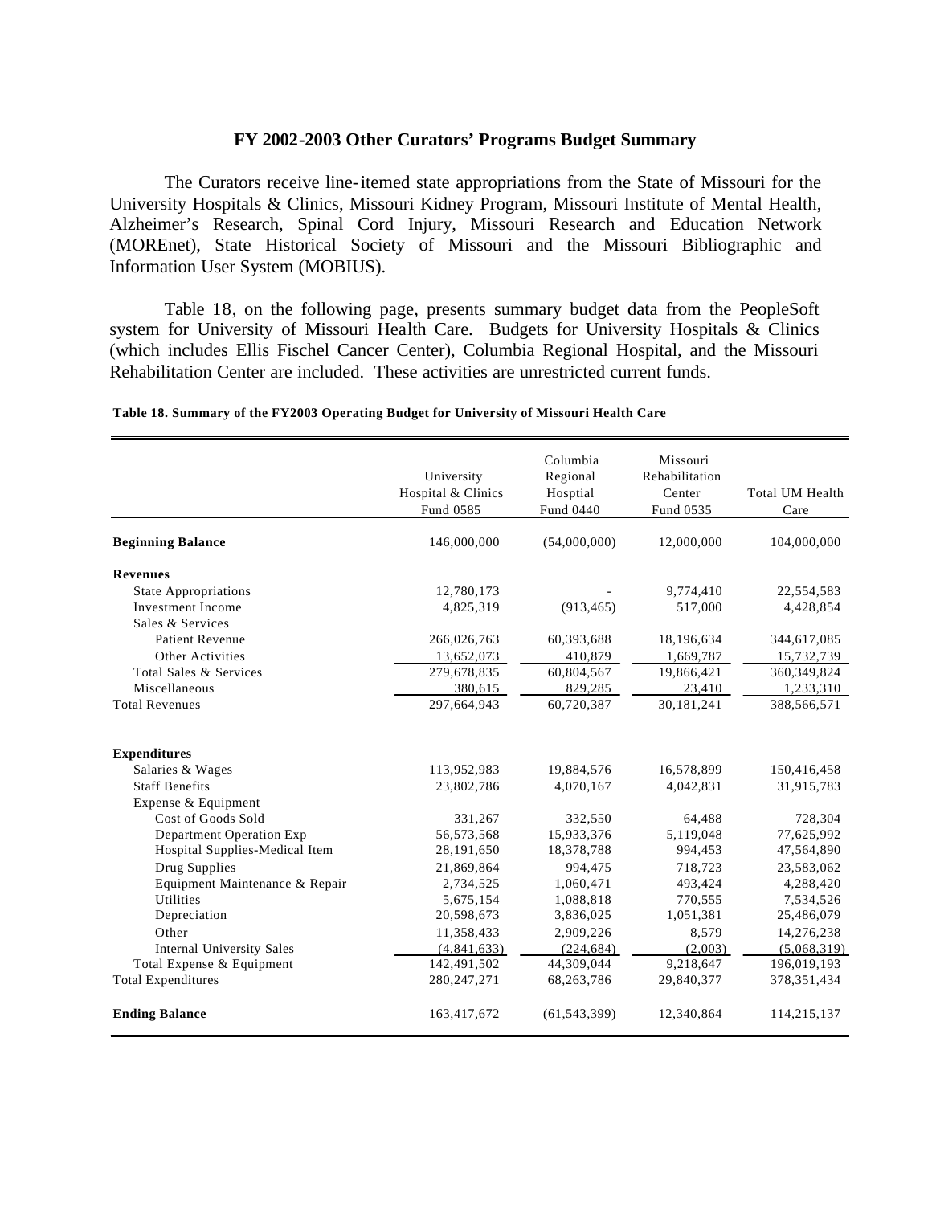### FY 2002-2003 Other Curators' Programs Budget Summary

The Curators receive line-itemed state appropriations from the State of Missouri for the University Hospitals & Clinics, Missouri Kidney Program, Missouri Institute of Mental Health, Alzheimer's Research, Spinal Cord Injury, Missouri Research and Education Network (MOREnet), State Historical Society of Missouri and the Missouri Bibliographic and Information User System (MOBIUS).

Table 18, on the following page, presents summary budget data from the PeopleSoft system for University of Missouri Health Care. Budgets for University Hospitals & Clinics (which includes Ellis Fischel Cancer Center), Columbia Regional Hospital, and the Missouri Rehabilitation Center are included. These activities are unrestricted current funds.

**Table 18. Summary of the FY2003 Operating Budget for University of Missouri Health Care**

| | University Hospital & Clinics Fund 0585 | Columbia Regional Hosptial Fund 0440 | Missouri Rehabilitation Center Fund 0535 | Total UM Health Care |
|---|---|---|---|---|
| **Beginning Balance** | 146,000,000 | (54,000,000) | 12,000,000 | 104,000,000 |
| **Revenues** | | | | |
| State Appropriations | 12,780,173 | - | 9,774,410 | 22,554,583 |
| Investment Income | 4,825,319 | (913,465) | 517,000 | 4,428,854 |
| Sales & Services | | | | |
| Patient Revenue | 266,026,763 | 60,393,688 | 18,196,634 | 344,617,085 |
| Other Activities | 13,652,073 | 410,879 | 1,669,787 | 15,732,739 |
| Total Sales & Services | 279,678,835 | 60,804,567 | 19,866,421 | 360,349,824 |
| Miscellaneous | 380,615 | 829,285 | 23,410 | 1,233,310 |
| Total Revenues | 297,664,943 | 60,720,387 | 30,181,241 | 388,566,571 |
| **Expenditures** | | | | |
| Salaries & Wages | 113,952,983 | 19,884,576 | 16,578,899 | 150,416,458 |
| Staff Benefits | 23,802,786 | 4,070,167 | 4,042,831 | 31,915,783 |
| Expense & Equipment | | | | |
| Cost of Goods Sold | 331,267 | 332,550 | 64,488 | 728,304 |
| Department Operation Exp | 56,573,568 | 15,933,376 | 5,119,048 | 77,625,992 |
| Hospital Supplies-Medical Item | 28,191,650 | 18,378,788 | 994,453 | 47,564,890 |
| Drug Supplies | 21,869,864 | 994,475 | 718,723 | 23,583,062 |
| Equipment Maintenance & Repair | 2,734,525 | 1,060,471 | 493,424 | 4,288,420 |
| Utilities | 5,675,154 | 1,088,818 | 770,555 | 7,534,526 |
| Depreciation | 20,598,673 | 3,836,025 | 1,051,381 | 25,486,079 |
| Other | 11,358,433 | 2,909,226 | 8,579 | 14,276,238 |
| Internal University Sales | (4,841,633) | (224,684) | (2,003) | (5,068,319) |
| Total Expense & Equipment | 142,491,502 | 44,309,044 | 9,218,647 | 196,019,193 |
| Total Expenditures | 280,247,271 | 68,263,786 | 29,840,377 | 378,351,434 |
| **Ending Balance** | 163,417,672 | (61,543,399) | 12,340,864 | 114,215,137 |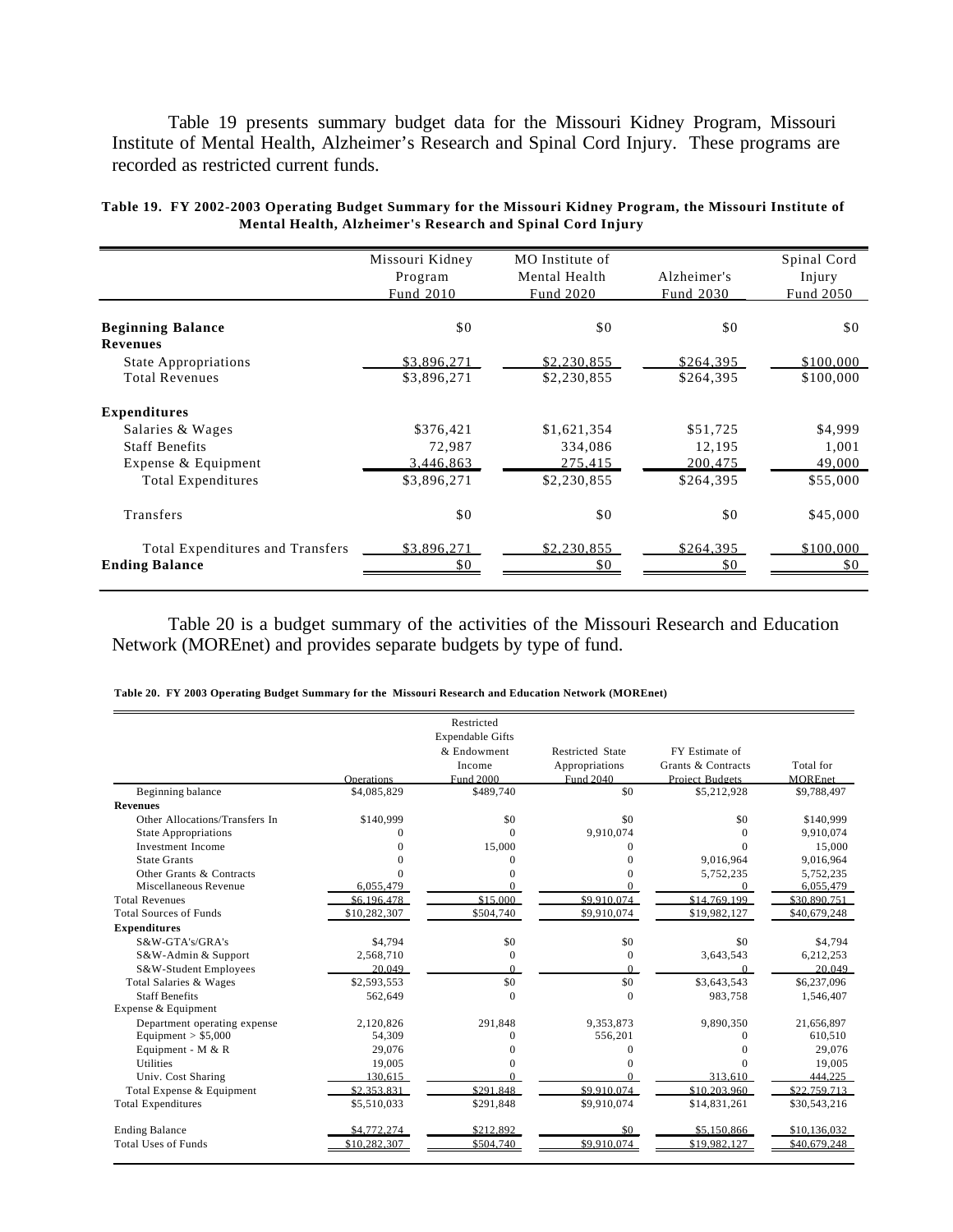Table 19 presents summary budget data for the Missouri Kidney Program, Missouri Institute of Mental Health, Alzheimer's Research and Spinal Cord Injury. These programs are recorded as restricted current funds.

**Table 19. FY 2002-2003 Operating Budget Summary for the Missouri Kidney Program, the Missouri Institute of Mental Health, Alzheimer's Research and Spinal Cord Injury**

| | Missouri Kidney Program Fund 2010 | MO Institute of Mental Health Fund 2020 | Alzheimer's Fund 2030 | Spinal Cord Injury Fund 2050 |
|---|---|---|---|---|
| **Beginning Balance** | $0 | $0 | $0 | $0 |
| **Revenues** | | | | |
| State Appropriations | $3,896,271 | $2,230,855 | $264,395 | $100,000 |
| Total Revenues | $3,896,271 | $2,230,855 | $264,395 | $100,000 |
| **Expenditures** | | | | |
| Salaries & Wages | $376,421 | $1,621,354 | $51,725 | $4,999 |
| Staff Benefits | 72,987 | 334,086 | 12,195 | 1,001 |
| Expense & Equipment | 3,446,863 | 275,415 | 200,475 | 49,000 |
| Total Expenditures | $3,896,271 | $2,230,855 | $264,395 | $55,000 |
| Transfers | $0 | $0 | $0 | $45,000 |
| Total Expenditures and Transfers | $3,896,271 | $2,230,855 | $264,395 | $100,000 |
| **Ending Balance** | $0 | $0 | $0 | $0 |

Table 20 is a budget summary of the activities of the Missouri Research and Education Network (MOREnet) and provides separate budgets by type of fund.

**Table 20. FY 2003 Operating Budget Summary for the Missouri Research and Education Network (MOREnet)**

| | Operations | Restricted Expendable Gifts & Endowment Income Fund 2000 | Restricted State Appropriations Fund 2040 | FY Estimate of Grants & Contracts Project Budgets | Total for MOREnet |
|---|---|---|---|---|---|
| Beginning balance | $4,085,829 | $489,740 | $0 | $5,212,928 | $9,788,497 |
| **Revenues** | | | | | |
| Other Allocations/Transfers In | $140,999 | $0 | $0 | $0 | $140,999 |
| State Appropriations | 0 | 0 | 9,910,074 | 0 | 9,910,074 |
| Investment Income | 0 | 15,000 | 0 | 0 | 15,000 |
| State Grants | 0 | 0 | 0 | 9,016,964 | 9,016,964 |
| Other Grants & Contracts | 0 | 0 | 0 | 5,752,235 | 5,752,235 |
| Miscellaneous Revenue | 6,055,479 | 0 | 0 | 0 | 6,055,479 |
| Total Revenues | $6,196,478 | $15,000 | $9,910,074 | $14,769,199 | $30,890,751 |
| Total Sources of Funds | $10,282,307 | $504,740 | $9,910,074 | $19,982,127 | $40,679,248 |
| **Expenditures** | | | | | |
| S&W-GTA's/GRA's | $4,794 | $0 | $0 | $0 | $4,794 |
| S&W-Admin & Support | 2,568,710 | 0 | 0 | 3,643,543 | 6,212,253 |
| S&W-Student Employees | 20,049 | 0 | 0 | 0 | 20,049 |
| Total Salaries & Wages | $2,593,553 | $0 | $0 | $3,643,543 | $6,237,096 |
| Staff Benefits | 562,649 | 0 | 0 | 983,758 | 1,546,407 |
| Expense & Equipment | | | | | |
| Department operating expense | 2,120,826 | 291,848 | 9,353,873 | 9,890,350 | 21,656,897 |
| Equipment > $5,000 | 54,309 | 0 | 556,201 | 0 | 610,510 |
| Equipment - M & R | 29,076 | 0 | 0 | 0 | 29,076 |
| Utilities | 19,005 | 0 | 0 | 0 | 19,005 |
| Univ. Cost Sharing | 130,615 | 0 | 0 | 313,610 | 444,225 |
| Total Expense & Equipment | $2,353,831 | $291,848 | $9,910,074 | $10,203,960 | $22,759,713 |
| Total Expenditures | $5,510,033 | $291,848 | $9,910,074 | $14,831,261 | $30,543,216 |
| Ending Balance | $4,772,274 | $212,892 | $0 | $5,150,866 | $10,136,032 |
| Total Uses of Funds | $10,282,307 | $504,740 | $9,910,074 | $19,982,127 | $40,679,248 |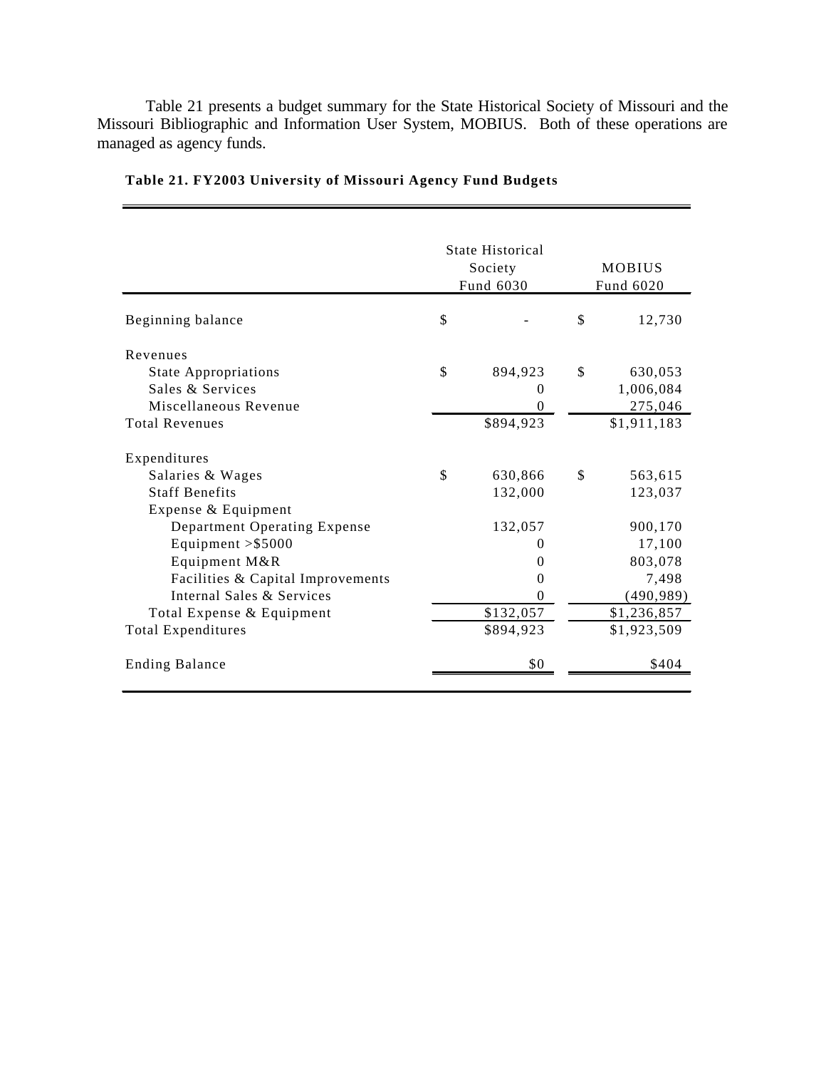Table 21 presents a budget summary for the State Historical Society of Missouri and the Missouri Bibliographic and Information User System, MOBIUS. Both of these operations are managed as agency funds.

**Table 21. FY2003 University of Missouri Agency Fund Budgets**

| | State Historical Society Fund 6030 | MOBIUS Fund 6020 |
|---|---|---|
| Beginning balance | $ - | $ 12,730 |
| Revenues | | |
| State Appropriations | $ 894,923 | $ 630,053 |
| Sales & Services | 0 | 1,006,084 |
| Miscellaneous Revenue | 0 | 275,046 |
| Total Revenues | $894,923 | $1,911,183 |
| Expenditures | | |
| Salaries & Wages | $ 630,866 | $ 563,615 |
| Staff Benefits | 132,000 | 123,037 |
| Expense & Equipment | | |
| Department Operating Expense | 132,057 | 900,170 |
| Equipment >$5000 | 0 | 17,100 |
| Equipment M&R | 0 | 803,078 |
| Facilities & Capital Improvements | 0 | 7,498 |
| Internal Sales & Services | 0 | (490,989) |
| Total Expense & Equipment | $132,057 | $1,236,857 |
| Total Expenditures | $894,923 | $1,923,509 |
| Ending Balance | $0 | $404 |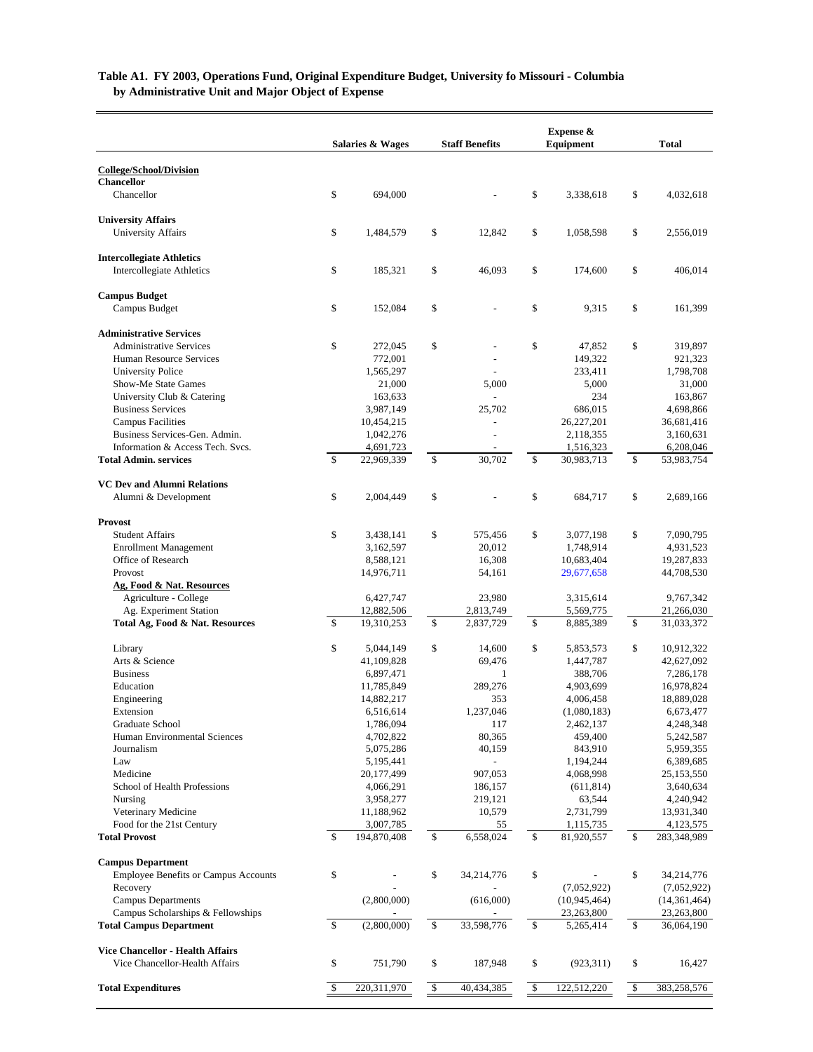**Table A1. FY 2003, Operations Fund, Original Expenditure Budget, University fo Missouri - Columbia by Administrative Unit and Major Object of Expense**

| | Salaries & Wages | Staff Benefits | Expense & Equipment | Total |
|---|---|---|---|---|
| **College/School/Division** | | | | |
| **Chancellor** | | | | |
| Chancellor | $ 694,000 | - | $ 3,338,618 | $ 4,032,618 |
| **University Affairs** | | | | |
| University Affairs | $ 1,484,579 | $ 12,842 | $ 1,058,598 | $ 2,556,019 |
| **Intercollegiate Athletics** | | | | |
| Intercollegiate Athletics | $ 185,321 | $ 46,093 | $ 174,600 | $ 406,014 |
| **Campus Budget** | | | | |
| Campus Budget | $ 152,084 | $ - | $ 9,315 | $ 161,399 |
| **Administrative Services** | | | | |
| Administrative Services | $ 272,045 | $ - | $ 47,852 | $ 319,897 |
| Human Resource Services | 772,001 | - | 149,322 | 921,323 |
| University Police | 1,565,297 | - | 233,411 | 1,798,708 |
| Show-Me State Games | 21,000 | 5,000 | 5,000 | 31,000 |
| University Club & Catering | 163,633 | - | 234 | 163,867 |
| Business Services | 3,987,149 | 25,702 | 686,015 | 4,698,866 |
| Campus Facilities | 10,454,215 | - | 26,227,201 | 36,681,416 |
| Business Services-Gen. Admin. | 1,042,276 | - | 2,118,355 | 3,160,631 |
| Information & Access Tech. Svcs. | 4,691,723 | - | 1,516,323 | 6,208,046 |
| **Total Admin. services** | $ 22,969,339 | $ 30,702 | $ 30,983,713 | $ 53,983,754 |
| **VC Dev and Alumni Relations** | | | | |
| Alumni & Development | $ 2,004,449 | $ - | $ 684,717 | $ 2,689,166 |
| **Provost** | | | | |
| Student Affairs | $ 3,438,141 | $ 575,456 | $ 3,077,198 | $ 7,090,795 |
| Enrollment Management | 3,162,597 | 20,012 | 1,748,914 | 4,931,523 |
| Office of Research | 8,588,121 | 16,308 | 10,683,404 | 19,287,833 |
| Provost | 14,976,711 | 54,161 | 29,677,658 | 44,708,530 |
| **Ag, Food & Nat. Resources** | | | | |
| Agriculture - College | 6,427,747 | 23,980 | 3,315,614 | 9,767,342 |
| Ag. Experiment Station | 12,882,506 | 2,813,749 | 5,569,775 | 21,266,030 |
| **Total Ag, Food & Nat. Resources** | $ 19,310,253 | $ 2,837,729 | $ 8,885,389 | $ 31,033,372 |
| Library | $ 5,044,149 | $ 14,600 | $ 5,853,573 | $ 10,912,322 |
| Arts & Science | 41,109,828 | 69,476 | 1,447,787 | 42,627,092 |
| Business | 6,897,471 | 1 | 388,706 | 7,286,178 |
| Education | 11,785,849 | 289,276 | 4,903,699 | 16,978,824 |
| Engineering | 14,882,217 | 353 | 4,006,458 | 18,889,028 |
| Extension | 6,516,614 | 1,237,046 | (1,080,183) | 6,673,477 |
| Graduate School | 1,786,094 | 117 | 2,462,137 | 4,248,348 |
| Human Environmental Sciences | 4,702,822 | 80,365 | 459,400 | 5,242,587 |
| Journalism | 5,075,286 | 40,159 | 843,910 | 5,959,355 |
| Law | 5,195,441 | - | 1,194,244 | 6,389,685 |
| Medicine | 20,177,499 | 907,053 | 4,068,998 | 25,153,550 |
| School of Health Professions | 4,066,291 | 186,157 | (611,814) | 3,640,634 |
| Nursing | 3,958,277 | 219,121 | 63,544 | 4,240,942 |
| Veterinary Medicine | 11,188,962 | 10,579 | 2,731,799 | 13,931,340 |
| Food for the 21st Century | 3,007,785 | 55 | 1,115,735 | 4,123,575 |
| **Total Provost** | $ 194,870,408 | $ 6,558,024 | $ 81,920,557 | $ 283,348,989 |
| **Campus Department** | | | | |
| Employee Benefits or Campus Accounts | $ - | $ 34,214,776 | $ - | $ 34,214,776 |
| Recovery | - | - | (7,052,922) | (7,052,922) |
| Campus Departments | (2,800,000) | (616,000) | (10,945,464) | (14,361,464) |
| Campus Scholarships & Fellowships | - | - | 23,263,800 | 23,263,800 |
| **Total Campus Department** | $ (2,800,000) | $ 33,598,776 | $ 5,265,414 | $ 36,064,190 |
| **Vice Chancellor - Health Affairs** | | | | |
| Vice Chancellor-Health Affairs | $ 751,790 | $ 187,948 | $ (923,311) | $ 16,427 |
| **Total Expenditures** | $ 220,311,970 | $ 40,434,385 | $ 122,512,220 | $ 383,258,576 |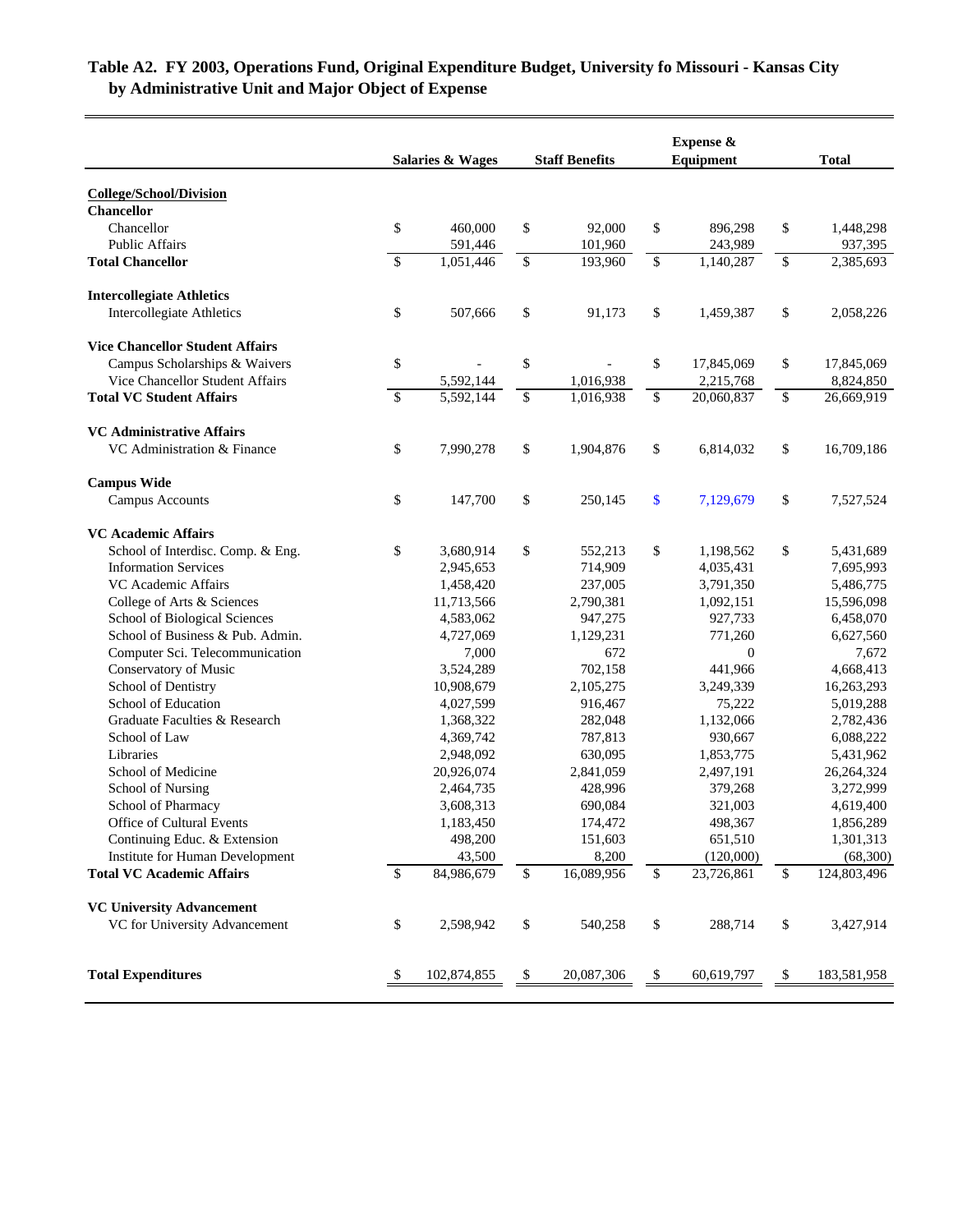**Table A2. FY 2003, Operations Fund, Original Expenditure Budget, University fo Missouri - Kansas City by Administrative Unit and Major Object of Expense**

| | Salaries & Wages | Staff Benefits | Expense & Equipment | Total |
|---|---|---|---|---|
| **College/School/Division** | | | | |
| **Chancellor** | | | | |
| Chancellor | $ 460,000 | $ 92,000 | $ 896,298 | $ 1,448,298 |
| Public Affairs | 591,446 | 101,960 | 243,989 | 937,395 |
| **Total Chancellor** | $ 1,051,446 | $ 193,960 | $ 1,140,287 | $ 2,385,693 |
| **Intercollegiate Athletics** | | | | |
| Intercollegiate Athletics | $ 507,666 | $ 91,173 | $ 1,459,387 | $ 2,058,226 |
| **Vice Chancellor Student Affairs** | | | | |
| Campus Scholarships & Waivers | $ - | $ - | $ 17,845,069 | $ 17,845,069 |
| Vice Chancellor Student Affairs | 5,592,144 | 1,016,938 | 2,215,768 | 8,824,850 |
| **Total VC Student Affairs** | $ 5,592,144 | $ 1,016,938 | $ 20,060,837 | $ 26,669,919 |
| **VC Administrative Affairs** | | | | |
| VC Administration & Finance | $ 7,990,278 | $ 1,904,876 | $ 6,814,032 | $ 16,709,186 |
| **Campus Wide** | | | | |
| Campus Accounts | $ 147,700 | $ 250,145 | $ 7,129,679 | $ 7,527,524 |
| **VC Academic Affairs** | | | | |
| School of Interdisc. Comp. & Eng. | $ 3,680,914 | $ 552,213 | $ 1,198,562 | $ 5,431,689 |
| Information Services | 2,945,653 | 714,909 | 4,035,431 | 7,695,993 |
| VC Academic Affairs | 1,458,420 | 237,005 | 3,791,350 | 5,486,775 |
| College of Arts & Sciences | 11,713,566 | 2,790,381 | 1,092,151 | 15,596,098 |
| School of Biological Sciences | 4,583,062 | 947,275 | 927,733 | 6,458,070 |
| School of Business & Pub. Admin. | 4,727,069 | 1,129,231 | 771,260 | 6,627,560 |
| Computer Sci. Telecommunication | 7,000 | 672 | 0 | 7,672 |
| Conservatory of Music | 3,524,289 | 702,158 | 441,966 | 4,668,413 |
| School of Dentistry | 10,908,679 | 2,105,275 | 3,249,339 | 16,263,293 |
| School of Education | 4,027,599 | 916,467 | 75,222 | 5,019,288 |
| Graduate Faculties & Research | 1,368,322 | 282,048 | 1,132,066 | 2,782,436 |
| School of Law | 4,369,742 | 787,813 | 930,667 | 6,088,222 |
| Libraries | 2,948,092 | 630,095 | 1,853,775 | 5,431,962 |
| School of Medicine | 20,926,074 | 2,841,059 | 2,497,191 | 26,264,324 |
| School of Nursing | 2,464,735 | 428,996 | 379,268 | 3,272,999 |
| School of Pharmacy | 3,608,313 | 690,084 | 321,003 | 4,619,400 |
| Office of Cultural Events | 1,183,450 | 174,472 | 498,367 | 1,856,289 |
| Continuing Educ. & Extension | 498,200 | 151,603 | 651,510 | 1,301,313 |
| Institute for Human Development | 43,500 | 8,200 | (120,000) | (68,300) |
| **Total VC Academic Affairs** | $ 84,986,679 | $ 16,089,956 | $ 23,726,861 | $ 124,803,496 |
| **VC University Advancement** | | | | |
| VC for University Advancement | $ 2,598,942 | $ 540,258 | $ 288,714 | $ 3,427,914 |
| **Total Expenditures** | $ 102,874,855 | $ 20,087,306 | $ 60,619,797 | $ 183,581,958 |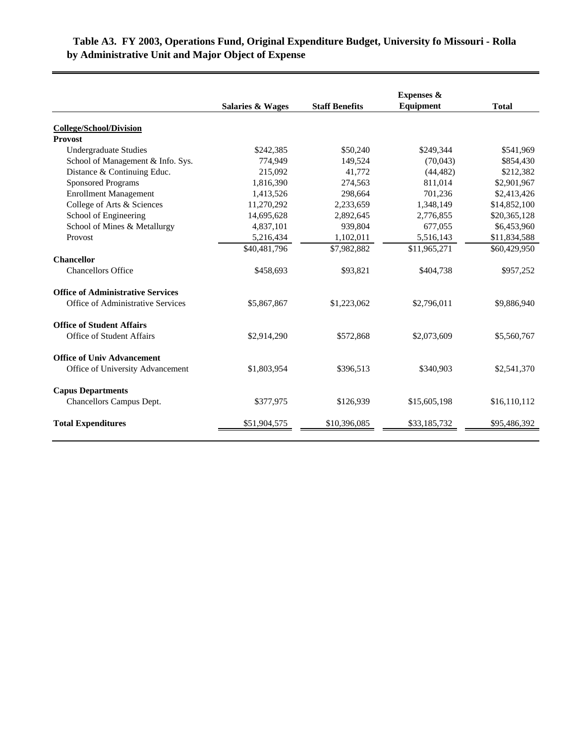**Table A3. FY 2003, Operations Fund, Original Expenditure Budget, University fo Missouri - Rolla by Administrative Unit and Major Object of Expense**

| | Salaries & Wages | Staff Benefits | Expenses & Equipment | Total |
|---|---|---|---|---|
| **College/School/Division** | | | | |
| **Provost** | | | | |
| Undergraduate Studies | $242,385 | $50,240 | $249,344 | $541,969 |
| School of Management & Info. Sys. | 774,949 | 149,524 | (70,043) | $854,430 |
| Distance & Continuing Educ. | 215,092 | 41,772 | (44,482) | $212,382 |
| Sponsored Programs | 1,816,390 | 274,563 | 811,014 | $2,901,967 |
| Enrollment Management | 1,413,526 | 298,664 | 701,236 | $2,413,426 |
| College of Arts & Sciences | 11,270,292 | 2,233,659 | 1,348,149 | $14,852,100 |
| School of Engineering | 14,695,628 | 2,892,645 | 2,776,855 | $20,365,128 |
| School of Mines & Metallurgy | 4,837,101 | 939,804 | 677,055 | $6,453,960 |
| Provost | 5,216,434 | 1,102,011 | 5,516,143 | $11,834,588 |
| | $40,481,796 | $7,982,882 | $11,965,271 | $60,429,950 |
| **Chancellor** | | | | |
| Chancellors Office | $458,693 | $93,821 | $404,738 | $957,252 |
| **Office of Administrative Services** | | | | |
| Office of Administrative Services | $5,867,867 | $1,223,062 | $2,796,011 | $9,886,940 |
| **Office of Student Affairs** | | | | |
| Office of Student Affairs | $2,914,290 | $572,868 | $2,073,609 | $5,560,767 |
| **Office of Univ Advancement** | | | | |
| Office of University Advancement | $1,803,954 | $396,513 | $340,903 | $2,541,370 |
| **Capus Departments** | | | | |
| Chancellors Campus Dept. | $377,975 | $126,939 | $15,605,198 | $16,110,112 |
| **Total Expenditures** | $51,904,575 | $10,396,085 | $33,185,732 | $95,486,392 |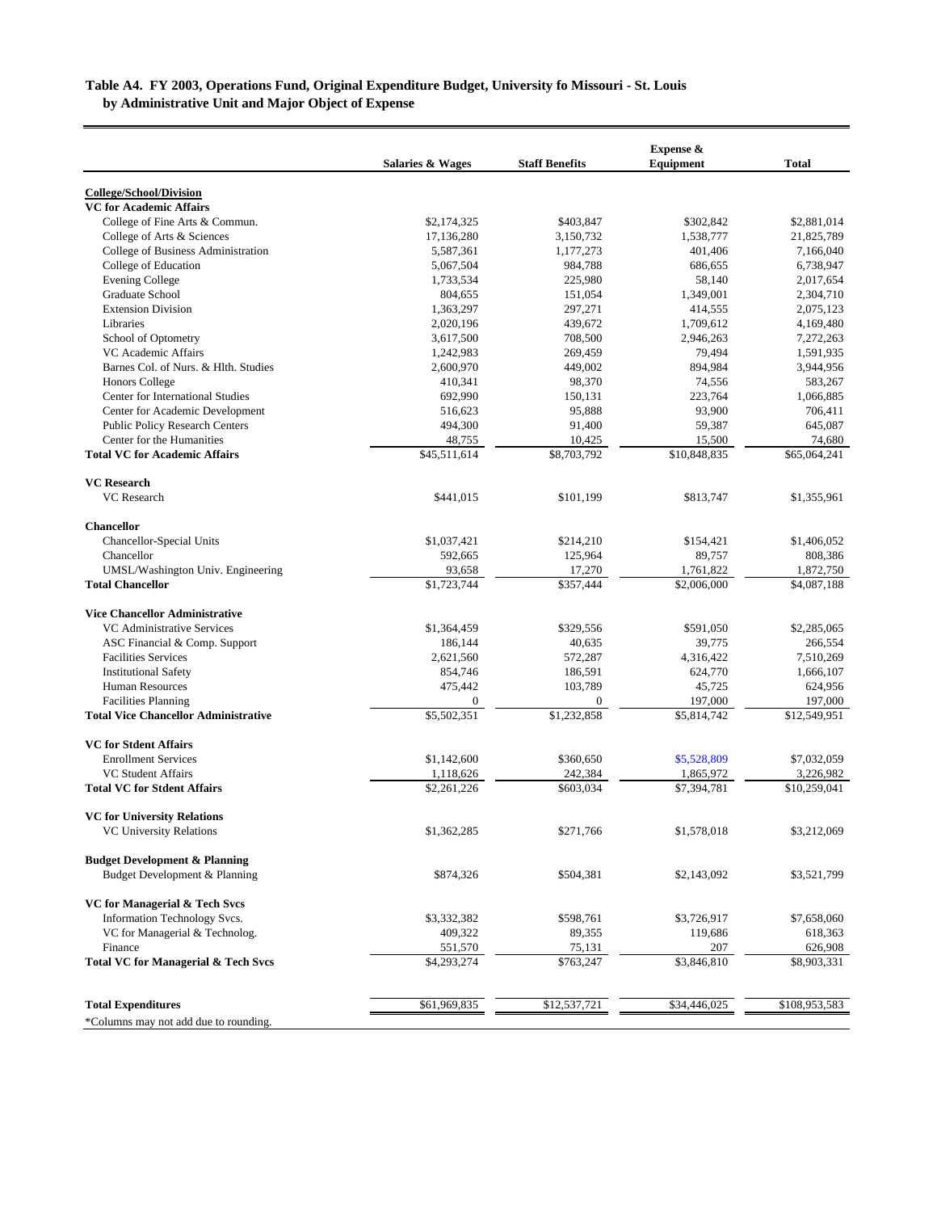**Table A4. FY 2003, Operations Fund, Original Expenditure Budget, University fo Missouri - St. Louis**
**by Administrative Unit and Major Object of Expense**

| | Salaries & Wages | Staff Benefits | Expense & Equipment | Total |
|---|---|---|---|---|
| **College/School/Division** | | | | |
| **VC for Academic Affairs** | | | | |
| College of Fine Arts & Commun. | $2,174,325 | $403,847 | $302,842 | $2,881,014 |
| College of Arts & Sciences | 17,136,280 | 3,150,732 | 1,538,777 | 21,825,789 |
| College of Business Administration | 5,587,361 | 1,177,273 | 401,406 | 7,166,040 |
| College of Education | 5,067,504 | 984,788 | 686,655 | 6,738,947 |
| Evening College | 1,733,534 | 225,980 | 58,140 | 2,017,654 |
| Graduate School | 804,655 | 151,054 | 1,349,001 | 2,304,710 |
| Extension Division | 1,363,297 | 297,271 | 414,555 | 2,075,123 |
| Libraries | 2,020,196 | 439,672 | 1,709,612 | 4,169,480 |
| School of Optometry | 3,617,500 | 708,500 | 2,946,263 | 7,272,263 |
| VC Academic Affairs | 1,242,983 | 269,459 | 79,494 | 1,591,935 |
| Barnes Col. of Nurs. & Hlth. Studies | 2,600,970 | 449,002 | 894,984 | 3,944,956 |
| Honors College | 410,341 | 98,370 | 74,556 | 583,267 |
| Center for International Studies | 692,990 | 150,131 | 223,764 | 1,066,885 |
| Center for Academic Development | 516,623 | 95,888 | 93,900 | 706,411 |
| Public Policy Research Centers | 494,300 | 91,400 | 59,387 | 645,087 |
| Center for the Humanities | 48,755 | 10,425 | 15,500 | 74,680 |
| **Total VC for Academic Affairs** | $45,511,614 | $8,703,792 | $10,848,835 | $65,064,241 |
| **VC Research** | | | | |
| VC Research | $441,015 | $101,199 | $813,747 | $1,355,961 |
| **Chancellor** | | | | |
| Chancellor-Special Units | $1,037,421 | $214,210 | $154,421 | $1,406,052 |
| Chancellor | 592,665 | 125,964 | 89,757 | 808,386 |
| UMSL/Washington Univ. Engineering | 93,658 | 17,270 | 1,761,822 | 1,872,750 |
| **Total Chancellor** | $1,723,744 | $357,444 | $2,006,000 | $4,087,188 |
| **Vice Chancellor Administrative** | | | | |
| VC Administrative Services | $1,364,459 | $329,556 | $591,050 | $2,285,065 |
| ASC Financial & Comp. Support | 186,144 | 40,635 | 39,775 | 266,554 |
| Facilities Services | 2,621,560 | 572,287 | 4,316,422 | 7,510,269 |
| Institutional Safety | 854,746 | 186,591 | 624,770 | 1,666,107 |
| Human Resources | 475,442 | 103,789 | 45,725 | 624,956 |
| Facilities Planning | 0 | 0 | 197,000 | 197,000 |
| **Total Vice Chancellor Administrative** | $5,502,351 | $1,232,858 | $5,814,742 | $12,549,951 |
| **VC for Stdent Affairs** | | | | |
| Enrollment Services | $1,142,600 | $360,650 | $5,528,809 | $7,032,059 |
| VC Student Affairs | 1,118,626 | 242,384 | 1,865,972 | 3,226,982 |
| **Total VC for Stdent Affairs** | $2,261,226 | $603,034 | $7,394,781 | $10,259,041 |
| **VC for University Relations** | | | | |
| VC University Relations | $1,362,285 | $271,766 | $1,578,018 | $3,212,069 |
| **Budget Development & Planning** | | | | |
| Budget Development & Planning | $874,326 | $504,381 | $2,143,092 | $3,521,799 |
| **VC for Managerial & Tech Svcs** | | | | |
| Information Technology Svcs. | $3,332,382 | $598,761 | $3,726,917 | $7,658,060 |
| VC for Managerial & Technolog. | 409,322 | 89,355 | 119,686 | 618,363 |
| Finance | 551,570 | 75,131 | 207 | 626,908 |
| **Total VC for Managerial & Tech Svcs** | $4,293,274 | $763,247 | $3,846,810 | $8,903,331 |
| **Total Expenditures** | $61,969,835 | $12,537,721 | $34,446,025 | $108,953,583 |

*Columns may not add due to rounding.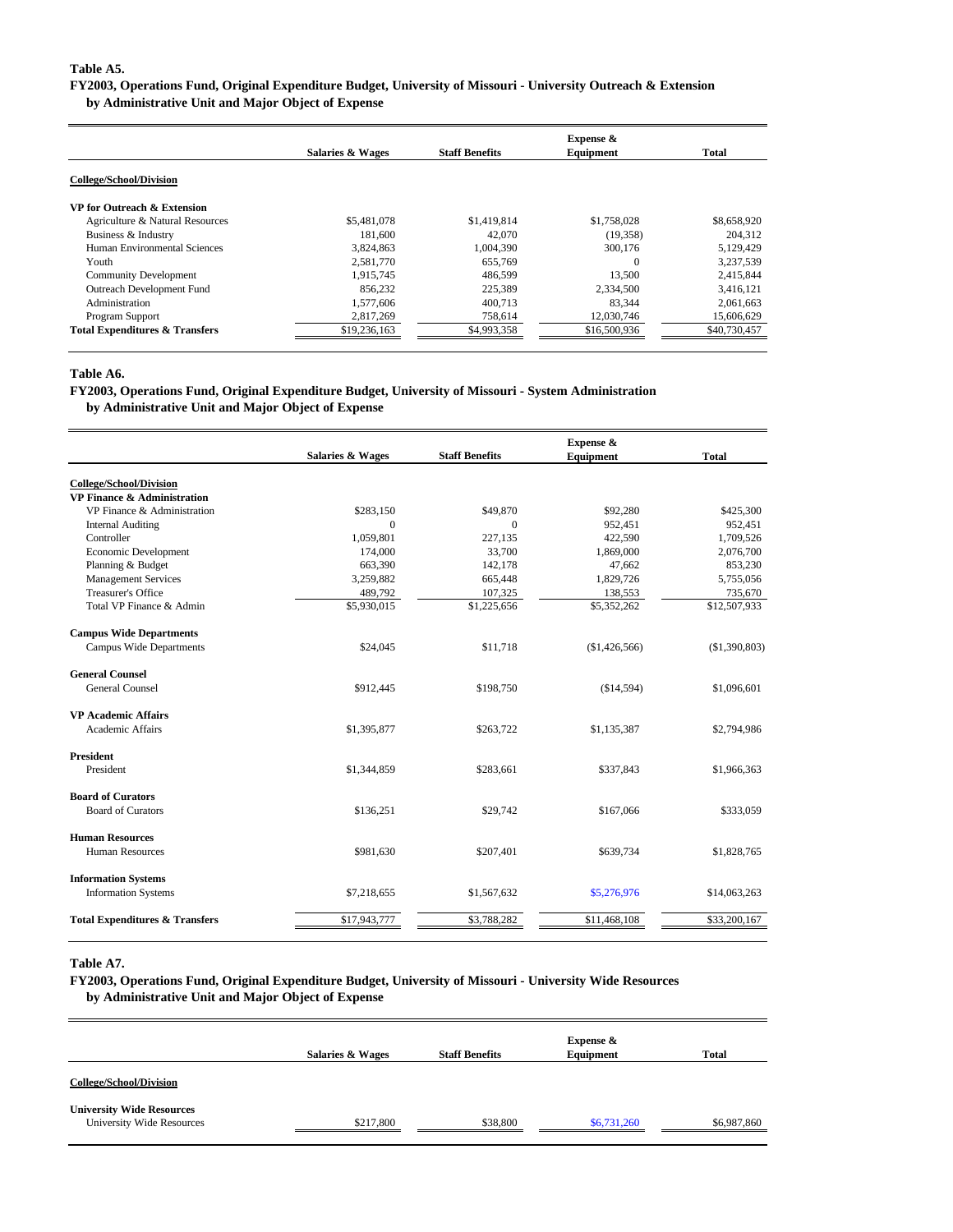**Table A5.**

**FY2003, Operations Fund, Original Expenditure Budget, University of Missouri - University Outreach & Extension by Administrative Unit and Major Object of Expense**

| | Salaries & Wages | Staff Benefits | Expense & Equipment | Total |
|---|---|---|---|---|
| **College/School/Division** | | | | |
| **VP for Outreach & Extension** | | | | |
| Agriculture & Natural Resources | $5,481,078 | $1,419,814 | $1,758,028 | $8,658,920 |
| Business & Industry | 181,600 | 42,070 | (19,358) | 204,312 |
| Human Environmental Sciences | 3,824,863 | 1,004,390 | 300,176 | 5,129,429 |
| Youth | 2,581,770 | 655,769 | 0 | 3,237,539 |
| Community Development | 1,915,745 | 486,599 | 13,500 | 2,415,844 |
| Outreach Development Fund | 856,232 | 225,389 | 2,334,500 | 3,416,121 |
| Administration | 1,577,606 | 400,713 | 83,344 | 2,061,663 |
| Program Support | 2,817,269 | 758,614 | 12,030,746 | 15,606,629 |
| **Total Expenditures & Transfers** | $19,236,163 | $4,993,358 | $16,500,936 | $40,730,457 |

**Table A6.**

**FY2003, Operations Fund, Original Expenditure Budget, University of Missouri - System Administration by Administrative Unit and Major Object of Expense**

| | Salaries & Wages | Staff Benefits | Expense & Equipment | Total |
|---|---|---|---|---|
| **College/School/Division** | | | | |
| **VP Finance & Administration** | | | | |
| VP Finance & Administration | $283,150 | $49,870 | $92,280 | $425,300 |
| Internal Auditing | 0 | 0 | 952,451 | 952,451 |
| Controller | 1,059,801 | 227,135 | 422,590 | 1,709,526 |
| Economic Development | 174,000 | 33,700 | 1,869,000 | 2,076,700 |
| Planning & Budget | 663,390 | 142,178 | 47,662 | 853,230 |
| Management Services | 3,259,882 | 665,448 | 1,829,726 | 5,755,056 |
| Treasurer's Office | 489,792 | 107,325 | 138,553 | 735,670 |
| Total VP Finance & Admin | $5,930,015 | $1,225,656 | $5,352,262 | $12,507,933 |
| **Campus Wide Departments** | | | | |
| Campus Wide Departments | $24,045 | $11,718 | ($1,426,566) | ($1,390,803) |
| **General Counsel** | | | | |
| General Counsel | $912,445 | $198,750 | ($14,594) | $1,096,601 |
| **VP Academic Affairs** | | | | |
| Academic Affairs | $1,395,877 | $263,722 | $1,135,387 | $2,794,986 |
| **President** | | | | |
| President | $1,344,859 | $283,661 | $337,843 | $1,966,363 |
| **Board of Curators** | | | | |
| Board of Curators | $136,251 | $29,742 | $167,066 | $333,059 |
| **Human Resources** | | | | |
| Human Resources | $981,630 | $207,401 | $639,734 | $1,828,765 |
| **Information Systems** | | | | |
| Information Systems | $7,218,655 | $1,567,632 | $5,276,976 | $14,063,263 |
| **Total Expenditures & Transfers** | $17,943,777 | $3,788,282 | $11,468,108 | $33,200,167 |

**Table A7.**

**FY2003, Operations Fund, Original Expenditure Budget, University of Missouri - University Wide Resources by Administrative Unit and Major Object of Expense**

| | Salaries & Wages | Staff Benefits | Expense & Equipment | Total |
|---|---|---|---|---|
| **College/School/Division** | | | | |
| **University Wide Resources** | | | | |
| University Wide Resources | $217,800 | $38,800 | $6,731,260 | $6,987,860 |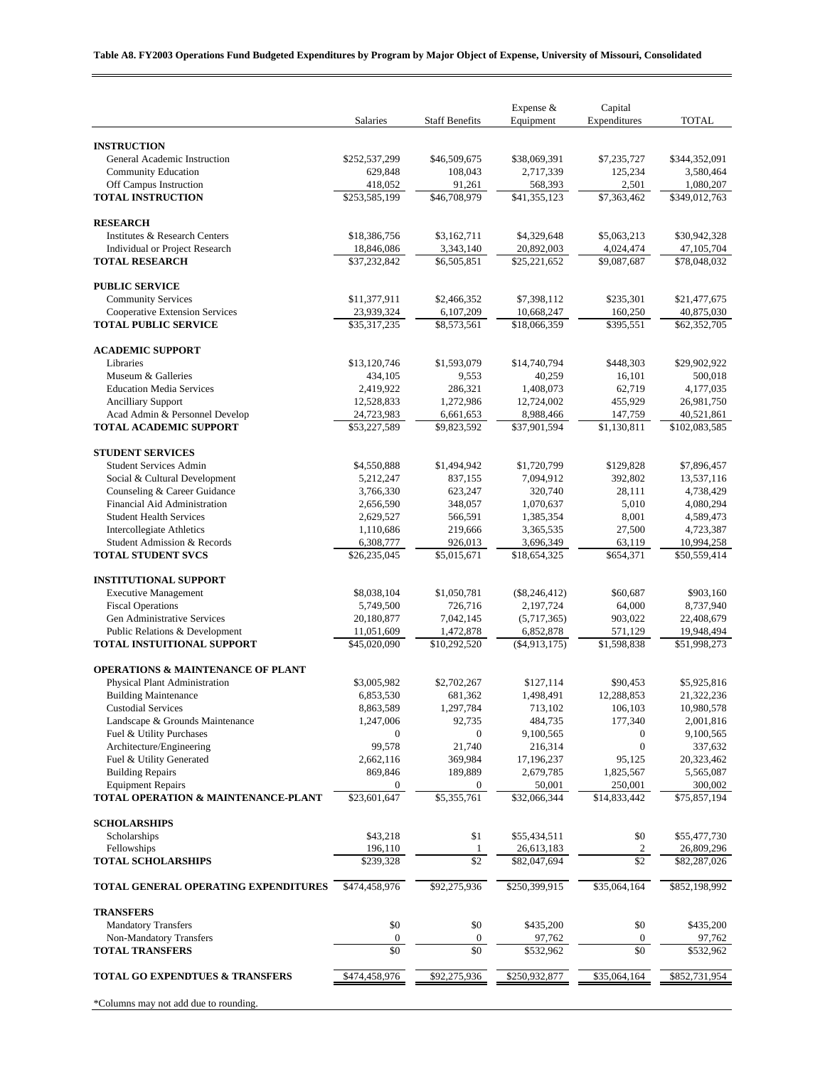**Table A8. FY2003 Operations Fund Budgeted Expenditures by Program by Major Object of Expense, University of Missouri, Consolidated**

| | Salaries | Staff Benefits | Expense & Equipment | Capital Expenditures | TOTAL |
|---|---|---|---|---|---|
| **INSTRUCTION** | | | | | |
| General Academic Instruction | $252,537,299 | $46,509,675 | $38,069,391 | $7,235,727 | $344,352,091 |
| Community Education | 629,848 | 108,043 | 2,717,339 | 125,234 | 3,580,464 |
| Off Campus Instruction | 418,052 | 91,261 | 568,393 | 2,501 | 1,080,207 |
| **TOTAL INSTRUCTION** | $253,585,199 | $46,708,979 | $41,355,123 | $7,363,462 | $349,012,763 |
| **RESEARCH** | | | | | |
| Institutes & Research Centers | $18,386,756 | $3,162,711 | $4,329,648 | $5,063,213 | $30,942,328 |
| Individual or Project Research | 18,846,086 | 3,343,140 | 20,892,003 | 4,024,474 | 47,105,704 |
| **TOTAL RESEARCH** | $37,232,842 | $6,505,851 | $25,221,652 | $9,087,687 | $78,048,032 |
| **PUBLIC SERVICE** | | | | | |
| Community Services | $11,377,911 | $2,466,352 | $7,398,112 | $235,301 | $21,477,675 |
| Cooperative Extension Services | 23,939,324 | 6,107,209 | 10,668,247 | 160,250 | 40,875,030 |
| **TOTAL PUBLIC SERVICE** | $35,317,235 | $8,573,561 | $18,066,359 | $395,551 | $62,352,705 |
| **ACADEMIC SUPPORT** | | | | | |
| Libraries | $13,120,746 | $1,593,079 | $14,740,794 | $448,303 | $29,902,922 |
| Museum & Galleries | 434,105 | 9,553 | 40,259 | 16,101 | 500,018 |
| Education Media Services | 2,419,922 | 286,321 | 1,408,073 | 62,719 | 4,177,035 |
| Ancilliary Support | 12,528,833 | 1,272,986 | 12,724,002 | 455,929 | 26,981,750 |
| Acad Admin & Personnel Develop | 24,723,983 | 6,661,653 | 8,988,466 | 147,759 | 40,521,861 |
| **TOTAL ACADEMIC SUPPORT** | $53,227,589 | $9,823,592 | $37,901,594 | $1,130,811 | $102,083,585 |
| **STUDENT SERVICES** | | | | | |
| Student Services Admin | $4,550,888 | $1,494,942 | $1,720,799 | $129,828 | $7,896,457 |
| Social & Cultural Development | 5,212,247 | 837,155 | 7,094,912 | 392,802 | 13,537,116 |
| Counseling & Career Guidance | 3,766,330 | 623,247 | 320,740 | 28,111 | 4,738,429 |
| Financial Aid Administration | 2,656,590 | 348,057 | 1,070,637 | 5,010 | 4,080,294 |
| Student Health Services | 2,629,527 | 566,591 | 1,385,354 | 8,001 | 4,589,473 |
| Intercollegiate Athletics | 1,110,686 | 219,666 | 3,365,535 | 27,500 | 4,723,387 |
| Student Admission & Records | 6,308,777 | 926,013 | 3,696,349 | 63,119 | 10,994,258 |
| **TOTAL STUDENT SVCS** | $26,235,045 | $5,015,671 | $18,654,325 | $654,371 | $50,559,414 |
| **INSTITUTIONAL SUPPORT** | | | | | |
| Executive Management | $8,038,104 | $1,050,781 | ($8,246,412) | $60,687 | $903,160 |
| Fiscal Operations | 5,749,500 | 726,716 | 2,197,724 | 64,000 | 8,737,940 |
| Gen Administrative Services | 20,180,877 | 7,042,145 | (5,717,365) | 903,022 | 22,408,679 |
| Public Relations & Development | 11,051,609 | 1,472,878 | 6,852,878 | 571,129 | 19,948,494 |
| **TOTAL INSTUITIONAL SUPPORT** | $45,020,090 | $10,292,520 | ($4,913,175) | $1,598,838 | $51,998,273 |
| **OPERATIONS & MAINTENANCE OF PLANT** | | | | | |
| Physical Plant Administration | $3,005,982 | $2,702,267 | $127,114 | $90,453 | $5,925,816 |
| Building Maintenance | 6,853,530 | 681,362 | 1,498,491 | 12,288,853 | 21,322,236 |
| Custodial Services | 8,863,589 | 1,297,784 | 713,102 | 106,103 | 10,980,578 |
| Landscape & Grounds Maintenance | 1,247,006 | 92,735 | 484,735 | 177,340 | 2,001,816 |
| Fuel & Utility Purchases | 0 | 0 | 9,100,565 | 0 | 9,100,565 |
| Architecture/Engineering | 99,578 | 21,740 | 216,314 | 0 | 337,632 |
| Fuel & Utility Generated | 2,662,116 | 369,984 | 17,196,237 | 95,125 | 20,323,462 |
| Building Repairs | 869,846 | 189,889 | 2,679,785 | 1,825,567 | 5,565,087 |
| Equipment Repairs | 0 | 0 | 50,001 | 250,001 | 300,002 |
| **TOTAL OPERATION & MAINTENANCE-PLANT** | $23,601,647 | $5,355,761 | $32,066,344 | $14,833,442 | $75,857,194 |
| **SCHOLARSHIPS** | | | | | |
| Scholarships | $43,218 | $1 | $55,434,511 | $0 | $55,477,730 |
| Fellowships | 196,110 | 1 | 26,613,183 | 2 | 26,809,296 |
| **TOTAL SCHOLARSHIPS** | $239,328 | $2 | $82,047,694 | $2 | $82,287,026 |
| **TOTAL GENERAL OPERATING EXPENDITURES** | $474,458,976 | $92,275,936 | $250,399,915 | $35,064,164 | $852,198,992 |
| **TRANSFERS** | | | | | |
| Mandatory Transfers | $0 | $0 | $435,200 | $0 | $435,200 |
| Non-Mandatory Transfers | 0 | 0 | 97,762 | 0 | 97,762 |
| **TOTAL TRANSFERS** | $0 | $0 | $532,962 | $0 | $532,962 |
| **TOTAL GO EXPENDTUES & TRANSFERS** | $474,458,976 | $92,275,936 | $250,932,877 | $35,064,164 | $852,731,954 |

*Columns may not add due to rounding.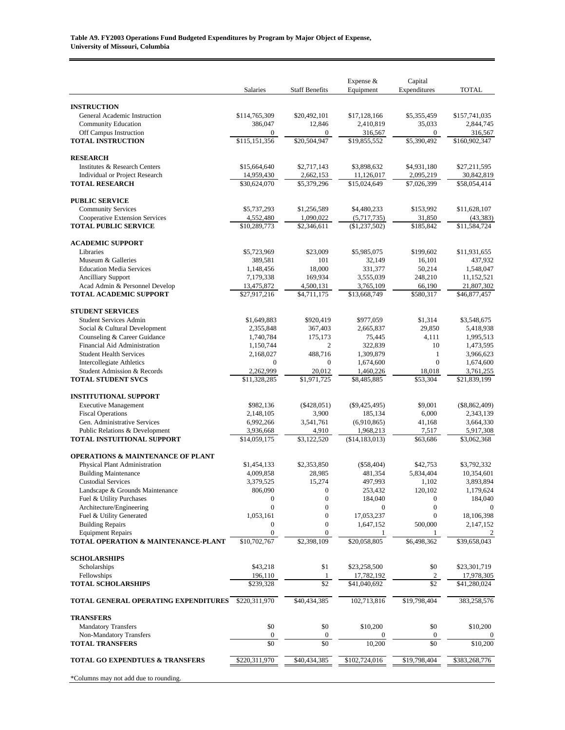**Table A9. FY2003 Operations Fund Budgeted Expenditures by Program by Major Object of Expense, University of Missouri, Columbia**

| | Salaries | Staff Benefits | Expense & Equipment | Capital Expenditures | TOTAL |
|---|---|---|---|---|---|
| **INSTRUCTION** | | | | | |
| General Academic Instruction | $114,765,309 | $20,492,101 | $17,128,166 | $5,355,459 | $157,741,035 |
| Community Education | 386,047 | 12,846 | 2,410,819 | 35,033 | 2,844,745 |
| Off Campus Instruction | 0 | 0 | 316,567 | 0 | 316,567 |
| **TOTAL INSTRUCTION** | $115,151,356 | $20,504,947 | $19,855,552 | $5,390,492 | $160,902,347 |
| **RESEARCH** | | | | | |
| Institutes & Research Centers | $15,664,640 | $2,717,143 | $3,898,632 | $4,931,180 | $27,211,595 |
| Individual or Project Research | 14,959,430 | 2,662,153 | 11,126,017 | 2,095,219 | 30,842,819 |
| **TOTAL RESEARCH** | $30,624,070 | $5,379,296 | $15,024,649 | $7,026,399 | $58,054,414 |
| **PUBLIC SERVICE** | | | | | |
| Community Services | $5,737,293 | $1,256,589 | $4,480,233 | $153,992 | $11,628,107 |
| Cooperative Extension Services | 4,552,480 | 1,090,022 | (5,717,735) | 31,850 | (43,383) |
| **TOTAL PUBLIC SERVICE** | $10,289,773 | $2,346,611 | ($1,237,502) | $185,842 | $11,584,724 |
| **ACADEMIC SUPPORT** | | | | | |
| Libraries | $5,723,969 | $23,009 | $5,985,075 | $199,602 | $11,931,655 |
| Museum & Galleries | 389,581 | 101 | 32,149 | 16,101 | 437,932 |
| Education Media Services | 1,148,456 | 18,000 | 331,377 | 50,214 | 1,548,047 |
| Ancilliary Support | 7,179,338 | 169,934 | 3,555,039 | 248,210 | 11,152,521 |
| Acad Admin & Personnel Develop | 13,475,872 | 4,500,131 | 3,765,109 | 66,190 | 21,807,302 |
| **TOTAL ACADEMIC SUPPORT** | $27,917,216 | $4,711,175 | $13,668,749 | $580,317 | $46,877,457 |
| **STUDENT SERVICES** | | | | | |
| Student Services Admin | $1,649,883 | $920,419 | $977,059 | $1,314 | $3,548,675 |
| Social & Cultural Development | 2,355,848 | 367,403 | 2,665,837 | 29,850 | 5,418,938 |
| Counseling & Career Guidance | 1,740,784 | 175,173 | 75,445 | 4,111 | 1,995,513 |
| Financial Aid Administration | 1,150,744 | 2 | 322,839 | 10 | 1,473,595 |
| Student Health Services | 2,168,027 | 488,716 | 1,309,879 | 1 | 3,966,623 |
| Intercollegiate Athletics | 0 | 0 | 1,674,600 | 0 | 1,674,600 |
| Student Admission & Records | 2,262,999 | 20,012 | 1,460,226 | 18,018 | 3,761,255 |
| **TOTAL STUDENT SVCS** | $11,328,285 | $1,971,725 | $8,485,885 | $53,304 | $21,839,199 |
| **INSTITUTIONAL SUPPORT** | | | | | |
| Executive Management | $982,136 | ($428,051) | ($9,425,495) | $9,001 | ($8,862,409) |
| Fiscal Operations | 2,148,105 | 3,900 | 185,134 | 6,000 | 2,343,139 |
| Gen. Administrative Services | 6,992,266 | 3,541,761 | (6,910,865) | 41,168 | 3,664,330 |
| Public Relations & Development | 3,936,668 | 4,910 | 1,968,213 | 7,517 | 5,917,308 |
| **TOTAL INSTUITIONAL SUPPORT** | $14,059,175 | $3,122,520 | ($14,183,013) | $63,686 | $3,062,368 |
| **OPERATIONS & MAINTENANCE OF PLANT** | | | | | |
| Physical Plant Administration | $1,454,133 | $2,353,850 | ($58,404) | $42,753 | $3,792,332 |
| Building Maintenance | 4,009,858 | 28,985 | 481,354 | 5,834,404 | 10,354,601 |
| Custodial Services | 3,379,525 | 15,274 | 497,993 | 1,102 | 3,893,894 |
| Landscape & Grounds Maintenance | 806,090 | 0 | 253,432 | 120,102 | 1,179,624 |
| Fuel & Utility Purchases | 0 | 0 | 184,040 | 0 | 184,040 |
| Architecture/Engineering | 0 | 0 | 0 | 0 | 0 |
| Fuel & Utility Generated | 1,053,161 | 0 | 17,053,237 | 0 | 18,106,398 |
| Building Repairs | 0 | 0 | 1,647,152 | 500,000 | 2,147,152 |
| Equipment Repairs | 0 | 0 | 1 | 1 | 2 |
| **TOTAL OPERATION & MAINTENANCE-PLANT** | $10,702,767 | $2,398,109 | $20,058,805 | $6,498,362 | $39,658,043 |
| **SCHOLARSHIPS** | | | | | |
| Scholarships | $43,218 | $1 | $23,258,500 | $0 | $23,301,719 |
| Fellowships | 196,110 | 1 | 17,782,192 | 2 | 17,978,305 |
| **TOTAL SCHOLARSHIPS** | $239,328 | $2 | $41,040,692 | $2 | $41,280,024 |
| **TOTAL GENERAL OPERATING EXPENDITURES** | $220,311,970 | $40,434,385 | 102,713,816 | $19,798,404 | 383,258,576 |
| **TRANSFERS** | | | | | |
| Mandatory Transfers | $0 | $0 | $10,200 | $0 | $10,200 |
| Non-Mandatory Transfers | 0 | 0 | 0 | 0 | 0 |
| **TOTAL TRANSFERS** | $0 | $0 | 10,200 | $0 | $10,200 |
| **TOTAL GO EXPENDTUES & TRANSFERS** | $220,311,970 | $40,434,385 | $102,724,016 | $19,798,404 | $383,268,776 |

*Columns may not add due to rounding.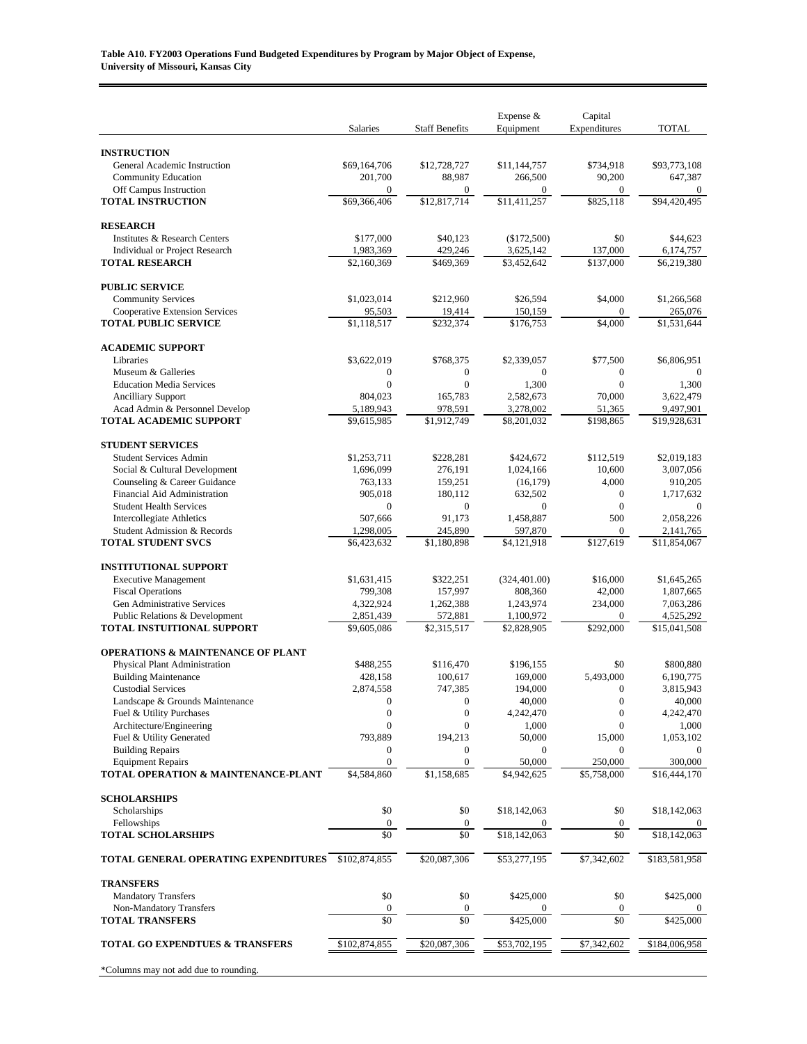**Table A10. FY2003 Operations Fund Budgeted Expenditures by Program by Major Object of Expense, University of Missouri, Kansas City**

| | Salaries | Staff Benefits | Expense & Equipment | Capital Expenditures | TOTAL |
|---|---|---|---|---|---|
| **INSTRUCTION** | | | | | |
| General Academic Instruction | $69,164,706 | $12,728,727 | $11,144,757 | $734,918 | $93,773,108 |
| Community Education | 201,700 | 88,987 | 266,500 | 90,200 | 647,387 |
| Off Campus Instruction | 0 | 0 | 0 | 0 | 0 |
| **TOTAL INSTRUCTION** | $69,366,406 | $12,817,714 | $11,411,257 | $825,118 | $94,420,495 |
| **RESEARCH** | | | | | |
| Institutes & Research Centers | $177,000 | $40,123 | ($172,500) | $0 | $44,623 |
| Individual or Project Research | 1,983,369 | 429,246 | 3,625,142 | 137,000 | 6,174,757 |
| **TOTAL RESEARCH** | $2,160,369 | $469,369 | $3,452,642 | $137,000 | $6,219,380 |
| **PUBLIC SERVICE** | | | | | |
| Community Services | $1,023,014 | $212,960 | $26,594 | $4,000 | $1,266,568 |
| Cooperative Extension Services | 95,503 | 19,414 | 150,159 | 0 | 265,076 |
| **TOTAL PUBLIC SERVICE** | $1,118,517 | $232,374 | $176,753 | $4,000 | $1,531,644 |
| **ACADEMIC SUPPORT** | | | | | |
| Libraries | $3,622,019 | $768,375 | $2,339,057 | $77,500 | $6,806,951 |
| Museum & Galleries | 0 | 0 | 0 | 0 | 0 |
| Education Media Services | 0 | 0 | 1,300 | 0 | 1,300 |
| Ancilliary Support | 804,023 | 165,783 | 2,582,673 | 70,000 | 3,622,479 |
| Acad Admin & Personnel Develop | 5,189,943 | 978,591 | 3,278,002 | 51,365 | 9,497,901 |
| **TOTAL ACADEMIC SUPPORT** | $9,615,985 | $1,912,749 | $8,201,032 | $198,865 | $19,928,631 |
| **STUDENT SERVICES** | | | | | |
| Student Services Admin | $1,253,711 | $228,281 | $424,672 | $112,519 | $2,019,183 |
| Social & Cultural Development | 1,696,099 | 276,191 | 1,024,166 | 10,600 | 3,007,056 |
| Counseling & Career Guidance | 763,133 | 159,251 | (16,179) | 4,000 | 910,205 |
| Financial Aid Administration | 905,018 | 180,112 | 632,502 | 0 | 1,717,632 |
| Student Health Services | 0 | 0 | 0 | 0 | 0 |
| Intercollegiate Athletics | 507,666 | 91,173 | 1,458,887 | 500 | 2,058,226 |
| Student Admission & Records | 1,298,005 | 245,890 | 597,870 | 0 | 2,141,765 |
| **TOTAL STUDENT SVCS** | $6,423,632 | $1,180,898 | $4,121,918 | $127,619 | $11,854,067 |
| **INSTITUTIONAL SUPPORT** | | | | | |
| Executive Management | $1,631,415 | $322,251 | (324,401.00) | $16,000 | $1,645,265 |
| Fiscal Operations | 799,308 | 157,997 | 808,360 | 42,000 | 1,807,665 |
| Gen Administrative Services | 4,322,924 | 1,262,388 | 1,243,974 | 234,000 | 7,063,286 |
| Public Relations & Development | 2,851,439 | 572,881 | 1,100,972 | 0 | 4,525,292 |
| **TOTAL INSTUITIONAL SUPPORT** | $9,605,086 | $2,315,517 | $2,828,905 | $292,000 | $15,041,508 |
| **OPERATIONS & MAINTENANCE OF PLANT** | | | | | |
| Physical Plant Administration | $488,255 | $116,470 | $196,155 | $0 | $800,880 |
| Building Maintenance | 428,158 | 100,617 | 169,000 | 5,493,000 | 6,190,775 |
| Custodial Services | 2,874,558 | 747,385 | 194,000 | 0 | 3,815,943 |
| Landscape & Grounds Maintenance | 0 | 0 | 40,000 | 0 | 40,000 |
| Fuel & Utility Purchases | 0 | 0 | 4,242,470 | 0 | 4,242,470 |
| Architecture/Engineering | 0 | 0 | 1,000 | 0 | 1,000 |
| Fuel & Utility Generated | 793,889 | 194,213 | 50,000 | 15,000 | 1,053,102 |
| Building Repairs | 0 | 0 | 0 | 0 | 0 |
| Equipment Repairs | 0 | 0 | 50,000 | 250,000 | 300,000 |
| **TOTAL OPERATION & MAINTENANCE-PLANT** | $4,584,860 | $1,158,685 | $4,942,625 | $5,758,000 | $16,444,170 |
| **SCHOLARSHIPS** | | | | | |
| Scholarships | $0 | $0 | $18,142,063 | $0 | $18,142,063 |
| Fellowships | 0 | 0 | 0 | 0 | 0 |
| **TOTAL SCHOLARSHIPS** | $0 | $0 | $18,142,063 | $0 | $18,142,063 |
| **TOTAL GENERAL OPERATING EXPENDITURES** | $102,874,855 | $20,087,306 | $53,277,195 | $7,342,602 | $183,581,958 |
| **TRANSFERS** | | | | | |
| Mandatory Transfers | $0 | $0 | $425,000 | $0 | $425,000 |
| Non-Mandatory Transfers | 0 | 0 | 0 | 0 | 0 |
| **TOTAL TRANSFERS** | $0 | $0 | $425,000 | $0 | $425,000 |
| **TOTAL GO EXPENDTUES & TRANSFERS** | $102,874,855 | $20,087,306 | $53,702,195 | $7,342,602 | $184,006,958 |

*Columns may not add due to rounding.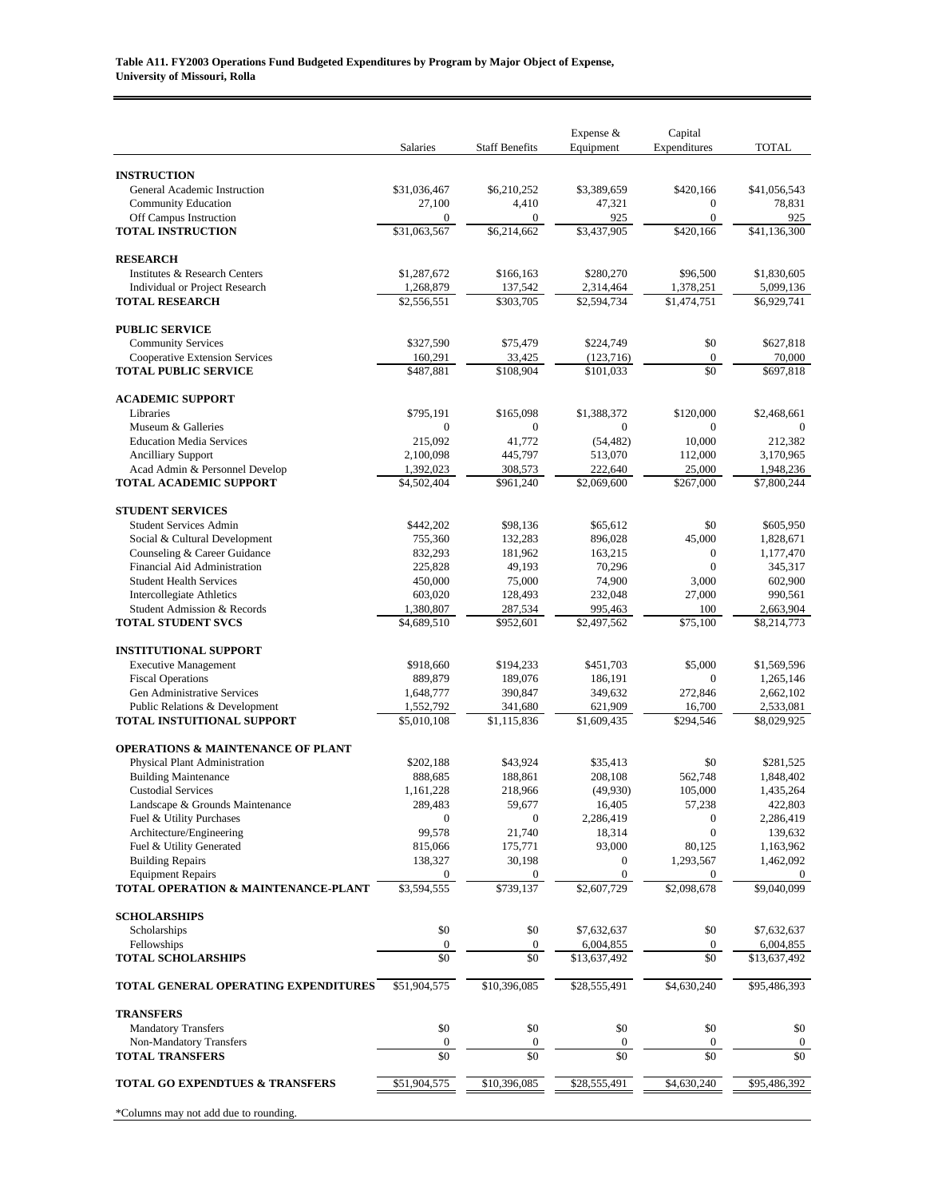**Table A11. FY2003 Operations Fund Budgeted Expenditures by Program by Major Object of Expense, University of Missouri, Rolla**

| | Salaries | Staff Benefits | Expense & Equipment | Capital Expenditures | TOTAL |
|---|---|---|---|---|---|
| **INSTRUCTION** | | | | | |
| General Academic Instruction | $31,036,467 | $6,210,252 | $3,389,659 | $420,166 | $41,056,543 |
| Community Education | 27,100 | 4,410 | 47,321 | 0 | 78,831 |
| Off Campus Instruction | 0 | 0 | 925 | 0 | 925 |
| **TOTAL INSTRUCTION** | $31,063,567 | $6,214,662 | $3,437,905 | $420,166 | $41,136,300 |
| **RESEARCH** | | | | | |
| Institutes & Research Centers | $1,287,672 | $166,163 | $280,270 | $96,500 | $1,830,605 |
| Individual or Project Research | 1,268,879 | 137,542 | 2,314,464 | 1,378,251 | 5,099,136 |
| **TOTAL RESEARCH** | $2,556,551 | $303,705 | $2,594,734 | $1,474,751 | $6,929,741 |
| **PUBLIC SERVICE** | | | | | |
| Community Services | $327,590 | $75,479 | $224,749 | $0 | $627,818 |
| Cooperative Extension Services | 160,291 | 33,425 | (123,716) | 0 | 70,000 |
| **TOTAL PUBLIC SERVICE** | $487,881 | $108,904 | $101,033 | $0 | $697,818 |
| **ACADEMIC SUPPORT** | | | | | |
| Libraries | $795,191 | $165,098 | $1,388,372 | $120,000 | $2,468,661 |
| Museum & Galleries | 0 | 0 | 0 | 0 | 0 |
| Education Media Services | 215,092 | 41,772 | (54,482) | 10,000 | 212,382 |
| Ancilliary Support | 2,100,098 | 445,797 | 513,070 | 112,000 | 3,170,965 |
| Acad Admin & Personnel Develop | 1,392,023 | 308,573 | 222,640 | 25,000 | 1,948,236 |
| **TOTAL ACADEMIC SUPPORT** | $4,502,404 | $961,240 | $2,069,600 | $267,000 | $7,800,244 |
| **STUDENT SERVICES** | | | | | |
| Student Services Admin | $442,202 | $98,136 | $65,612 | $0 | $605,950 |
| Social & Cultural Development | 755,360 | 132,283 | 896,028 | 45,000 | 1,828,671 |
| Counseling & Career Guidance | 832,293 | 181,962 | 163,215 | 0 | 1,177,470 |
| Financial Aid Administration | 225,828 | 49,193 | 70,296 | 0 | 345,317 |
| Student Health Services | 450,000 | 75,000 | 74,900 | 3,000 | 602,900 |
| Intercollegiate Athletics | 603,020 | 128,493 | 232,048 | 27,000 | 990,561 |
| Student Admission & Records | 1,380,807 | 287,534 | 995,463 | 100 | 2,663,904 |
| **TOTAL STUDENT SVCS** | $4,689,510 | $952,601 | $2,497,562 | $75,100 | $8,214,773 |
| **INSTITUTIONAL SUPPORT** | | | | | |
| Executive Management | $918,660 | $194,233 | $451,703 | $5,000 | $1,569,596 |
| Fiscal Operations | 889,879 | 189,076 | 186,191 | 0 | 1,265,146 |
| Gen Administrative Services | 1,648,777 | 390,847 | 349,632 | 272,846 | 2,662,102 |
| Public Relations & Development | 1,552,792 | 341,680 | 621,909 | 16,700 | 2,533,081 |
| **TOTAL INSTUITIONAL SUPPORT** | $5,010,108 | $1,115,836 | $1,609,435 | $294,546 | $8,029,925 |
| **OPERATIONS & MAINTENANCE OF PLANT** | | | | | |
| Physical Plant Administration | $202,188 | $43,924 | $35,413 | $0 | $281,525 |
| Building Maintenance | 888,685 | 188,861 | 208,108 | 562,748 | 1,848,402 |
| Custodial Services | 1,161,228 | 218,966 | (49,930) | 105,000 | 1,435,264 |
| Landscape & Grounds Maintenance | 289,483 | 59,677 | 16,405 | 57,238 | 422,803 |
| Fuel & Utility Purchases | 0 | 0 | 2,286,419 | 0 | 2,286,419 |
| Architecture/Engineering | 99,578 | 21,740 | 18,314 | 0 | 139,632 |
| Fuel & Utility Generated | 815,066 | 175,771 | 93,000 | 80,125 | 1,163,962 |
| Building Repairs | 138,327 | 30,198 | 0 | 1,293,567 | 1,462,092 |
| Equipment Repairs | 0 | 0 | 0 | 0 | 0 |
| **TOTAL OPERATION & MAINTENANCE-PLANT** | $3,594,555 | $739,137 | $2,607,729 | $2,098,678 | $9,040,099 |
| **SCHOLARSHIPS** | | | | | |
| Scholarships | $0 | $0 | $7,632,637 | $0 | $7,632,637 |
| Fellowships | 0 | 0 | 6,004,855 | 0 | 6,004,855 |
| **TOTAL SCHOLARSHIPS** | $0 | $0 | $13,637,492 | $0 | $13,637,492 |
| **TOTAL GENERAL OPERATING EXPENDITURES** | $51,904,575 | $10,396,085 | $28,555,491 | $4,630,240 | $95,486,393 |
| **TRANSFERS** | | | | | |
| Mandatory Transfers | $0 | $0 | $0 | $0 | $0 |
| Non-Mandatory Transfers | 0 | 0 | 0 | 0 | 0 |
| **TOTAL TRANSFERS** | $0 | $0 | $0 | $0 | $0 |
| **TOTAL GO EXPENDTUES & TRANSFERS** | $51,904,575 | $10,396,085 | $28,555,491 | $4,630,240 | $95,486,392 |

*Columns may not add due to rounding.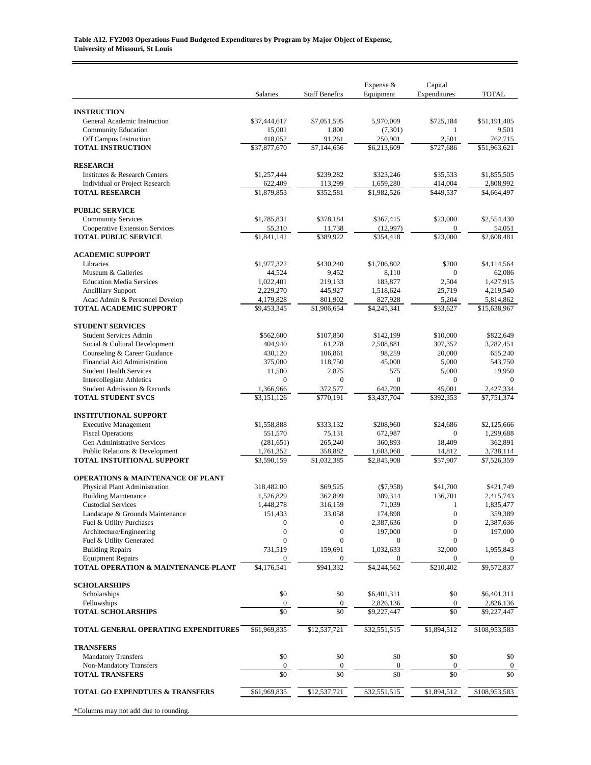**Table A12. FY2003 Operations Fund Budgeted Expenditures by Program by Major Object of Expense, University of Missouri, St Louis**

| | Salaries | Staff Benefits | Expense & Equipment | Capital Expenditures | TOTAL |
|---|---|---|---|---|---|
| **INSTRUCTION** | | | | | |
| General Academic Instruction | $37,444,617 | $7,051,595 | 5,970,009 | $725,184 | $51,191,405 |
| Community Education | 15,001 | 1,800 | (7,301) | 1 | 9,501 |
| Off Campus Instruction | 418,052 | 91,261 | 250,901 | 2,501 | 762,715 |
| **TOTAL INSTRUCTION** | $37,877,670 | $7,144,656 | $6,213,609 | $727,686 | $51,963,621 |
| **RESEARCH** | | | | | |
| Institutes & Research Centers | $1,257,444 | $239,282 | $323,246 | $35,533 | $1,855,505 |
| Individual or Project Research | 622,409 | 113,299 | 1,659,280 | 414,004 | 2,808,992 |
| **TOTAL RESEARCH** | $1,879,853 | $352,581 | $1,982,526 | $449,537 | $4,664,497 |
| **PUBLIC SERVICE** | | | | | |
| Community Services | $1,785,831 | $378,184 | $367,415 | $23,000 | $2,554,430 |
| Cooperative Extension Services | 55,310 | 11,738 | (12,997) | 0 | 54,051 |
| **TOTAL PUBLIC SERVICE** | $1,841,141 | $389,922 | $354,418 | $23,000 | $2,608,481 |
| **ACADEMIC SUPPORT** | | | | | |
| Libraries | $1,977,322 | $430,240 | $1,706,802 | $200 | $4,114,564 |
| Museum & Galleries | 44,524 | 9,452 | 8,110 | 0 | 62,086 |
| Education Media Services | 1,022,401 | 219,133 | 183,877 | 2,504 | 1,427,915 |
| Ancilliary Support | 2,229,270 | 445,927 | 1,518,624 | 25,719 | 4,219,540 |
| Acad Admin & Personnel Develop | 4,179,828 | 801,902 | 827,928 | 5,204 | 5,814,862 |
| **TOTAL ACADEMIC SUPPORT** | $9,453,345 | $1,906,654 | $4,245,341 | $33,627 | $15,638,967 |
| **STUDENT SERVICES** | | | | | |
| Student Services Admin | $562,600 | $107,850 | $142,199 | $10,000 | $822,649 |
| Social & Cultural Development | 404,940 | 61,278 | 2,508,881 | 307,352 | 3,282,451 |
| Counseling & Career Guidance | 430,120 | 106,861 | 98,259 | 20,000 | 655,240 |
| Financial Aid Administration | 375,000 | 118,750 | 45,000 | 5,000 | 543,750 |
| Student Health Services | 11,500 | 2,875 | 575 | 5,000 | 19,950 |
| Intercollegiate Athletics | 0 | 0 | 0 | 0 | 0 |
| Student Admission & Records | 1,366,966 | 372,577 | 642,790 | 45,001 | 2,427,334 |
| **TOTAL STUDENT SVCS** | $3,151,126 | $770,191 | $3,437,704 | $392,353 | $7,751,374 |
| **INSTITUTIONAL SUPPORT** | | | | | |
| Executive Management | $1,558,888 | $333,132 | $208,960 | $24,686 | $2,125,666 |
| Fiscal Operations | 551,570 | 75,131 | 672,987 | 0 | 1,299,688 |
| Gen Administrative Services | (281,651) | 265,240 | 360,893 | 18,409 | 362,891 |
| Public Relations & Development | 1,761,352 | 358,882 | 1,603,068 | 14,812 | 3,738,114 |
| **TOTAL INSTUITIONAL SUPPORT** | $3,590,159 | $1,032,385 | $2,845,908 | $57,907 | $7,526,359 |
| **OPERATIONS & MAINTENANCE OF PLANT** | | | | | |
| Physical Plant Administration | 318,482.00 | $69,525 | ($7,958) | $41,700 | $421,749 |
| Building Maintenance | 1,526,829 | 362,899 | 389,314 | 136,701 | 2,415,743 |
| Custodial Services | 1,448,278 | 316,159 | 71,039 | 1 | 1,835,477 |
| Landscape & Grounds Maintenance | 151,433 | 33,058 | 174,898 | 0 | 359,389 |
| Fuel & Utility Purchases | 0 | 0 | 2,387,636 | 0 | 2,387,636 |
| Architecture/Engineering | 0 | 0 | 197,000 | 0 | 197,000 |
| Fuel & Utility Generated | 0 | 0 | 0 | 0 | 0 |
| Building Repairs | 731,519 | 159,691 | 1,032,633 | 32,000 | 1,955,843 |
| Equipment Repairs | 0 | 0 | 0 | 0 | 0 |
| **TOTAL OPERATION & MAINTENANCE-PLANT** | $4,176,541 | $941,332 | $4,244,562 | $210,402 | $9,572,837 |
| **SCHOLARSHIPS** | | | | | |
| Scholarships | $0 | $0 | $6,401,311 | $0 | $6,401,311 |
| Fellowships | 0 | 0 | 2,826,136 | 0 | 2,826,136 |
| **TOTAL SCHOLARSHIPS** | $0 | $0 | $9,227,447 | $0 | $9,227,447 |
| **TOTAL GENERAL OPERATING EXPENDITURES** | $61,969,835 | $12,537,721 | $32,551,515 | $1,894,512 | $108,953,583 |
| **TRANSFERS** | | | | | |
| Mandatory Transfers | $0 | $0 | $0 | $0 | $0 |
| Non-Mandatory Transfers | 0 | 0 | 0 | 0 | 0 |
| **TOTAL TRANSFERS** | $0 | $0 | $0 | $0 | $0 |
| **TOTAL GO EXPENDTUES & TRANSFERS** | $61,969,835 | $12,537,721 | $32,551,515 | $1,894,512 | $108,953,583 |

*Columns may not add due to rounding.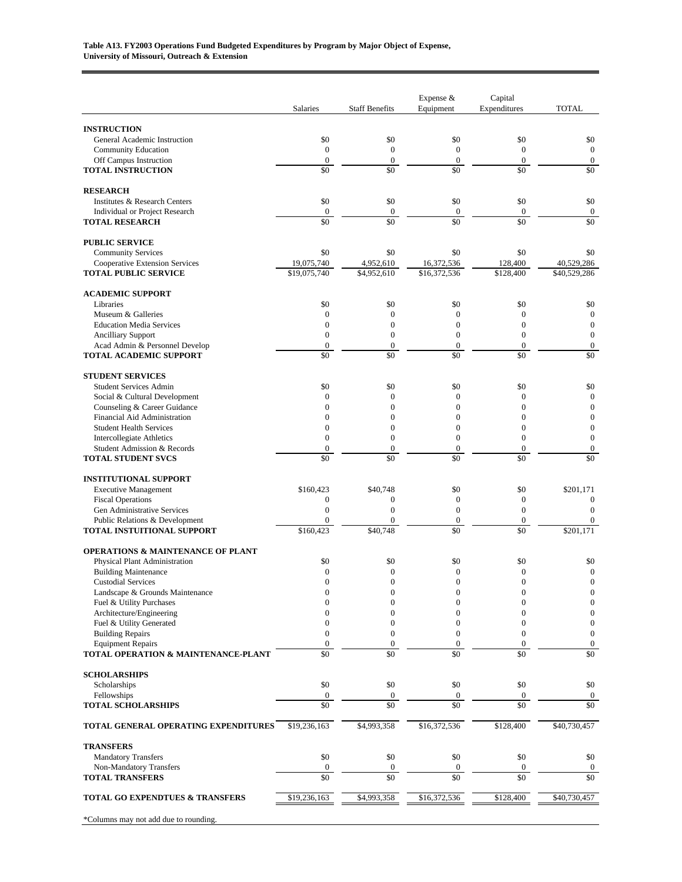**Table A13. FY2003 Operations Fund Budgeted Expenditures by Program by Major Object of Expense, University of Missouri, Outreach & Extension**

| | Salaries | Staff Benefits | Expense & Equipment | Capital Expenditures | TOTAL |
|---|---|---|---|---|---|
| **INSTRUCTION** | | | | | |
| General Academic Instruction | $0 | $0 | $0 | $0 | $0 |
| Community Education | 0 | 0 | 0 | 0 | 0 |
| Off Campus Instruction | 0 | 0 | 0 | 0 | 0 |
| **TOTAL INSTRUCTION** | $0 | $0 | $0 | $0 | $0 |
| **RESEARCH** | | | | | |
| Institutes & Research Centers | $0 | $0 | $0 | $0 | $0 |
| Individual or Project Research | 0 | 0 | 0 | 0 | 0 |
| **TOTAL RESEARCH** | $0 | $0 | $0 | $0 | $0 |
| **PUBLIC SERVICE** | | | | | |
| Community Services | $0 | $0 | $0 | $0 | $0 |
| Cooperative Extension Services | 19,075,740 | 4,952,610 | 16,372,536 | 128,400 | 40,529,286 |
| **TOTAL PUBLIC SERVICE** | $19,075,740 | $4,952,610 | $16,372,536 | $128,400 | $40,529,286 |
| **ACADEMIC SUPPORT** | | | | | |
| Libraries | $0 | $0 | $0 | $0 | $0 |
| Museum & Galleries | 0 | 0 | 0 | 0 | 0 |
| Education Media Services | 0 | 0 | 0 | 0 | 0 |
| Ancilliary Support | 0 | 0 | 0 | 0 | 0 |
| Acad Admin & Personnel Develop | 0 | 0 | 0 | 0 | 0 |
| **TOTAL ACADEMIC SUPPORT** | $0 | $0 | $0 | $0 | $0 |
| **STUDENT SERVICES** | | | | | |
| Student Services Admin | $0 | $0 | $0 | $0 | $0 |
| Social & Cultural Development | 0 | 0 | 0 | 0 | 0 |
| Counseling & Career Guidance | 0 | 0 | 0 | 0 | 0 |
| Financial Aid Administration | 0 | 0 | 0 | 0 | 0 |
| Student Health Services | 0 | 0 | 0 | 0 | 0 |
| Intercollegiate Athletics | 0 | 0 | 0 | 0 | 0 |
| Student Admission & Records | 0 | 0 | 0 | 0 | 0 |
| **TOTAL STUDENT SVCS** | $0 | $0 | $0 | $0 | $0 |
| **INSTITUTIONAL SUPPORT** | | | | | |
| Executive Management | $160,423 | $40,748 | $0 | $0 | $201,171 |
| Fiscal Operations | 0 | 0 | 0 | 0 | 0 |
| Gen Administrative Services | 0 | 0 | 0 | 0 | 0 |
| Public Relations & Development | 0 | 0 | 0 | 0 | 0 |
| **TOTAL INSTUITIONAL SUPPORT** | $160,423 | $40,748 | $0 | $0 | $201,171 |
| **OPERATIONS & MAINTENANCE OF PLANT** | | | | | |
| Physical Plant Administration | $0 | $0 | $0 | $0 | $0 |
| Building Maintenance | 0 | 0 | 0 | 0 | 0 |
| Custodial Services | 0 | 0 | 0 | 0 | 0 |
| Landscape & Grounds Maintenance | 0 | 0 | 0 | 0 | 0 |
| Fuel & Utility Purchases | 0 | 0 | 0 | 0 | 0 |
| Architecture/Engineering | 0 | 0 | 0 | 0 | 0 |
| Fuel & Utility Generated | 0 | 0 | 0 | 0 | 0 |
| Building Repairs | 0 | 0 | 0 | 0 | 0 |
| Equipment Repairs | 0 | 0 | 0 | 0 | 0 |
| **TOTAL OPERATION & MAINTENANCE-PLANT** | $0 | $0 | $0 | $0 | $0 |
| **SCHOLARSHIPS** | | | | | |
| Scholarships | $0 | $0 | $0 | $0 | $0 |
| Fellowships | 0 | 0 | 0 | 0 | 0 |
| **TOTAL SCHOLARSHIPS** | $0 | $0 | $0 | $0 | $0 |
| **TOTAL GENERAL OPERATING EXPENDITURES** | $19,236,163 | $4,993,358 | $16,372,536 | $128,400 | $40,730,457 |
| **TRANSFERS** | | | | | |
| Mandatory Transfers | $0 | $0 | $0 | $0 | $0 |
| Non-Mandatory Transfers | 0 | 0 | 0 | 0 | 0 |
| **TOTAL TRANSFERS** | $0 | $0 | $0 | $0 | $0 |
| **TOTAL GO EXPENDTUES & TRANSFERS** | $19,236,163 | $4,993,358 | $16,372,536 | $128,400 | $40,730,457 |

*Columns may not add due to rounding.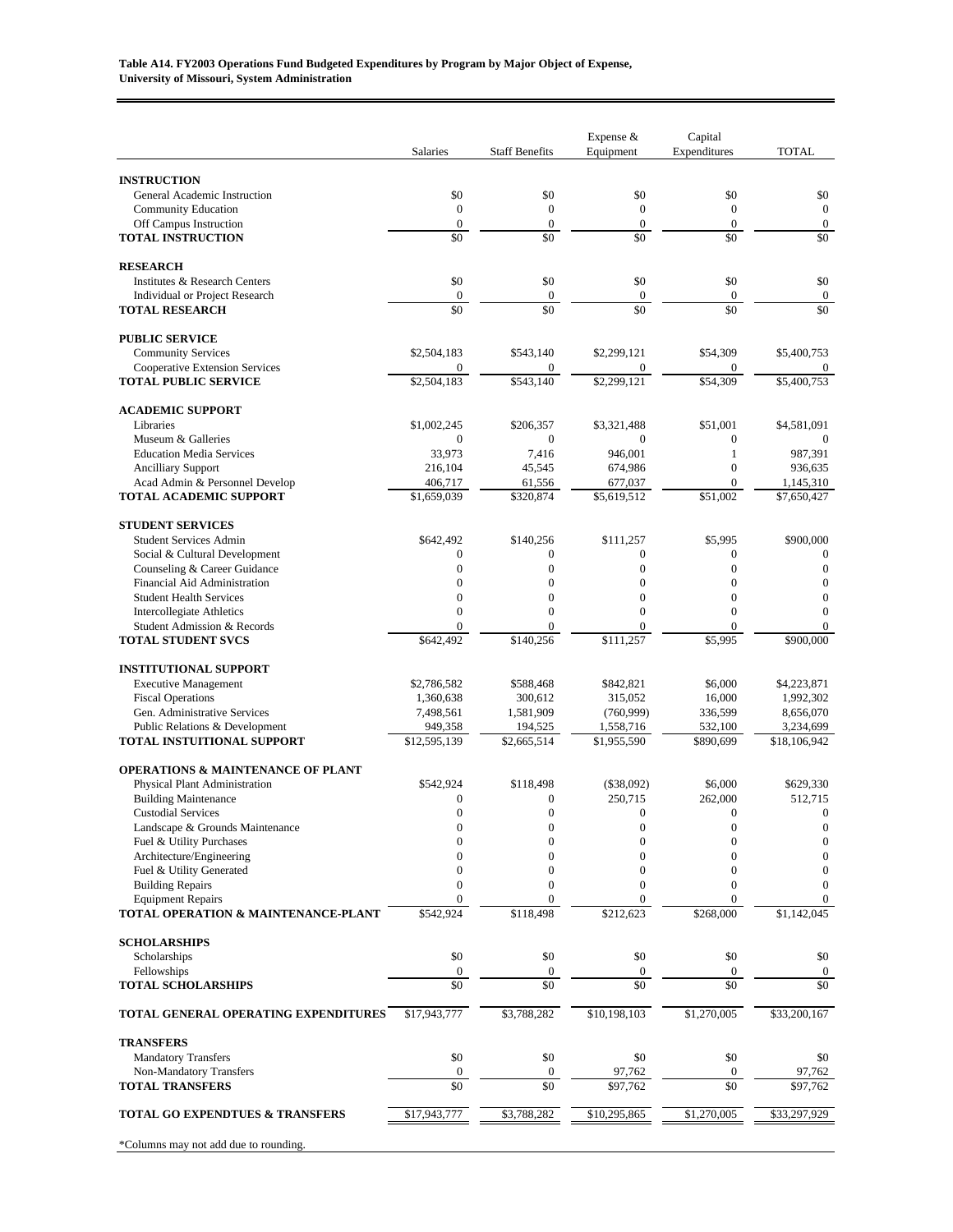**Table A14. FY2003 Operations Fund Budgeted Expenditures by Program by Major Object of Expense, University of Missouri, System Administration**

| | Salaries | Staff Benefits | Expense & Equipment | Capital Expenditures | TOTAL |
|---|---|---|---|---|---|
| **INSTRUCTION** | | | | | |
| General Academic Instruction | $0 | $0 | $0 | $0 | $0 |
| Community Education | 0 | 0 | 0 | 0 | 0 |
| Off Campus Instruction | 0 | 0 | 0 | 0 | 0 |
| **TOTAL INSTRUCTION** | $0 | $0 | $0 | $0 | $0 |
| **RESEARCH** | | | | | |
| Institutes & Research Centers | $0 | $0 | $0 | $0 | $0 |
| Individual or Project Research | 0 | 0 | 0 | 0 | 0 |
| **TOTAL RESEARCH** | $0 | $0 | $0 | $0 | $0 |
| **PUBLIC SERVICE** | | | | | |
| Community Services | $2,504,183 | $543,140 | $2,299,121 | $54,309 | $5,400,753 |
| Cooperative Extension Services | 0 | 0 | 0 | 0 | 0 |
| **TOTAL PUBLIC SERVICE** | $2,504,183 | $543,140 | $2,299,121 | $54,309 | $5,400,753 |
| **ACADEMIC SUPPORT** | | | | | |
| Libraries | $1,002,245 | $206,357 | $3,321,488 | $51,001 | $4,581,091 |
| Museum & Galleries | 0 | 0 | 0 | 0 | 0 |
| Education Media Services | 33,973 | 7,416 | 946,001 | 1 | 987,391 |
| Ancilliary Support | 216,104 | 45,545 | 674,986 | 0 | 936,635 |
| Acad Admin & Personnel Develop | 406,717 | 61,556 | 677,037 | 0 | 1,145,310 |
| **TOTAL ACADEMIC SUPPORT** | $1,659,039 | $320,874 | $5,619,512 | $51,002 | $7,650,427 |
| **STUDENT SERVICES** | | | | | |
| Student Services Admin | $642,492 | $140,256 | $111,257 | $5,995 | $900,000 |
| Social & Cultural Development | 0 | 0 | 0 | 0 | 0 |
| Counseling & Career Guidance | 0 | 0 | 0 | 0 | 0 |
| Financial Aid Administration | 0 | 0 | 0 | 0 | 0 |
| Student Health Services | 0 | 0 | 0 | 0 | 0 |
| Intercollegiate Athletics | 0 | 0 | 0 | 0 | 0 |
| Student Admission & Records | 0 | 0 | 0 | 0 | 0 |
| **TOTAL STUDENT SVCS** | $642,492 | $140,256 | $111,257 | $5,995 | $900,000 |
| **INSTITUTIONAL SUPPORT** | | | | | |
| Executive Management | $2,786,582 | $588,468 | $842,821 | $6,000 | $4,223,871 |
| Fiscal Operations | 1,360,638 | 300,612 | 315,052 | 16,000 | 1,992,302 |
| Gen. Administrative Services | 7,498,561 | 1,581,909 | (760,999) | 336,599 | 8,656,070 |
| Public Relations & Development | 949,358 | 194,525 | 1,558,716 | 532,100 | 3,234,699 |
| **TOTAL INSTUITIONAL SUPPORT** | $12,595,139 | $2,665,514 | $1,955,590 | $890,699 | $18,106,942 |
| **OPERATIONS & MAINTENANCE OF PLANT** | | | | | |
| Physical Plant Administration | $542,924 | $118,498 | ($38,092) | $6,000 | $629,330 |
| Building Maintenance | 0 | 0 | 250,715 | 262,000 | 512,715 |
| Custodial Services | 0 | 0 | 0 | 0 | 0 |
| Landscape & Grounds Maintenance | 0 | 0 | 0 | 0 | 0 |
| Fuel & Utility Purchases | 0 | 0 | 0 | 0 | 0 |
| Architecture/Engineering | 0 | 0 | 0 | 0 | 0 |
| Fuel & Utility Generated | 0 | 0 | 0 | 0 | 0 |
| Building Repairs | 0 | 0 | 0 | 0 | 0 |
| Equipment Repairs | 0 | 0 | 0 | 0 | 0 |
| **TOTAL OPERATION & MAINTENANCE-PLANT** | $542,924 | $118,498 | $212,623 | $268,000 | $1,142,045 |
| **SCHOLARSHIPS** | | | | | |
| Scholarships | $0 | $0 | $0 | $0 | $0 |
| Fellowships | 0 | 0 | 0 | 0 | 0 |
| **TOTAL SCHOLARSHIPS** | $0 | $0 | $0 | $0 | $0 |
| **TOTAL GENERAL OPERATING EXPENDITURES** | $17,943,777 | $3,788,282 | $10,198,103 | $1,270,005 | $33,200,167 |
| **TRANSFERS** | | | | | |
| Mandatory Transfers | $0 | $0 | $0 | $0 | $0 |
| Non-Mandatory Transfers | 0 | 0 | 97,762 | 0 | 97,762 |
| **TOTAL TRANSFERS** | $0 | $0 | $97,762 | $0 | $97,762 |
| **TOTAL GO EXPENDTUES & TRANSFERS** | $17,943,777 | $3,788,282 | $10,295,865 | $1,270,005 | $33,297,929 |

*Columns may not add due to rounding.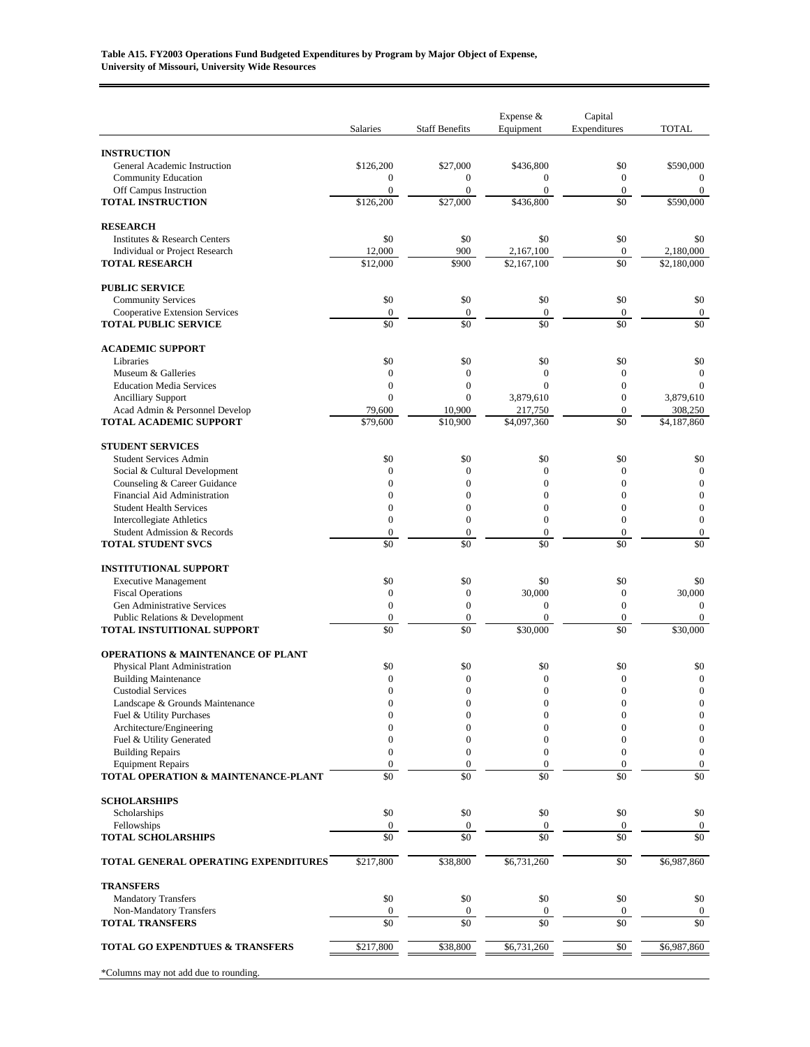**Table A15. FY2003 Operations Fund Budgeted Expenditures by Program by Major Object of Expense, University of Missouri, University Wide Resources**

| | Salaries | Staff Benefits | Expense & Equipment | Capital Expenditures | TOTAL |
|---|---|---|---|---|---|
| **INSTRUCTION** | | | | | |
| General Academic Instruction | $126,200 | $27,000 | $436,800 | $0 | $590,000 |
| Community Education | 0 | 0 | 0 | 0 | 0 |
| Off Campus Instruction | 0 | 0 | 0 | 0 | 0 |
| **TOTAL INSTRUCTION** | $126,200 | $27,000 | $436,800 | $0 | $590,000 |
| **RESEARCH** | | | | | |
| Institutes & Research Centers | $0 | $0 | $0 | $0 | $0 |
| Individual or Project Research | 12,000 | 900 | 2,167,100 | 0 | 2,180,000 |
| **TOTAL RESEARCH** | $12,000 | $900 | $2,167,100 | $0 | $2,180,000 |
| **PUBLIC SERVICE** | | | | | |
| Community Services | $0 | $0 | $0 | $0 | $0 |
| Cooperative Extension Services | 0 | 0 | 0 | 0 | 0 |
| **TOTAL PUBLIC SERVICE** | $0 | $0 | $0 | $0 | $0 |
| **ACADEMIC SUPPORT** | | | | | |
| Libraries | $0 | $0 | $0 | $0 | $0 |
| Museum & Galleries | 0 | 0 | 0 | 0 | 0 |
| Education Media Services | 0 | 0 | 0 | 0 | 0 |
| Ancilliary Support | 0 | 0 | 3,879,610 | 0 | 3,879,610 |
| Acad Admin & Personnel Develop | 79,600 | 10,900 | 217,750 | 0 | 308,250 |
| **TOTAL ACADEMIC SUPPORT** | $79,600 | $10,900 | $4,097,360 | $0 | $4,187,860 |
| **STUDENT SERVICES** | | | | | |
| Student Services Admin | $0 | $0 | $0 | $0 | $0 |
| Social & Cultural Development | 0 | 0 | 0 | 0 | 0 |
| Counseling & Career Guidance | 0 | 0 | 0 | 0 | 0 |
| Financial Aid Administration | 0 | 0 | 0 | 0 | 0 |
| Student Health Services | 0 | 0 | 0 | 0 | 0 |
| Intercollegiate Athletics | 0 | 0 | 0 | 0 | 0 |
| Student Admission & Records | 0 | 0 | 0 | 0 | 0 |
| **TOTAL STUDENT SVCS** | $0 | $0 | $0 | $0 | $0 |
| **INSTITUTIONAL SUPPORT** | | | | | |
| Executive Management | $0 | $0 | $0 | $0 | $0 |
| Fiscal Operations | 0 | 0 | 30,000 | 0 | 30,000 |
| Gen Administrative Services | 0 | 0 | 0 | 0 | 0 |
| Public Relations & Development | 0 | 0 | 0 | 0 | 0 |
| **TOTAL INSTUITIONAL SUPPORT** | $0 | $0 | $30,000 | $0 | $30,000 |
| **OPERATIONS & MAINTENANCE OF PLANT** | | | | | |
| Physical Plant Administration | $0 | $0 | $0 | $0 | $0 |
| Building Maintenance | 0 | 0 | 0 | 0 | 0 |
| Custodial Services | 0 | 0 | 0 | 0 | 0 |
| Landscape & Grounds Maintenance | 0 | 0 | 0 | 0 | 0 |
| Fuel & Utility Purchases | 0 | 0 | 0 | 0 | 0 |
| Architecture/Engineering | 0 | 0 | 0 | 0 | 0 |
| Fuel & Utility Generated | 0 | 0 | 0 | 0 | 0 |
| Building Repairs | 0 | 0 | 0 | 0 | 0 |
| Equipment Repairs | 0 | 0 | 0 | 0 | 0 |
| **TOTAL OPERATION & MAINTENANCE-PLANT** | $0 | $0 | $0 | $0 | $0 |
| **SCHOLARSHIPS** | | | | | |
| Scholarships | $0 | $0 | $0 | $0 | $0 |
| Fellowships | 0 | 0 | 0 | 0 | 0 |
| **TOTAL SCHOLARSHIPS** | $0 | $0 | $0 | $0 | $0 |
| **TOTAL GENERAL OPERATING EXPENDITURES** | $217,800 | $38,800 | $6,731,260 | $0 | $6,987,860 |
| **TRANSFERS** | | | | | |
| Mandatory Transfers | $0 | $0 | $0 | $0 | $0 |
| Non-Mandatory Transfers | 0 | 0 | 0 | 0 | 0 |
| **TOTAL TRANSFERS** | $0 | $0 | $0 | $0 | $0 |
| **TOTAL GO EXPENDTUES & TRANSFERS** | $217,800 | $38,800 | $6,731,260 | $0 | $6,987,860 |

*Columns may not add due to rounding.